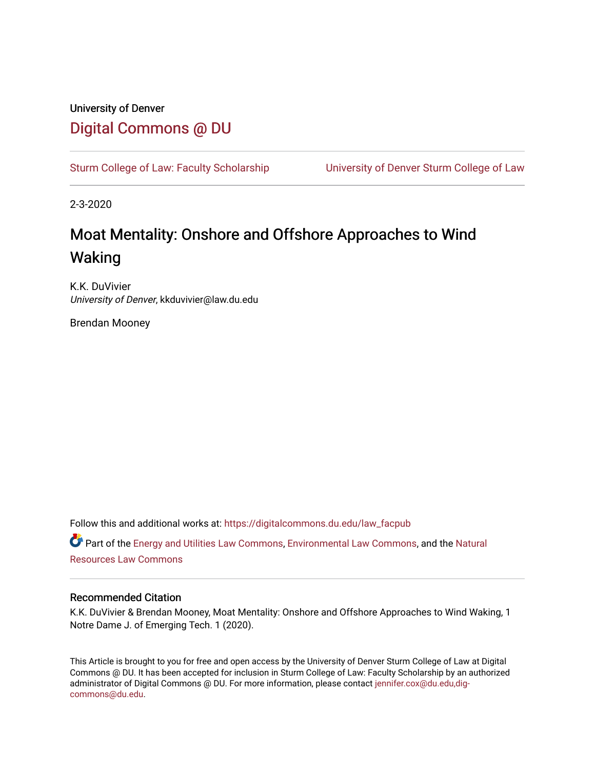University of Denver

# Digital Commons @ DU

Sturm College of Law: Faculty Scholarship | University of Denver Sturm College of Law

2-3-2020

# Moat Mentality: Onshore and Offshore Approaches to Wind Waking

K.K. DuVivier
*University of Denver*, kkduvivier@law.du.edu

Brendan Mooney

Follow this and additional works at: https://digitalcommons.du.edu/law_facpub

Part of the Energy and Utilities Law Commons, Environmental Law Commons, and the Natural Resources Law Commons

## Recommended Citation

K.K. DuVivier & Brendan Mooney, Moat Mentality: Onshore and Offshore Approaches to Wind Waking, 1 Notre Dame J. of Emerging Tech. 1 (2020).

This Article is brought to you for free and open access by the University of Denver Sturm College of Law at Digital Commons @ DU. It has been accepted for inclusion in Sturm College of Law: Faculty Scholarship by an authorized administrator of Digital Commons @ DU. For more information, please contact jennifer.cox@du.edu,dig-commons@du.edu.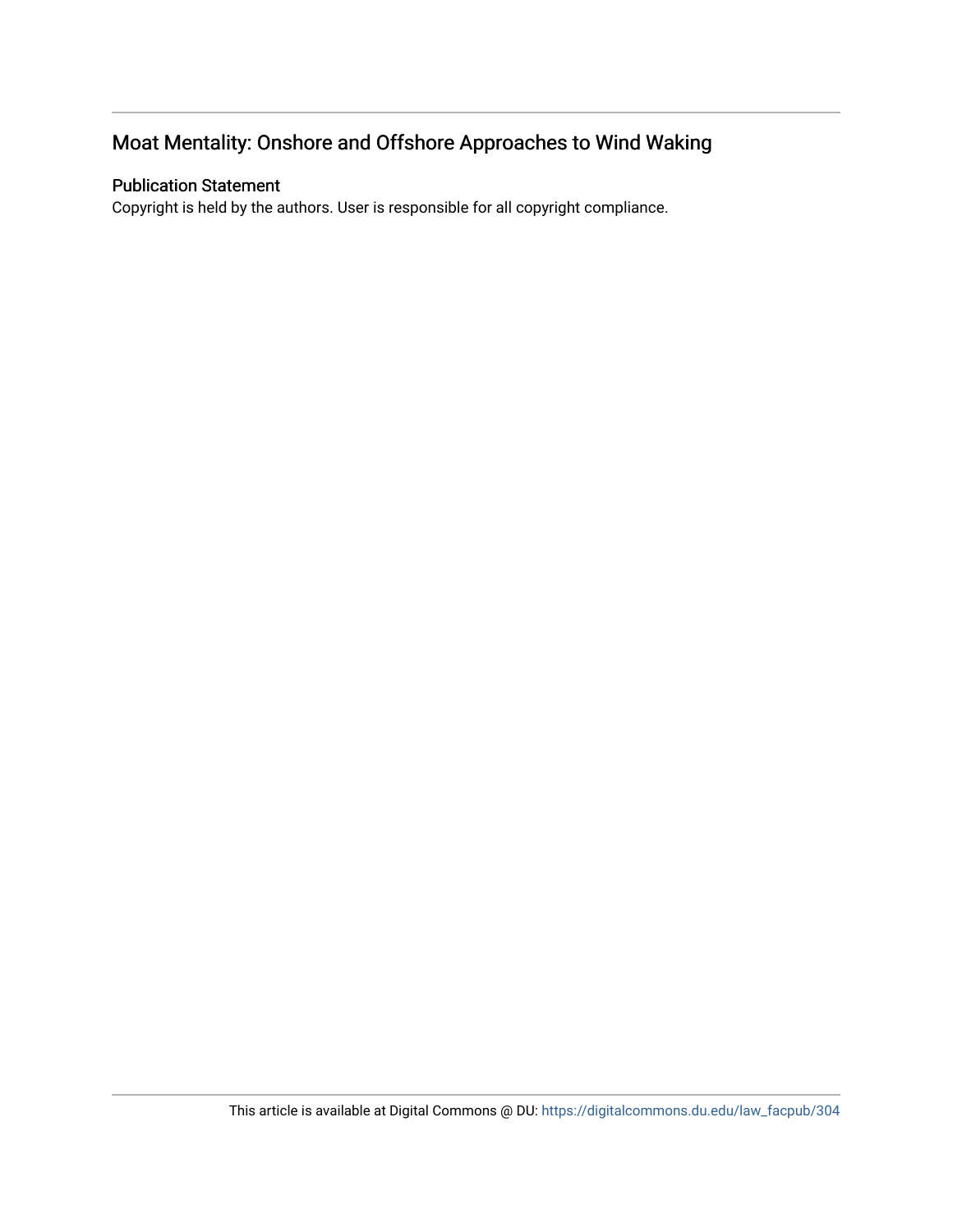## Moat Mentality: Onshore and Offshore Approaches to Wind Waking

### Publication Statement

Copyright is held by the authors. User is responsible for all copyright compliance.

This article is available at Digital Commons @ DU: https://digitalcommons.du.edu/law_facpub/304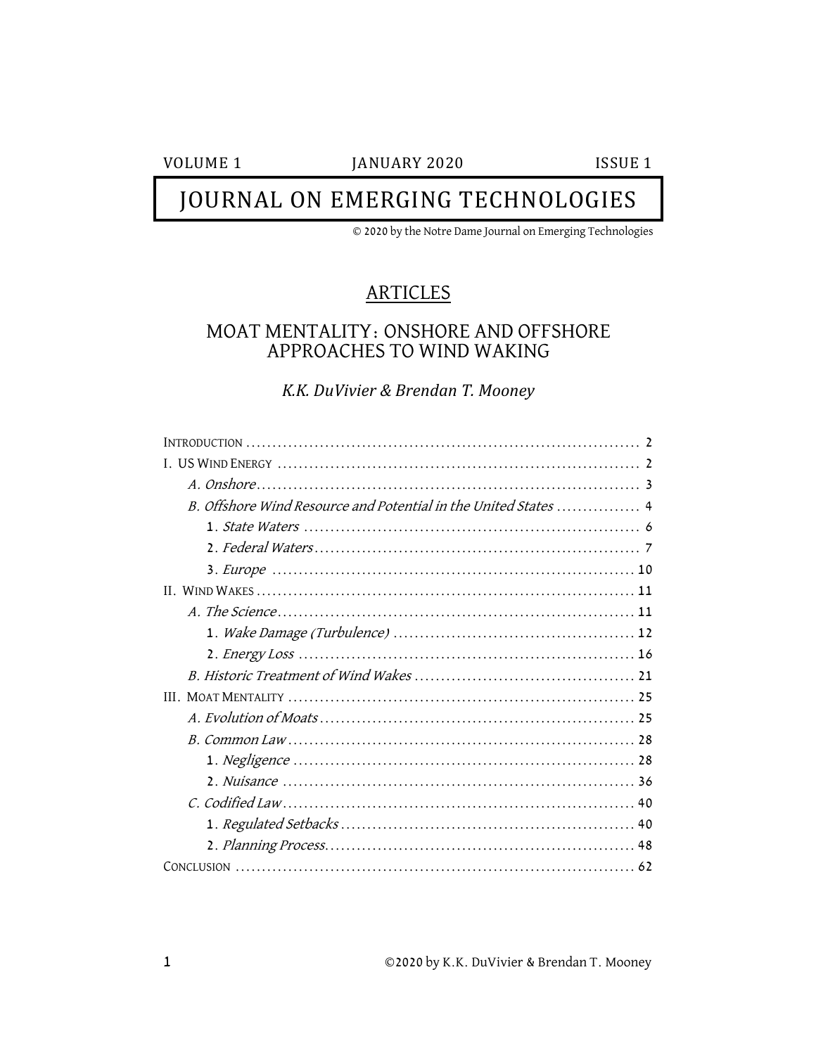VOLUME 1 JANUARY 2020 ISSUE 1

# JOURNAL ON EMERGING TECHNOLOGIES

© 2020 by the Notre Dame Journal on Emerging Technologies

## ARTICLES

## MOAT MENTALITY: ONSHORE AND OFFSHORE APPROACHES TO WIND WAKING

*K.K. DuVivier & Brendan T. Mooney*

| | |
|---|---|
| INTRODUCTION | 2 |
| I. US WIND ENERGY | 2 |
| *A. Onshore* | 3 |
| *B. Offshore Wind Resource and Potential in the United States* | 4 |
| 1. *State Waters* | 6 |
| 2. *Federal Waters* | 7 |
| 3. *Europe* | 10 |
| II. WIND WAKES | 11 |
| *A. The Science* | 11 |
| 1. *Wake Damage (Turbulence)* | 12 |
| 2. *Energy Loss* | 16 |
| *B. Historic Treatment of Wind Wakes* | 21 |
| III. MOAT MENTALITY | 25 |
| *A. Evolution of Moats* | 25 |
| *B. Common Law* | 28 |
| 1. *Negligence* | 28 |
| 2. *Nuisance* | 36 |
| *C. Codified Law* | 40 |
| 1. *Regulated Setbacks* | 40 |
| 2. *Planning Process* | 48 |
| CONCLUSION | 62 |

©2020 by K.K. DuVivier & Brendan T. Mooney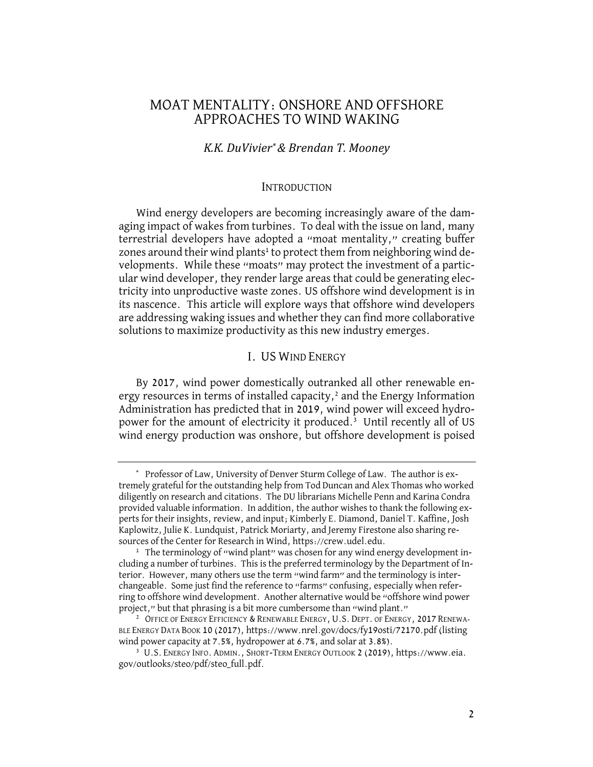# MOAT MENTALITY: ONSHORE AND OFFSHORE APPROACHES TO WIND WAKING

*K.K. DuVivier\* & Brendan T. Mooney*

## INTRODUCTION

Wind energy developers are becoming increasingly aware of the damaging impact of wakes from turbines. To deal with the issue on land, many terrestrial developers have adopted a "moat mentality," creating buffer zones around their wind plants[1] to protect them from neighboring wind developments. While these "moats" may protect the investment of a particular wind developer, they render large areas that could be generating electricity into unproductive waste zones. US offshore wind development is in its nascence. This article will explore ways that offshore wind developers are addressing waking issues and whether they can find more collaborative solutions to maximize productivity as this new industry emerges.

## I. US WIND ENERGY

By 2017, wind power domestically outranked all other renewable energy resources in terms of installed capacity,[2] and the Energy Information Administration has predicted that in 2019, wind power will exceed hydropower for the amount of electricity it produced.[3] Until recently all of US wind energy production was onshore, but offshore development is poised

---

\* Professor of Law, University of Denver Sturm College of Law. The author is extremely grateful for the outstanding help from Tod Duncan and Alex Thomas who worked diligently on research and citations. The DU librarians Michelle Penn and Karina Condra provided valuable information. In addition, the author wishes to thank the following experts for their insights, review, and input; Kimberly E. Diamond, Daniel T. Kaffine, Josh Kaplowitz, Julie K. Lundquist, Patrick Moriarty, and Jeremy Firestone also sharing resources of the Center for Research in Wind, https://crew.udel.edu.

[1] The terminology of "wind plant" was chosen for any wind energy development including a number of turbines. This is the preferred terminology by the Department of Interior. However, many others use the term "wind farm" and the terminology is interchangeable. Some just find the reference to "farms" confusing, especially when referring to offshore wind development. Another alternative would be "offshore wind power project," but that phrasing is a bit more cumbersome than "wind plant."

[2] OFFICE OF ENERGY EFFICIENCY & RENEWABLE ENERGY, U.S. DEPT. OF ENERGY, 2017 RENEWABLE ENERGY DATA BOOK 10 (2017), https://www.nrel.gov/docs/fy19osti/72170.pdf (listing wind power capacity at 7.5%, hydropower at 6.7%, and solar at 3.8%).

[3] U.S. ENERGY INFO. ADMIN., SHORT-TERM ENERGY OUTLOOK 2 (2019), https://www.eia.gov/outlooks/steo/pdf/steo_full.pdf.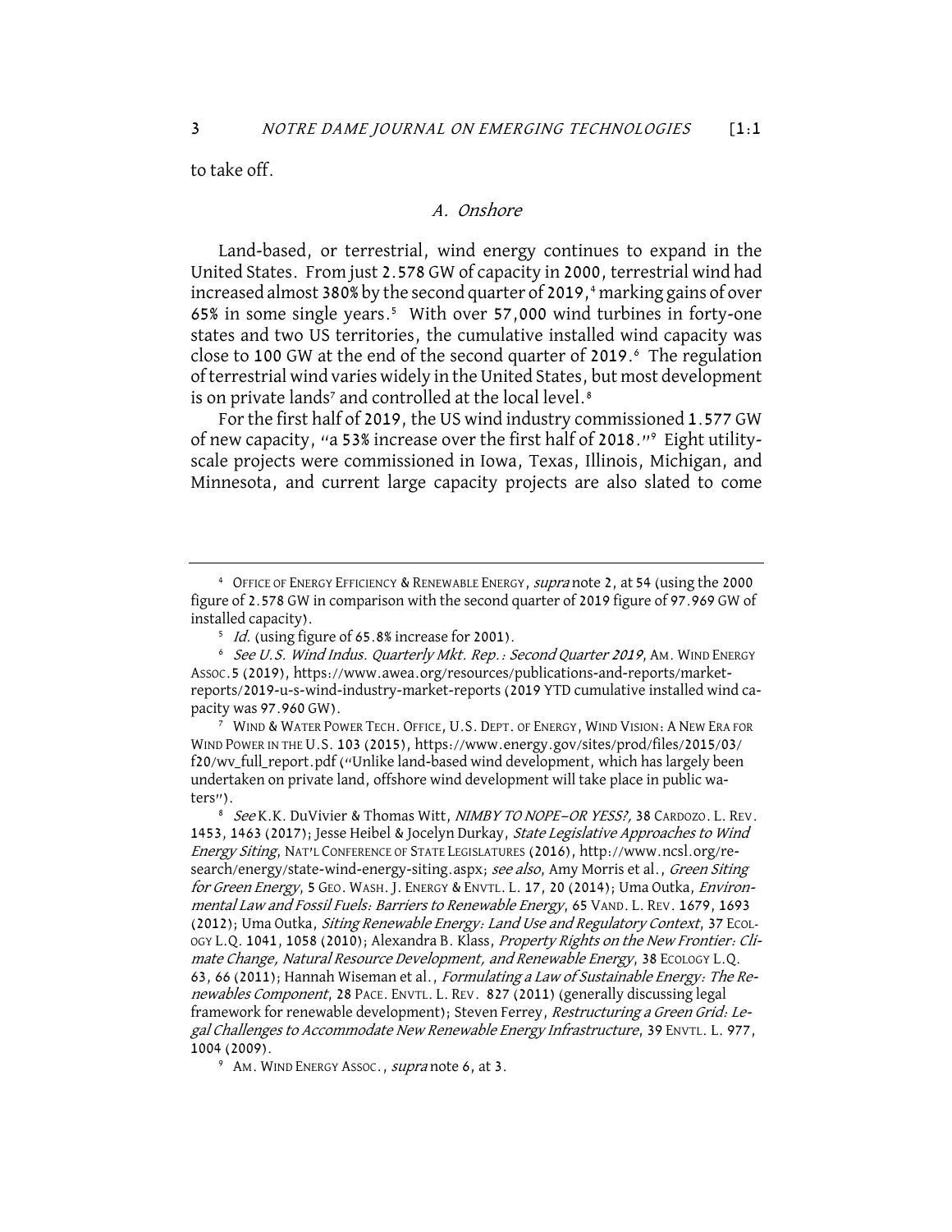to take off.

### *A. Onshore*

Land-based, or terrestrial, wind energy continues to expand in the United States. From just 2.578 GW of capacity in 2000, terrestrial wind had increased almost 380% by the second quarter of 2019,[4] marking gains of over 65% in some single years.[5] With over 57,000 wind turbines in forty-one states and two US territories, the cumulative installed wind capacity was close to 100 GW at the end of the second quarter of 2019.[6] The regulation of terrestrial wind varies widely in the United States, but most development is on private lands[7] and controlled at the local level.[8]

For the first half of 2019, the US wind industry commissioned 1.577 GW of new capacity, "a 53% increase over the first half of 2018."[9] Eight utility-scale projects were commissioned in Iowa, Texas, Illinois, Michigan, and Minnesota, and current large capacity projects are also slated to come

---

[4] OFFICE OF ENERGY EFFICIENCY & RENEWABLE ENERGY, *supra* note 2, at 54 (using the 2000 figure of 2.578 GW in comparison with the second quarter of 2019 figure of 97.969 GW of installed capacity).

[5] *Id.* (using figure of 65.8% increase for 2001).

[6] *See U.S. Wind Indus. Quarterly Mkt. Rep.: Second Quarter 2019*, AM. WIND ENERGY ASSOC. 5 (2019), https://www.awea.org/resources/publications-and-reports/market-reports/2019-u-s-wind-industry-market-reports (2019 YTD cumulative installed wind capacity was 97.960 GW).

[7] WIND & WATER POWER TECH. OFFICE, U.S. DEPT. OF ENERGY, WIND VISION: A NEW ERA FOR WIND POWER IN THE U.S. 103 (2015), https://www.energy.gov/sites/prod/files/2015/03/f20/wv_full_report.pdf ("Unlike land-based wind development, which has largely been undertaken on private land, offshore wind development will take place in public waters").

[8] *See* K.K. DuVivier & Thomas Witt, *NIMBY TO NOPE–OR YESS?,* 38 CARDOZO. L. REV. 1453, 1463 (2017); Jesse Heibel & Jocelyn Durkay, *State Legislative Approaches to Wind Energy Siting*, NAT'L CONFERENCE OF STATE LEGISLATURES (2016), http://www.ncsl.org/research/energy/state-wind-energy-siting.aspx; *see also*, Amy Morris et al., *Green Siting for Green Energy*, 5 GEO. WASH. J. ENERGY & ENVTL. L. 17, 20 (2014); Uma Outka, *Environmental Law and Fossil Fuels: Barriers to Renewable Energy*, 65 VAND. L. REV. 1679, 1693 (2012); Uma Outka, *Siting Renewable Energy: Land Use and Regulatory Context*, 37 ECOLOGY L.Q. 1041, 1058 (2010); Alexandra B. Klass, *Property Rights on the New Frontier: Climate Change, Natural Resource Development, and Renewable Energy*, 38 ECOLOGY L.Q. 63, 66 (2011); Hannah Wiseman et al., *Formulating a Law of Sustainable Energy: The Renewables Component*, 28 PACE. ENVTL. L. REV. 827 (2011) (generally discussing legal framework for renewable development); Steven Ferrey, *Restructuring a Green Grid: Legal Challenges to Accommodate New Renewable Energy Infrastructure*, 39 ENVTL. L. 977, 1004 (2009).

[9] AM. WIND ENERGY ASSOC., *supra* note 6, at 3.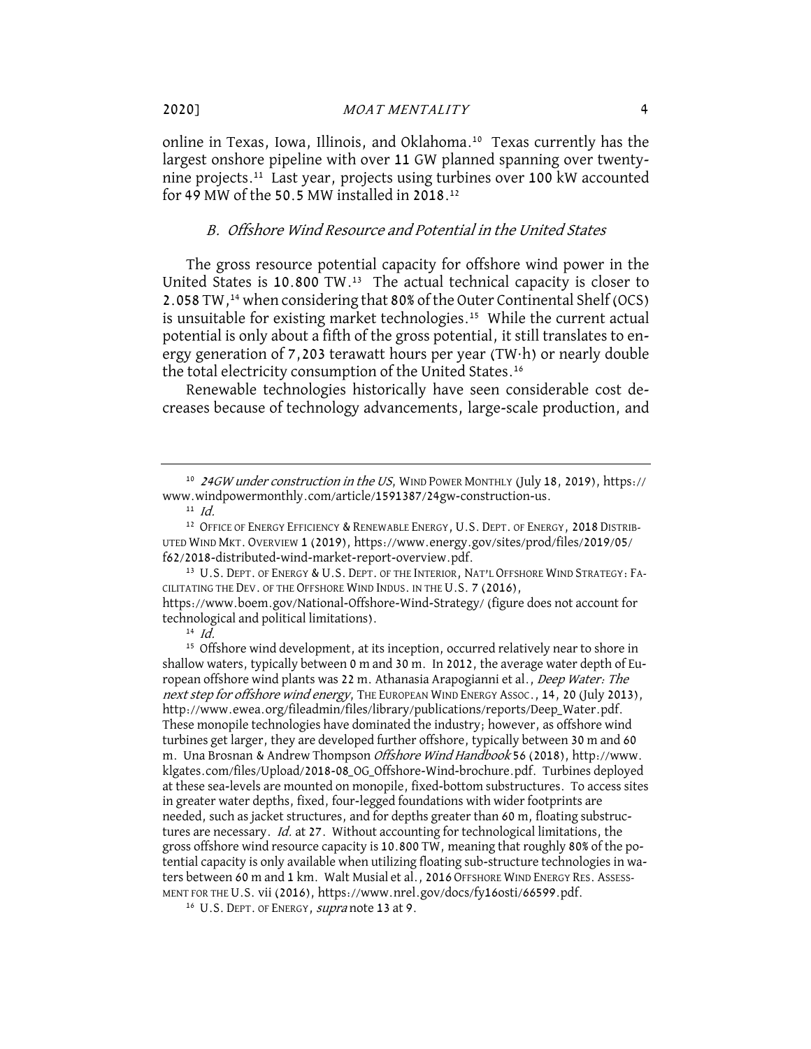online in Texas, Iowa, Illinois, and Oklahoma.[10] Texas currently has the largest onshore pipeline with over 11 GW planned spanning over twenty-nine projects.[11] Last year, projects using turbines over 100 kW accounted for 49 MW of the 50.5 MW installed in 2018.[12]

### *B. Offshore Wind Resource and Potential in the United States*

The gross resource potential capacity for offshore wind power in the United States is 10.800 TW.[13] The actual technical capacity is closer to 2.058 TW,[14] when considering that 80% of the Outer Continental Shelf (OCS) is unsuitable for existing market technologies.[15] While the current actual potential is only about a fifth of the gross potential, it still translates to energy generation of 7,203 terawatt hours per year (TW·h) or nearly double the total electricity consumption of the United States.[16]

Renewable technologies historically have seen considerable cost decreases because of technology advancements, large-scale production, and

---

[10] *24GW under construction in the US*, WIND POWER MONTHLY (July 18, 2019), https://www.windpowermonthly.com/article/1591387/24gw-construction-us.

[11] *Id.*

[12] OFFICE OF ENERGY EFFICIENCY & RENEWABLE ENERGY, U.S. DEPT. OF ENERGY, 2018 DISTRIBUTED WIND MKT. OVERVIEW 1 (2019), https://www.energy.gov/sites/prod/files/2019/05/f62/2018-distributed-wind-market-report-overview.pdf.

[13] U.S. DEPT. OF ENERGY & U.S. DEPT. OF THE INTERIOR, NAT'L OFFSHORE WIND STRATEGY: FACILITATING THE DEV. OF THE OFFSHORE WIND INDUS. IN THE U.S. 7 (2016), https://www.boem.gov/National-Offshore-Wind-Strategy/ (figure does not account for technological and political limitations).

[14] *Id.*

[15] Offshore wind development, at its inception, occurred relatively near to shore in shallow waters, typically between 0 m and 30 m. In 2012, the average water depth of European offshore wind plants was 22 m. Athanasia Arapogianni et al., *Deep Water: The next step for offshore wind energy*, THE EUROPEAN WIND ENERGY ASSOC., 14, 20 (July 2013), http://www.ewea.org/fileadmin/files/library/publications/reports/Deep_Water.pdf. These monopile technologies have dominated the industry; however, as offshore wind turbines get larger, they are developed further offshore, typically between 30 m and 60 m. Una Brosnan & Andrew Thompson *Offshore Wind Handbook* 56 (2018), http://www.klgates.com/files/Upload/2018-08_OG_Offshore-Wind-brochure.pdf. Turbines deployed at these sea-levels are mounted on monopile, fixed-bottom substructures. To access sites in greater water depths, fixed, four-legged foundations with wider footprints are needed, such as jacket structures, and for depths greater than 60 m, floating substructures are necessary. *Id.* at 27. Without accounting for technological limitations, the gross offshore wind resource capacity is 10.800 TW, meaning that roughly 80% of the potential capacity is only available when utilizing floating sub-structure technologies in waters between 60 m and 1 km. Walt Musial et al., 2016 OFFSHORE WIND ENERGY RES. ASSESSMENT FOR THE U.S. vii (2016), https://www.nrel.gov/docs/fy16osti/66599.pdf.

[16] U.S. DEPT. OF ENERGY, *supra* note 13 at 9.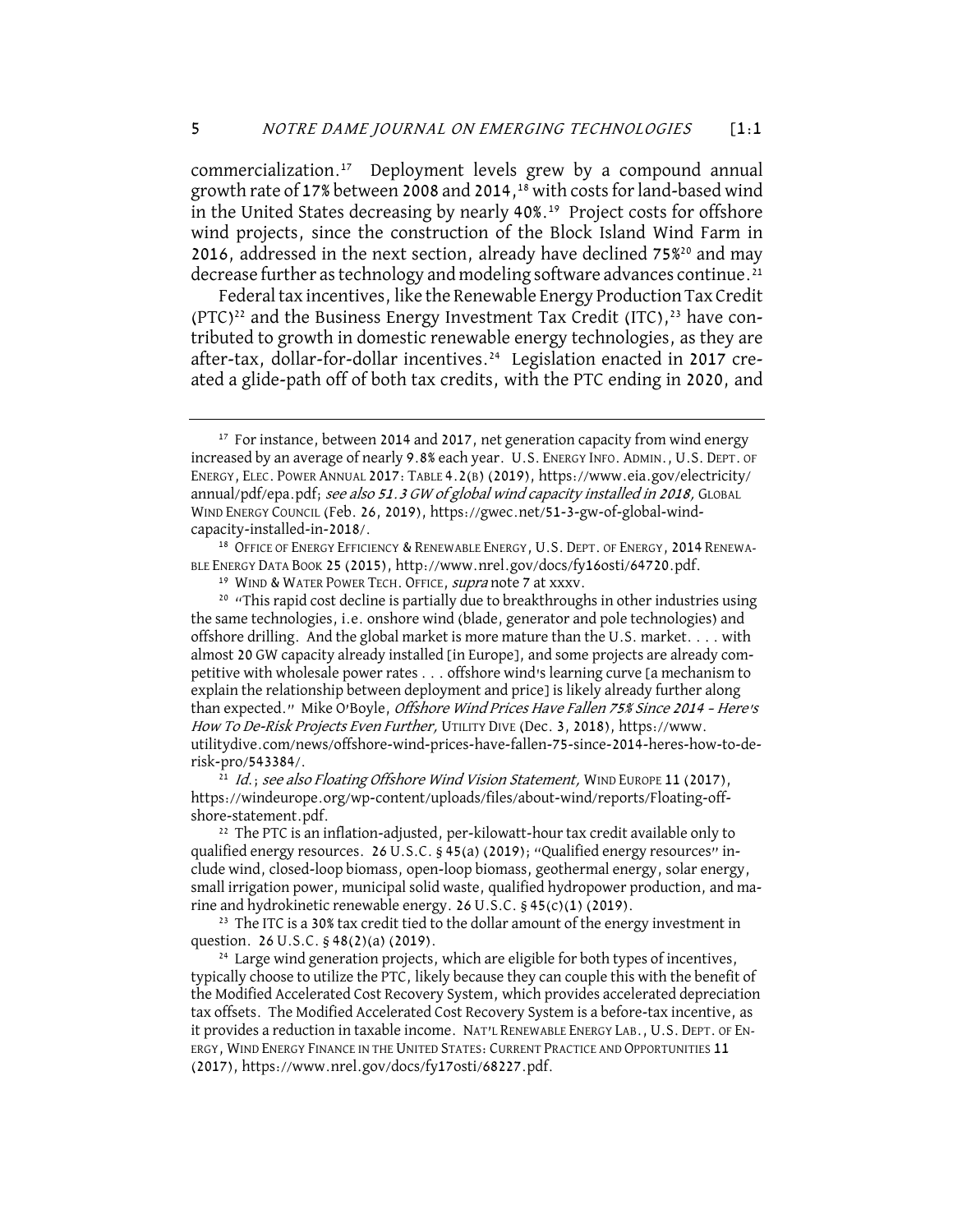commercialization.[17] Deployment levels grew by a compound annual growth rate of 17% between 2008 and 2014,[18] with costs for land-based wind in the United States decreasing by nearly 40%.[19] Project costs for offshore wind projects, since the construction of the Block Island Wind Farm in 2016, addressed in the next section, already have declined 75%[20] and may decrease further as technology and modeling software advances continue.[21]

Federal tax incentives, like the Renewable Energy Production Tax Credit (PTC)[22] and the Business Energy Investment Tax Credit (ITC),[23] have contributed to growth in domestic renewable energy technologies, as they are after-tax, dollar-for-dollar incentives.[24] Legislation enacted in 2017 created a glide-path off of both tax credits, with the PTC ending in 2020, and

---

[17] For instance, between 2014 and 2017, net generation capacity from wind energy increased by an average of nearly 9.8% each year. U.S. ENERGY INFO. ADMIN., U.S. DEPT. OF ENERGY, ELEC. POWER ANNUAL 2017: TABLE 4.2(B) (2019), https://www.eia.gov/electricity/annual/pdf/epa.pdf; *see also 51.3 GW of global wind capacity installed in 2018,* GLOBAL WIND ENERGY COUNCIL (Feb. 26, 2019), https://gwec.net/51-3-gw-of-global-wind-capacity-installed-in-2018/.

[18] OFFICE OF ENERGY EFFICIENCY & RENEWABLE ENERGY, U.S. DEPT. OF ENERGY, 2014 RENEWABLE ENERGY DATA BOOK 25 (2015), http://www.nrel.gov/docs/fy16osti/64720.pdf.

[19] WIND & WATER POWER TECH. OFFICE, *supra* note 7 at xxxv.

[20] "This rapid cost decline is partially due to breakthroughs in other industries using the same technologies, i.e. onshore wind (blade, generator and pole technologies) and offshore drilling. And the global market is more mature than the U.S. market. . . . with almost 20 GW capacity already installed [in Europe], and some projects are already competitive with wholesale power rates . . . offshore wind's learning curve [a mechanism to explain the relationship between deployment and price] is likely already further along than expected." Mike O'Boyle, *Offshore Wind Prices Have Fallen 75% Since 2014 - Here's How To De-Risk Projects Even Further,* UTILITY DIVE (Dec. 3, 2018), https://www.utilitydive.com/news/offshore-wind-prices-have-fallen-75-since-2014-heres-how-to-de-risk-pro/543384/.

[21] *Id.*; *see also Floating Offshore Wind Vision Statement,* WIND EUROPE 11 (2017), https://windeurope.org/wp-content/uploads/files/about-wind/reports/Floating-offshore-statement.pdf.

[22] The PTC is an inflation-adjusted, per-kilowatt-hour tax credit available only to qualified energy resources. 26 U.S.C. § 45(a) (2019); "Qualified energy resources" include wind, closed-loop biomass, open-loop biomass, geothermal energy, solar energy, small irrigation power, municipal solid waste, qualified hydropower production, and marine and hydrokinetic renewable energy. 26 U.S.C. § 45(c)(1) (2019).

[23] The ITC is a 30% tax credit tied to the dollar amount of the energy investment in question. 26 U.S.C. § 48(2)(a) (2019).

[24] Large wind generation projects, which are eligible for both types of incentives, typically choose to utilize the PTC, likely because they can couple this with the benefit of the Modified Accelerated Cost Recovery System, which provides accelerated depreciation tax offsets. The Modified Accelerated Cost Recovery System is a before-tax incentive, as it provides a reduction in taxable income. NAT'L RENEWABLE ENERGY LAB., U.S. DEPT. OF ENERGY, WIND ENERGY FINANCE IN THE UNITED STATES: CURRENT PRACTICE AND OPPORTUNITIES 11 (2017), https://www.nrel.gov/docs/fy17osti/68227.pdf.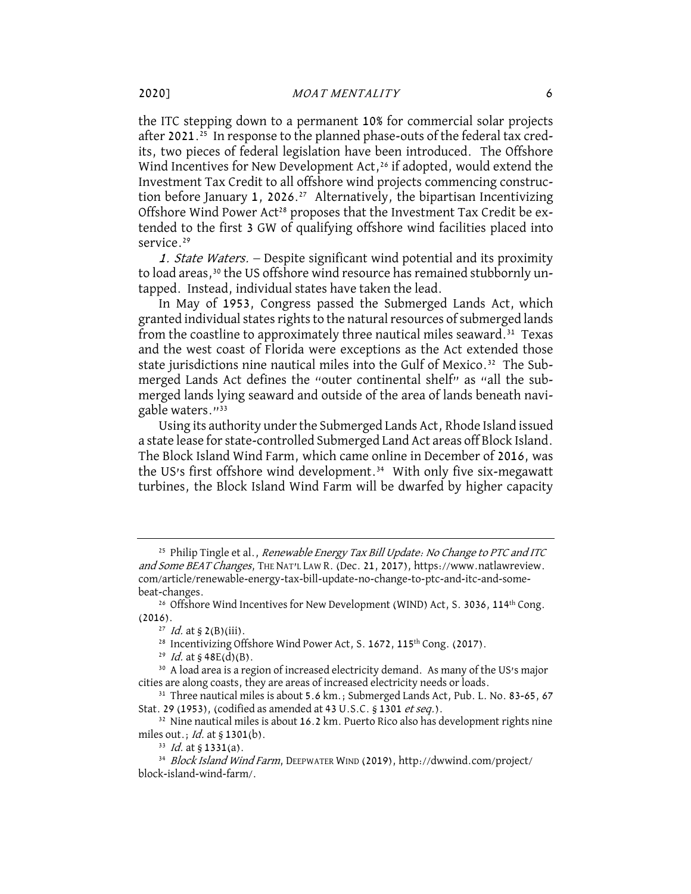the ITC stepping down to a permanent 10% for commercial solar projects after 2021.[25] In response to the planned phase-outs of the federal tax credits, two pieces of federal legislation have been introduced. The Offshore Wind Incentives for New Development Act,[26] if adopted, would extend the Investment Tax Credit to all offshore wind projects commencing construction before January 1, 2026.[27] Alternatively, the bipartisan Incentivizing Offshore Wind Power Act[28] proposes that the Investment Tax Credit be extended to the first 3 GW of qualifying offshore wind facilities placed into service.[29]

*1. State Waters.* – Despite significant wind potential and its proximity to load areas,[30] the US offshore wind resource has remained stubbornly untapped. Instead, individual states have taken the lead.

In May of 1953, Congress passed the Submerged Lands Act, which granted individual states rights to the natural resources of submerged lands from the coastline to approximately three nautical miles seaward.[31] Texas and the west coast of Florida were exceptions as the Act extended those state jurisdictions nine nautical miles into the Gulf of Mexico.[32] The Submerged Lands Act defines the "outer continental shelf" as "all the submerged lands lying seaward and outside of the area of lands beneath navigable waters."[33]

Using its authority under the Submerged Lands Act, Rhode Island issued a state lease for state-controlled Submerged Land Act areas off Block Island. The Block Island Wind Farm, which came online in December of 2016, was the US's first offshore wind development.[34] With only five six-megawatt turbines, the Block Island Wind Farm will be dwarfed by higher capacity

---

[25] Philip Tingle et al., *Renewable Energy Tax Bill Update: No Change to PTC and ITC and Some BEAT Changes*, THE NAT'L LAW R. (Dec. 21, 2017), https://www.natlawreview.com/article/renewable-energy-tax-bill-update-no-change-to-ptc-and-itc-and-some-beat-changes.

[26] Offshore Wind Incentives for New Development (WIND) Act, S. 3036, 114th Cong. (2016).

[27] *Id.* at § 2(B)(iii).

[28] Incentivizing Offshore Wind Power Act, S. 1672, 115th Cong. (2017).

[29] *Id.* at § 48E(d)(B).

[30] A load area is a region of increased electricity demand. As many of the US's major cities are along coasts, they are areas of increased electricity needs or loads.

[31] Three nautical miles is about 5.6 km.; Submerged Lands Act, Pub. L. No. 83-65, 67 Stat. 29 (1953), (codified as amended at 43 U.S.C. § 1301 *et seq.*).

[32] Nine nautical miles is about 16.2 km. Puerto Rico also has development rights nine miles out.; *Id.* at § 1301(b).

[33] *Id.* at § 1331(a).

[34] *Block Island Wind Farm*, DEEPWATER WIND (2019), http://dwwind.com/project/block-island-wind-farm/.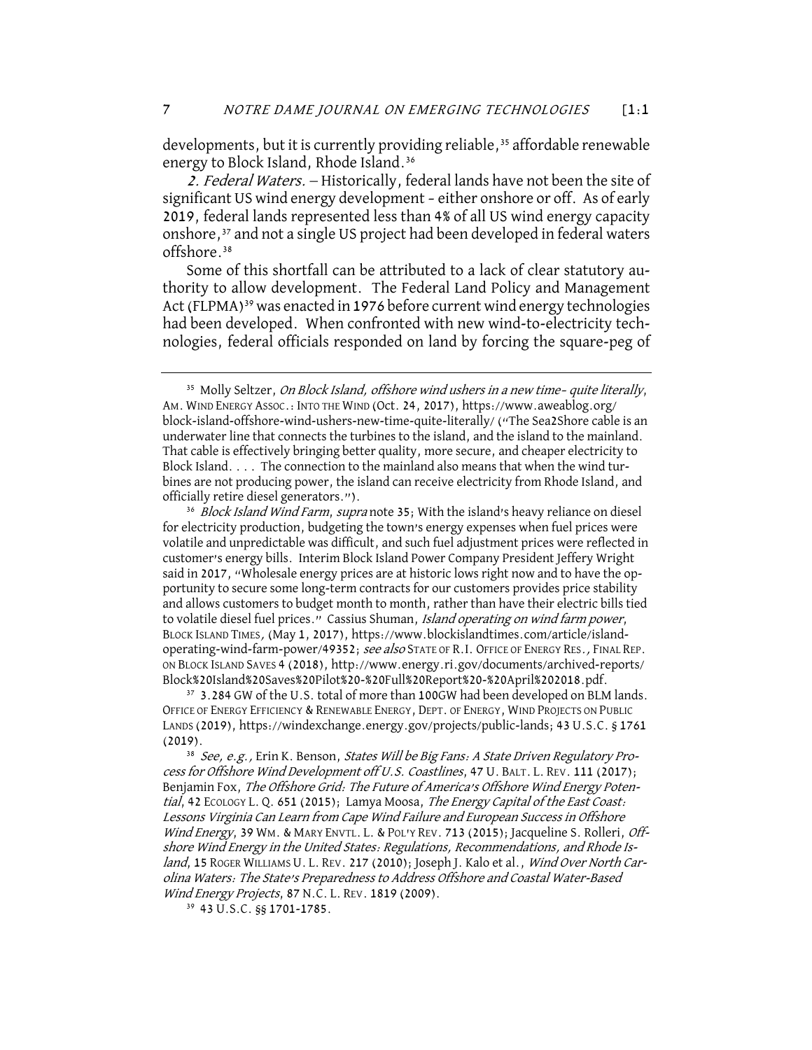developments, but it is currently providing reliable,[35] affordable renewable energy to Block Island, Rhode Island.[36]

*2. Federal Waters.* – Historically, federal lands have not been the site of significant US wind energy development - either onshore or off. As of early 2019, federal lands represented less than 4% of all US wind energy capacity onshore,[37] and not a single US project had been developed in federal waters offshore.[38]

Some of this shortfall can be attributed to a lack of clear statutory authority to allow development. The Federal Land Policy and Management Act (FLPMA)[39] was enacted in 1976 before current wind energy technologies had been developed. When confronted with new wind-to-electricity technologies, federal officials responded on land by forcing the square-peg of

---

[35] Molly Seltzer, *On Block Island, offshore wind ushers in a new time- quite literally*, AM. WIND ENERGY ASSOC.: INTO THE WIND (Oct. 24, 2017), https://www.aweablog.org/block-island-offshore-wind-ushers-new-time-quite-literally/ ("The Sea2Shore cable is an underwater line that connects the turbines to the island, and the island to the mainland. That cable is effectively bringing better quality, more secure, and cheaper electricity to Block Island. . . . The connection to the mainland also means that when the wind turbines are not producing power, the island can receive electricity from Rhode Island, and officially retire diesel generators.").

[36] *Block Island Wind Farm*, *supra* note 35; With the island's heavy reliance on diesel for electricity production, budgeting the town's energy expenses when fuel prices were volatile and unpredictable was difficult, and such fuel adjustment prices were reflected in customer's energy bills. Interim Block Island Power Company President Jeffery Wright said in 2017, "Wholesale energy prices are at historic lows right now and to have the opportunity to secure some long-term contracts for our customers provides price stability and allows customers to budget month to month, rather than have their electric bills tied to volatile diesel fuel prices." Cassius Shuman, *Island operating on wind farm power*, BLOCK ISLAND TIMES, (May 1, 2017), https://www.blockislandtimes.com/article/island-operating-wind-farm-power/49352; *see also* STATE OF R.I. OFFICE OF ENERGY RES., FINAL REP. ON BLOCK ISLAND SAVES 4 (2018), http://www.energy.ri.gov/documents/archived-reports/Block%20Island%20Saves%20Pilot%20-%20Full%20Report%20-%20April%202018.pdf.

[37] 3.284 GW of the U.S. total of more than 100GW had been developed on BLM lands. OFFICE OF ENERGY EFFICIENCY & RENEWABLE ENERGY, DEPT. OF ENERGY, WIND PROJECTS ON PUBLIC LANDS (2019), https://windexchange.energy.gov/projects/public-lands; 43 U.S.C. § 1761 (2019).

[38] *See, e.g.,* Erin K. Benson, *States Will be Big Fans: A State Driven Regulatory Process for Offshore Wind Development off U.S. Coastlines*, 47 U. BALT. L. REV. 111 (2017); Benjamin Fox, *The Offshore Grid: The Future of America's Offshore Wind Energy Potential*, 42 ECOLOGY L. Q. 651 (2015); Lamya Moosa, *The Energy Capital of the East Coast: Lessons Virginia Can Learn from Cape Wind Failure and European Success in Offshore Wind Energy*, 39 WM. & MARY ENVTL. L. & POL'Y REV. 713 (2015); Jacqueline S. Rolleri, *Offshore Wind Energy in the United States: Regulations, Recommendations, and Rhode Island*, 15 ROGER WILLIAMS U. L. REV. 217 (2010); Joseph J. Kalo et al., *Wind Over North Carolina Waters: The State's Preparedness to Address Offshore and Coastal Water-Based Wind Energy Projects*, 87 N.C. L. REV. 1819 (2009).

[39] 43 U.S.C. §§ 1701-1785.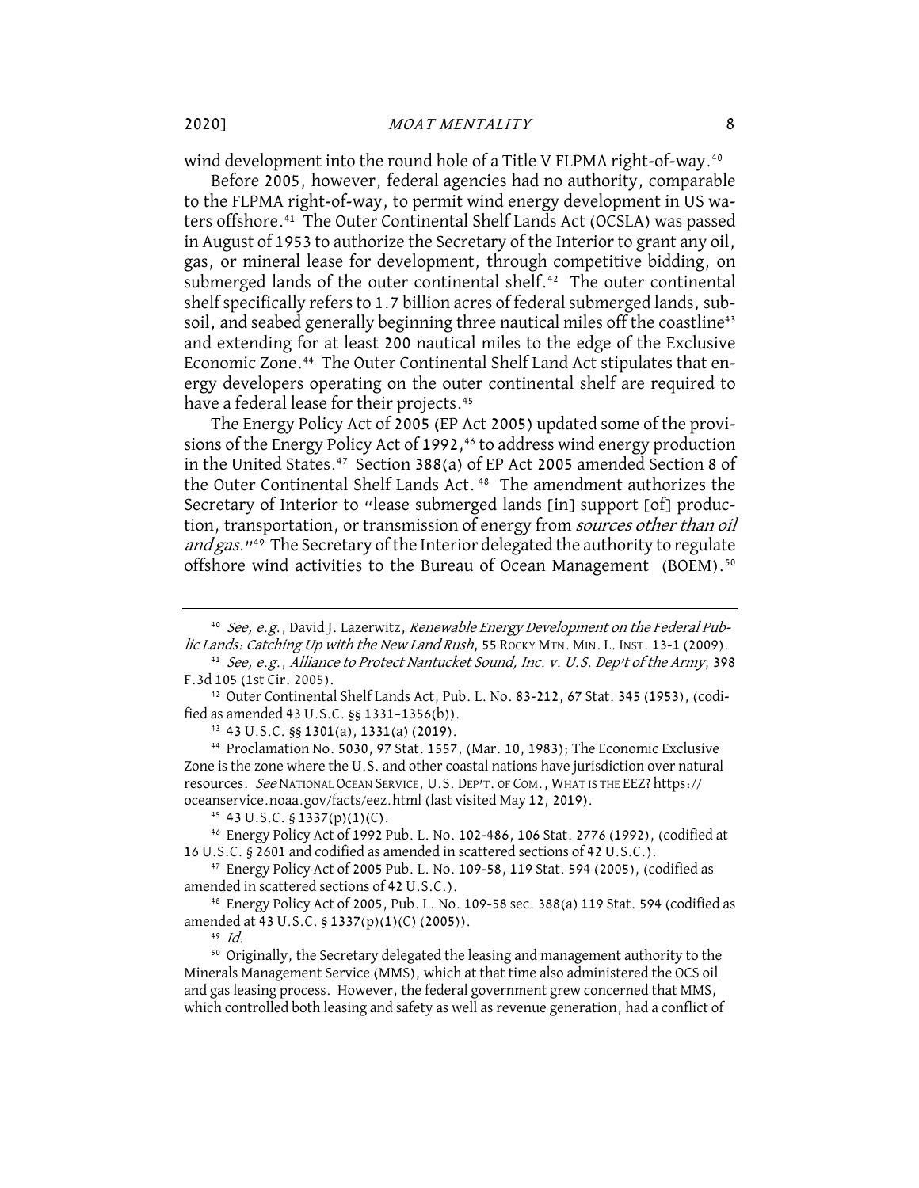wind development into the round hole of a Title V FLPMA right-of-way.[40]

Before 2005, however, federal agencies had no authority, comparable to the FLPMA right-of-way, to permit wind energy development in US waters offshore.[41] The Outer Continental Shelf Lands Act (OCSLA) was passed in August of 1953 to authorize the Secretary of the Interior to grant any oil, gas, or mineral lease for development, through competitive bidding, on submerged lands of the outer continental shelf.[42] The outer continental shelf specifically refers to 1.7 billion acres of federal submerged lands, subsoil, and seabed generally beginning three nautical miles off the coastline[43] and extending for at least 200 nautical miles to the edge of the Exclusive Economic Zone.[44] The Outer Continental Shelf Land Act stipulates that energy developers operating on the outer continental shelf are required to have a federal lease for their projects.[45]

The Energy Policy Act of 2005 (EP Act 2005) updated some of the provisions of the Energy Policy Act of 1992,[46] to address wind energy production in the United States.[47] Section 388(a) of EP Act 2005 amended Section 8 of the Outer Continental Shelf Lands Act.[48] The amendment authorizes the Secretary of Interior to "lease submerged lands [in] support [of] production, transportation, or transmission of energy from *sources other than oil and gas*."[49] The Secretary of the Interior delegated the authority to regulate offshore wind activities to the Bureau of Ocean Management (BOEM).[50]

---

[40] *See, e.g.*, David J. Lazerwitz, *Renewable Energy Development on the Federal Public Lands: Catching Up with the New Land Rush*, 55 ROCKY MTN. MIN. L. INST. 13-1 (2009).

[41] *See, e.g.*, *Alliance to Protect Nantucket Sound, Inc. v. U.S. Dep't of the Army*, 398 F.3d 105 (1st Cir. 2005).

[42] Outer Continental Shelf Lands Act, Pub. L. No. 83-212, 67 Stat. 345 (1953), (codified as amended 43 U.S.C. §§ 1331–1356(b)).

[43] 43 U.S.C. §§ 1301(a), 1331(a) (2019).

[44] Proclamation No. 5030, 97 Stat. 1557, (Mar. 10, 1983); The Economic Exclusive Zone is the zone where the U.S. and other coastal nations have jurisdiction over natural resources. *See* NATIONAL OCEAN SERVICE, U.S. DEP'T. OF COM., WHAT IS THE EEZ? https://oceanservice.noaa.gov/facts/eez.html (last visited May 12, 2019).

[45] 43 U.S.C. § 1337(p)(1)(C).

[46] Energy Policy Act of 1992 Pub. L. No. 102-486, 106 Stat. 2776 (1992), (codified at 16 U.S.C. § 2601 and codified as amended in scattered sections of 42 U.S.C.).

[47] Energy Policy Act of 2005 Pub. L. No. 109-58, 119 Stat. 594 (2005), (codified as amended in scattered sections of 42 U.S.C.).

[48] Energy Policy Act of 2005, Pub. L. No. 109-58 sec. 388(a) 119 Stat. 594 (codified as amended at 43 U.S.C. § 1337(p)(1)(C) (2005)).

[49] *Id.*

[50] Originally, the Secretary delegated the leasing and management authority to the Minerals Management Service (MMS), which at that time also administered the OCS oil and gas leasing process. However, the federal government grew concerned that MMS, which controlled both leasing and safety as well as revenue generation, had a conflict of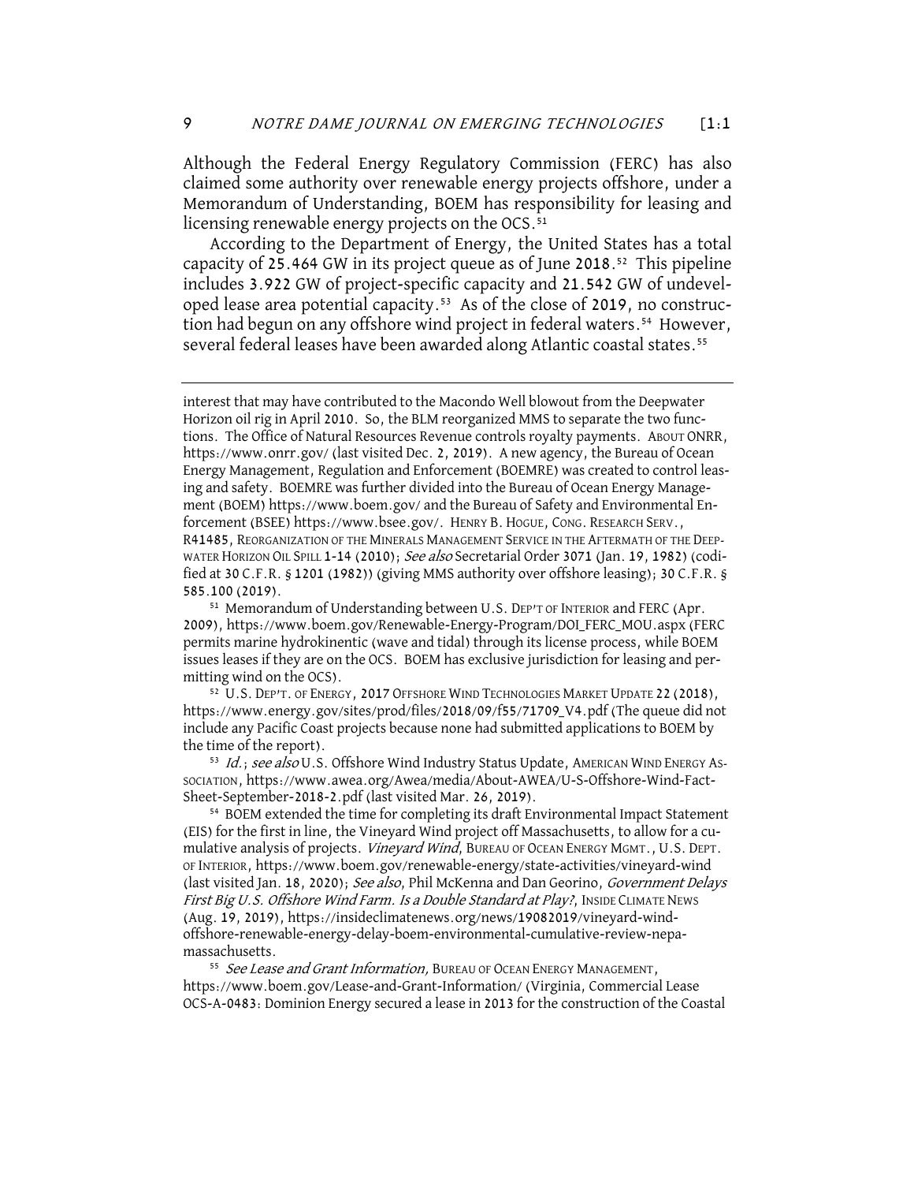Although the Federal Energy Regulatory Commission (FERC) has also claimed some authority over renewable energy projects offshore, under a Memorandum of Understanding, BOEM has responsibility for leasing and licensing renewable energy projects on the OCS.[51]

According to the Department of Energy, the United States has a total capacity of 25.464 GW in its project queue as of June 2018.[52] This pipeline includes 3.922 GW of project-specific capacity and 21.542 GW of undeveloped lease area potential capacity.[53] As of the close of 2019, no construction had begun on any offshore wind project in federal waters.[54] However, several federal leases have been awarded along Atlantic coastal states.[55]

---

interest that may have contributed to the Macondo Well blowout from the Deepwater Horizon oil rig in April 2010. So, the BLM reorganized MMS to separate the two functions. The Office of Natural Resources Revenue controls royalty payments. ABOUT ONRR, https://www.onrr.gov/ (last visited Dec. 2, 2019). A new agency, the Bureau of Ocean Energy Management, Regulation and Enforcement (BOEMRE) was created to control leasing and safety. BOEMRE was further divided into the Bureau of Ocean Energy Management (BOEM) https://www.boem.gov/ and the Bureau of Safety and Environmental Enforcement (BSEE) https://www.bsee.gov/. HENRY B. HOGUE, CONG. RESEARCH SERV., R41485, REORGANIZATION OF THE MINERALS MANAGEMENT SERVICE IN THE AFTERMATH OF THE DEEPWATER HORIZON OIL SPILL 1-14 (2010); *See also* Secretarial Order 3071 (Jan. 19, 1982) (codified at 30 C.F.R. § 1201 (1982)) (giving MMS authority over offshore leasing); 30 C.F.R. § 585.100 (2019).

[51] Memorandum of Understanding between U.S. DEP'T OF INTERIOR and FERC (Apr. 2009), https://www.boem.gov/Renewable-Energy-Program/DOI_FERC_MOU.aspx (FERC permits marine hydrokinentic (wave and tidal) through its license process, while BOEM issues leases if they are on the OCS. BOEM has exclusive jurisdiction for leasing and permitting wind on the OCS).

[52] U.S. DEP'T. OF ENERGY, 2017 OFFSHORE WIND TECHNOLOGIES MARKET UPDATE 22 (2018), https://www.energy.gov/sites/prod/files/2018/09/f55/71709_V4.pdf (The queue did not include any Pacific Coast projects because none had submitted applications to BOEM by the time of the report).

[53] *Id.*; *see also* U.S. Offshore Wind Industry Status Update, AMERICAN WIND ENERGY ASSOCIATION, https://www.awea.org/Awea/media/About-AWEA/U-S-Offshore-Wind-Fact-Sheet-September-2018-2.pdf (last visited Mar. 26, 2019).

[54] BOEM extended the time for completing its draft Environmental Impact Statement (EIS) for the first in line, the Vineyard Wind project off Massachusetts, to allow for a cumulative analysis of projects. *Vineyard Wind*, BUREAU OF OCEAN ENERGY MGMT., U.S. DEPT. OF INTERIOR, https://www.boem.gov/renewable-energy/state-activities/vineyard-wind (last visited Jan. 18, 2020); *See also*, Phil McKenna and Dan Georino, *Government Delays First Big U.S. Offshore Wind Farm. Is a Double Standard at Play?*, INSIDE CLIMATE NEWS (Aug. 19, 2019), https://insideclimatenews.org/news/19082019/vineyard-wind-offshore-renewable-energy-delay-boem-environmental-cumulative-review-nepa-massachusetts.

[55] *See Lease and Grant Information,* BUREAU OF OCEAN ENERGY MANAGEMENT, https://www.boem.gov/Lease-and-Grant-Information/ (Virginia, Commercial Lease OCS-A-0483: Dominion Energy secured a lease in 2013 for the construction of the Coastal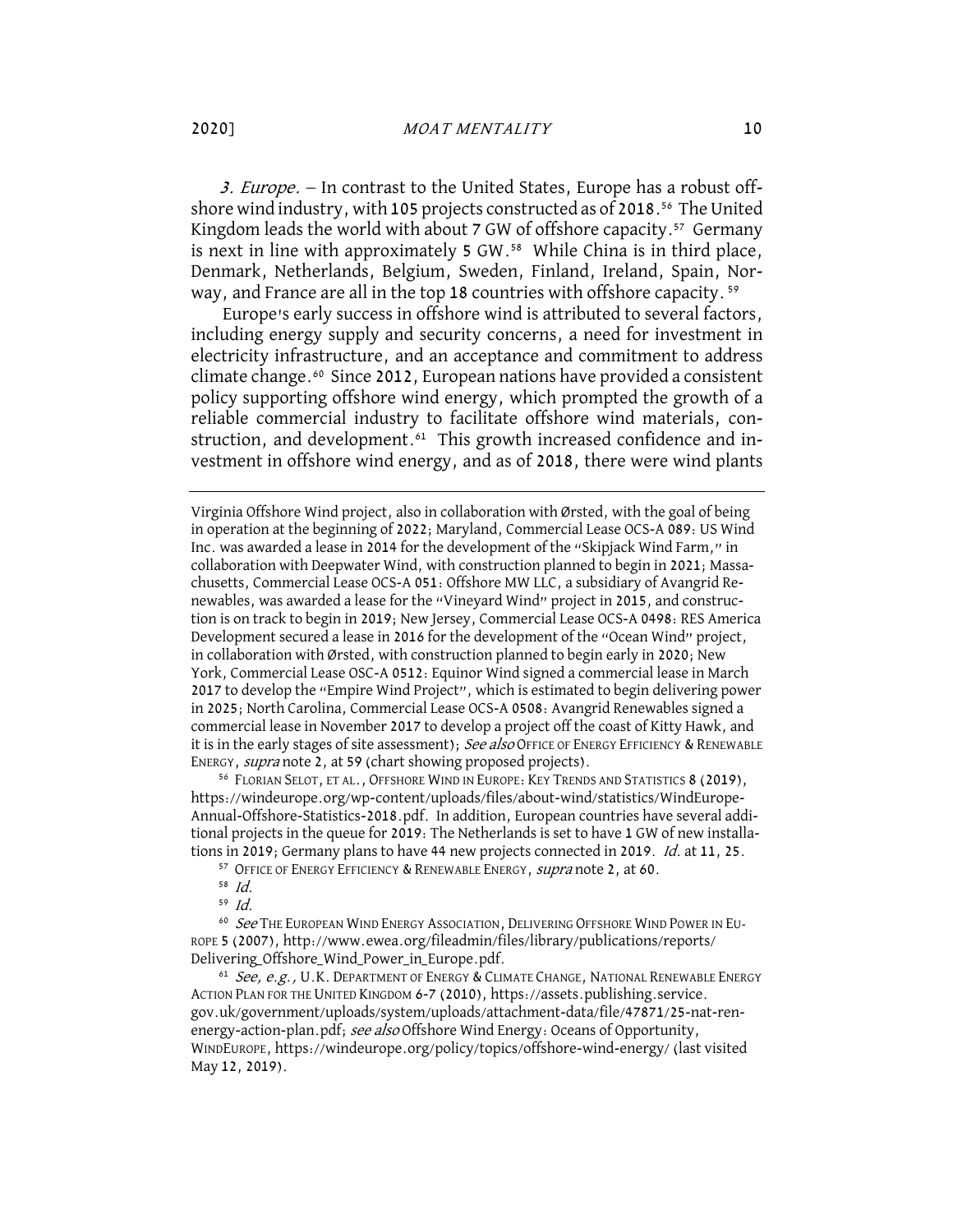*3. Europe.* – In contrast to the United States, Europe has a robust offshore wind industry, with 105 projects constructed as of 2018.[56] The United Kingdom leads the world with about 7 GW of offshore capacity.[57] Germany is next in line with approximately 5 GW.[58] While China is in third place, Denmark, Netherlands, Belgium, Sweden, Finland, Ireland, Spain, Norway, and France are all in the top 18 countries with offshore capacity.[59]

Europe's early success in offshore wind is attributed to several factors, including energy supply and security concerns, a need for investment in electricity infrastructure, and an acceptance and commitment to address climate change.[60] Since 2012, European nations have provided a consistent policy supporting offshore wind energy, which prompted the growth of a reliable commercial industry to facilitate offshore wind materials, construction, and development.[61] This growth increased confidence and investment in offshore wind energy, and as of 2018, there were wind plants

---

Virginia Offshore Wind project, also in collaboration with Ørsted, with the goal of being in operation at the beginning of 2022; Maryland, Commercial Lease OCS-A 089: US Wind Inc. was awarded a lease in 2014 for the development of the "Skipjack Wind Farm," in collaboration with Deepwater Wind, with construction planned to begin in 2021; Massachusetts, Commercial Lease OCS-A 051: Offshore MW LLC, a subsidiary of Avangrid Renewables, was awarded a lease for the "Vineyard Wind" project in 2015, and construction is on track to begin in 2019; New Jersey, Commercial Lease OCS-A 0498: RES America Development secured a lease in 2016 for the development of the "Ocean Wind" project, in collaboration with Ørsted, with construction planned to begin early in 2020; New York, Commercial Lease OSC-A 0512: Equinor Wind signed a commercial lease in March 2017 to develop the "Empire Wind Project", which is estimated to begin delivering power in 2025; North Carolina, Commercial Lease OCS-A 0508: Avangrid Renewables signed a commercial lease in November 2017 to develop a project off the coast of Kitty Hawk, and it is in the early stages of site assessment); *See also* OFFICE OF ENERGY EFFICIENCY & RENEWABLE ENERGY, *supra* note 2, at 59 (chart showing proposed projects).

[56] FLORIAN SELOT, ET AL., OFFSHORE WIND IN EUROPE: KEY TRENDS AND STATISTICS 8 (2019), https://windeurope.org/wp-content/uploads/files/about-wind/statistics/WindEurope-Annual-Offshore-Statistics-2018.pdf. In addition, European countries have several additional projects in the queue for 2019: The Netherlands is set to have 1 GW of new installations in 2019; Germany plans to have 44 new projects connected in 2019. *Id.* at 11, 25.

[57] OFFICE OF ENERGY EFFICIENCY & RENEWABLE ENERGY, *supra* note 2, at 60.

[58] *Id.*

[59] *Id.*

[60] *See* THE EUROPEAN WIND ENERGY ASSOCIATION, DELIVERING OFFSHORE WIND POWER IN EUROPE 5 (2007), http://www.ewea.org/fileadmin/files/library/publications/reports/Delivering_Offshore_Wind_Power_in_Europe.pdf.

[61] *See, e.g.,* U.K. DEPARTMENT OF ENERGY & CLIMATE CHANGE, NATIONAL RENEWABLE ENERGY ACTION PLAN FOR THE UNITED KINGDOM 6-7 (2010), https://assets.publishing.service.gov.uk/government/uploads/system/uploads/attachment-data/file/47871/25-nat-ren-energy-action-plan.pdf; *see also* Offshore Wind Energy: Oceans of Opportunity, WINDEUROPE, https://windeurope.org/policy/topics/offshore-wind-energy/ (last visited May 12, 2019).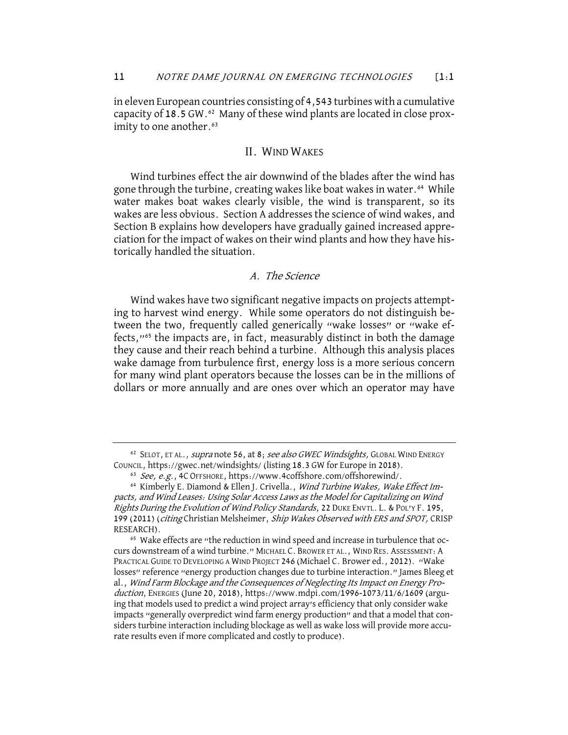in eleven European countries consisting of 4,543 turbines with a cumulative capacity of 18.5 GW.[62] Many of these wind plants are located in close proximity to one another.[63]

## II. WIND WAKES

Wind turbines effect the air downwind of the blades after the wind has gone through the turbine, creating wakes like boat wakes in water.[64] While water makes boat wakes clearly visible, the wind is transparent, so its wakes are less obvious. Section A addresses the science of wind wakes, and Section B explains how developers have gradually gained increased appreciation for the impact of wakes on their wind plants and how they have historically handled the situation.

### *A. The Science*

Wind wakes have two significant negative impacts on projects attempting to harvest wind energy. While some operators do not distinguish between the two, frequently called generically "wake losses" or "wake effects,"[65] the impacts are, in fact, measurably distinct in both the damage they cause and their reach behind a turbine. Although this analysis places wake damage from turbulence first, energy loss is a more serious concern for many wind plant operators because the losses can be in the millions of dollars or more annually and are ones over which an operator may have

---

[62] SELOT, ET AL., *supra* note 56, at 8; *see also GWEC Windsights,* GLOBAL WIND ENERGY COUNCIL, https://gwec.net/windsights/ (listing 18.3 GW for Europe in 2018).

[63] *See, e.g.*, 4C OFFSHORE, https://www.4coffshore.com/offshorewind/.

[64] Kimberly E. Diamond & Ellen J. Crivella., *Wind Turbine Wakes, Wake Effect Impacts, and Wind Leases: Using Solar Access Laws as the Model for Capitalizing on Wind Rights During the Evolution of Wind Policy Standards*, 22 DUKE ENVTL. L. & POL'Y F. 195, 199 (2011) (*citing* Christian Melsheimer, *Ship Wakes Observed with ERS and SPOT,* CRISP RESEARCH).

[65] Wake effects are "the reduction in wind speed and increase in turbulence that occurs downstream of a wind turbine." MICHAEL C. BROWER ET AL., WIND RES. ASSESSMENT: A PRACTICAL GUIDE TO DEVELOPING A WIND PROJECT 246 (Michael C. Brower ed., 2012). "Wake losses" reference "energy production changes due to turbine interaction." James Bleeg et al., *Wind Farm Blockage and the Consequences of Neglecting Its Impact on Energy Production*, ENERGIES (June 20, 2018), https://www.mdpi.com/1996-1073/11/6/1609 (arguing that models used to predict a wind project array's efficiency that only consider wake impacts "generally overpredict wind farm energy production" and that a model that considers turbine interaction including blockage as well as wake loss will provide more accurate results even if more complicated and costly to produce).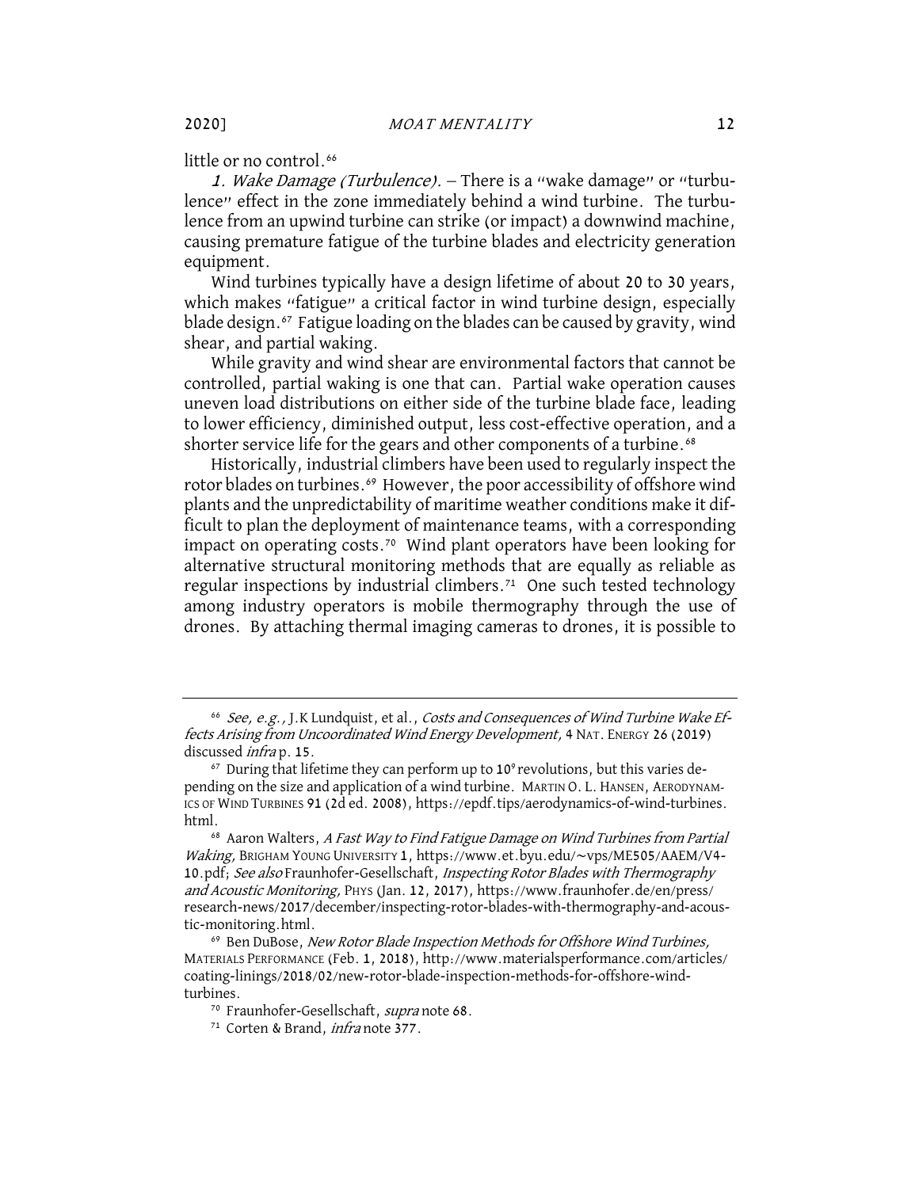little or no control.[66]

*1. Wake Damage (Turbulence).* – There is a "wake damage" or "turbulence" effect in the zone immediately behind a wind turbine. The turbulence from an upwind turbine can strike (or impact) a downwind machine, causing premature fatigue of the turbine blades and electricity generation equipment.

Wind turbines typically have a design lifetime of about 20 to 30 years, which makes "fatigue" a critical factor in wind turbine design, especially blade design.[67] Fatigue loading on the blades can be caused by gravity, wind shear, and partial waking.

While gravity and wind shear are environmental factors that cannot be controlled, partial waking is one that can. Partial wake operation causes uneven load distributions on either side of the turbine blade face, leading to lower efficiency, diminished output, less cost-effective operation, and a shorter service life for the gears and other components of a turbine.[68]

Historically, industrial climbers have been used to regularly inspect the rotor blades on turbines.[69] However, the poor accessibility of offshore wind plants and the unpredictability of maritime weather conditions make it difficult to plan the deployment of maintenance teams, with a corresponding impact on operating costs.[70] Wind plant operators have been looking for alternative structural monitoring methods that are equally as reliable as regular inspections by industrial climbers.[71] One such tested technology among industry operators is mobile thermography through the use of drones. By attaching thermal imaging cameras to drones, it is possible to

---

[66] *See, e.g.*, J.K Lundquist, et al., *Costs and Consequences of Wind Turbine Wake Effects Arising from Uncoordinated Wind Energy Development,* 4 NAT. ENERGY 26 (2019) discussed *infra* p. 15.

[67] During that lifetime they can perform up to $10^9$ revolutions, but this varies depending on the size and application of a wind turbine. MARTIN O. L. HANSEN, AERODYNAMICS OF WIND TURBINES 91 (2d ed. 2008), https://epdf.tips/aerodynamics-of-wind-turbines.html.

[68] Aaron Walters, *A Fast Way to Find Fatigue Damage on Wind Turbines from Partial Waking,* BRIGHAM YOUNG UNIVERSITY 1, https://www.et.byu.edu/~vps/ME505/AAEM/V4-10.pdf; *See also* Fraunhofer-Gesellschaft, *Inspecting Rotor Blades with Thermography and Acoustic Monitoring,* PHYS (Jan. 12, 2017), https://www.fraunhofer.de/en/press/research-news/2017/december/inspecting-rotor-blades-with-thermography-and-acoustic-monitoring.html.

[69] Ben DuBose, *New Rotor Blade Inspection Methods for Offshore Wind Turbines,* MATERIALS PERFORMANCE (Feb. 1, 2018), http://www.materialsperformance.com/articles/coating-linings/2018/02/new-rotor-blade-inspection-methods-for-offshore-wind-turbines.

[70] Fraunhofer-Gesellschaft, *supra* note 68.

[71] Corten & Brand, *infra* note 377.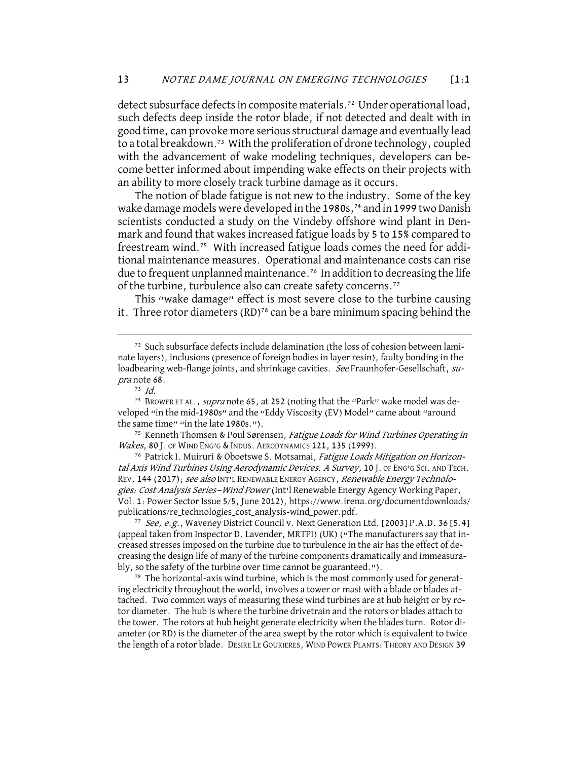detect subsurface defects in composite materials.[72] Under operational load, such defects deep inside the rotor blade, if not detected and dealt with in good time, can provoke more serious structural damage and eventually lead to a total breakdown.[73] With the proliferation of drone technology, coupled with the advancement of wake modeling techniques, developers can become better informed about impending wake effects on their projects with an ability to more closely track turbine damage as it occurs.

The notion of blade fatigue is not new to the industry. Some of the key wake damage models were developed in the 1980s,[74] and in 1999 two Danish scientists conducted a study on the Vindeby offshore wind plant in Denmark and found that wakes increased fatigue loads by 5 to 15% compared to freestream wind.[75] With increased fatigue loads comes the need for additional maintenance measures. Operational and maintenance costs can rise due to frequent unplanned maintenance.[76] In addition to decreasing the life of the turbine, turbulence also can create safety concerns.[77]

This "wake damage" effect is most severe close to the turbine causing it. Three rotor diameters (RD)[78] can be a bare minimum spacing behind the

---

[72] Such subsurface defects include delamination (the loss of cohesion between laminate layers), inclusions (presence of foreign bodies in layer resin), faulty bonding in the loadbearing web-flange joints, and shrinkage cavities. *See* Fraunhofer-Gesellschaft, *supra* note 68.

[73] *Id.*

[74] BROWER ET AL., *supra* note 65, at 252 (noting that the "Park" wake model was developed "in the mid-1980s" and the "Eddy Viscosity (EV) Model" came about "around the same time" "in the late 1980s.").

[75] Kenneth Thomsen & Poul Sørensen, *Fatigue Loads for Wind Turbines Operating in Wakes*, 80 J. OF WIND ENG'G & INDUS. AERODYNAMICS 121, 135 (1999).

[76] Patrick I. Muiruri & Oboetswe S. Motsamai, *Fatigue Loads Mitigation on Horizontal Axis Wind Turbines Using Aerodynamic Devices. A Survey,* 10 J. OF ENG'G SCI. AND TECH. REV. 144 (2017); *see also* INT'L RENEWABLE ENERGY AGENCY, *Renewable Energy Technologies: Cost Analysis Series–Wind Power* (Int'l Renewable Energy Agency Working Paper, Vol. 1: Power Sector Issue 5/5, June 2012), https://www.irena.org/documentdownloads/publications/re_technologies_cost_analysis-wind_power.pdf.

[77] *See, e.g.*, Waveney District Council v. Next Generation Ltd. [2003] P.A.D. 36 [5.4] (appeal taken from Inspector D. Lavender, MRTPI) (UK) ("The manufacturers say that increased stresses imposed on the turbine due to turbulence in the air has the effect of decreasing the design life of many of the turbine components dramatically and immeasurably, so the safety of the turbine over time cannot be guaranteed.").

[78] The horizontal-axis wind turbine, which is the most commonly used for generating electricity throughout the world, involves a tower or mast with a blade or blades attached. Two common ways of measuring these wind turbines are at hub height or by rotor diameter. The hub is where the turbine drivetrain and the rotors or blades attach to the tower. The rotors at hub height generate electricity when the blades turn. Rotor diameter (or RD) is the diameter of the area swept by the rotor which is equivalent to twice the length of a rotor blade. DESIRE LE GOURIERES, WIND POWER PLANTS: THEORY AND DESIGN 39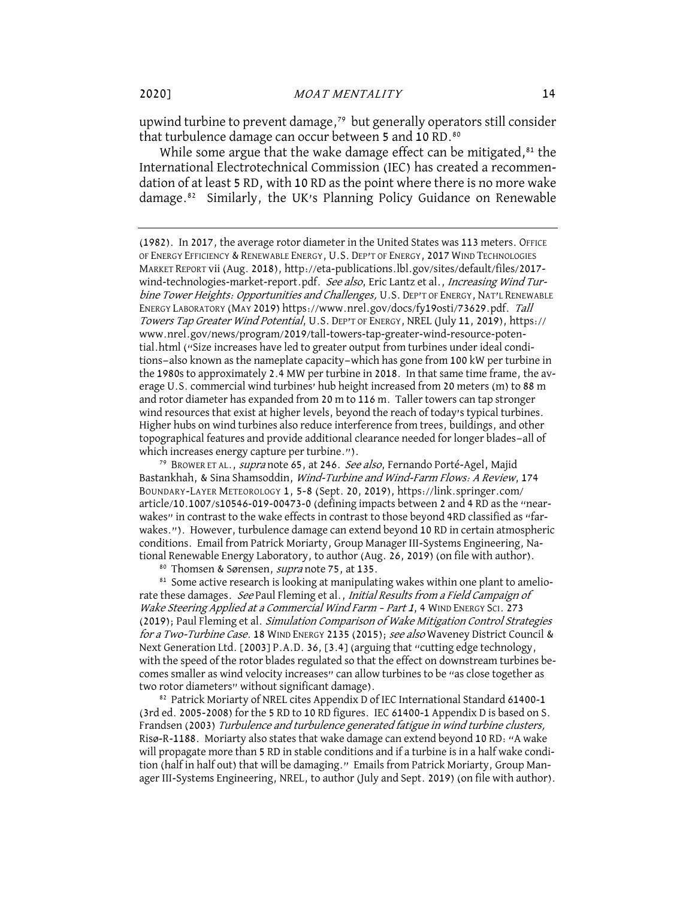upwind turbine to prevent damage,[79] but generally operators still consider that turbulence damage can occur between 5 and 10 RD.[80]

While some argue that the wake damage effect can be mitigated,[81] the International Electrotechnical Commission (IEC) has created a recommendation of at least 5 RD, with 10 RD as the point where there is no more wake damage.[82] Similarly, the UK's Planning Policy Guidance on Renewable

---

(1982). In 2017, the average rotor diameter in the United States was 113 meters. OFFICE OF ENERGY EFFICIENCY & RENEWABLE ENERGY, U.S. DEP'T OF ENERGY, 2017 WIND TECHNOLOGIES MARKET REPORT vii (Aug. 2018), http://eta-publications.lbl.gov/sites/default/files/2017-wind-technologies-market-report.pdf. *See also*, Eric Lantz et al., *Increasing Wind Turbine Tower Heights: Opportunities and Challenges,* U.S. DEP'T OF ENERGY, NAT'L RENEWABLE ENERGY LABORATORY (MAY 2019) https://www.nrel.gov/docs/fy19osti/73629.pdf. *Tall Towers Tap Greater Wind Potential*, U.S. DEP'T OF ENERGY, NREL (July 11, 2019), https://www.nrel.gov/news/program/2019/tall-towers-tap-greater-wind-resource-potential.html ("Size increases have led to greater output from turbines under ideal conditions–also known as the nameplate capacity–which has gone from 100 kW per turbine in the 1980s to approximately 2.4 MW per turbine in 2018. In that same time frame, the average U.S. commercial wind turbines' hub height increased from 20 meters (m) to 88 m and rotor diameter has expanded from 20 m to 116 m. Taller towers can tap stronger wind resources that exist at higher levels, beyond the reach of today's typical turbines. Higher hubs on wind turbines also reduce interference from trees, buildings, and other topographical features and provide additional clearance needed for longer blades–all of which increases energy capture per turbine.").

[79] BROWER ET AL., *supra* note 65, at 246. *See also*, Fernando Porté-Agel, Majid Bastankhah, & Sina Shamsoddin, *Wind-Turbine and Wind-Farm Flows: A Review*, 174 BOUNDARY-LAYER METEOROLOGY 1, 5-8 (Sept. 20, 2019), https://link.springer.com/article/10.1007/s10546-019-00473-0 (defining impacts between 2 and 4 RD as the "near-wakes" in contrast to the wake effects in contrast to those beyond 4RD classified as "far-wakes."). However, turbulence damage can extend beyond 10 RD in certain atmospheric conditions. Email from Patrick Moriarty, Group Manager III-Systems Engineering, National Renewable Energy Laboratory, to author (Aug. 26, 2019) (on file with author).

[80] Thomsen & Sørensen, *supra* note 75, at 135.

[81] Some active research is looking at manipulating wakes within one plant to ameliorate these damages. *See* Paul Fleming et al., *Initial Results from a Field Campaign of Wake Steering Applied at a Commercial Wind Farm – Part 1*, 4 WIND ENERGY SCI. 273 (2019); Paul Fleming et al. *Simulation Comparison of Wake Mitigation Control Strategies for a Two-Turbine Case.* 18 WIND ENERGY 2135 (2015); *see also* Waveney District Council & Next Generation Ltd. [2003] P.A.D. 36, [3.4] (arguing that "cutting edge technology, with the speed of the rotor blades regulated so that the effect on downstream turbines becomes smaller as wind velocity increases" can allow turbines to be "as close together as two rotor diameters" without significant damage).

[82] Patrick Moriarty of NREL cites Appendix D of IEC International Standard 61400-1 (3rd ed. 2005-2008) for the 5 RD to 10 RD figures. IEC 61400-1 Appendix D is based on S. Frandsen (2003) *Turbulence and turbulence generated fatigue in wind turbine clusters,* Risø-R-1188. Moriarty also states that wake damage can extend beyond 10 RD: "A wake will propagate more than 5 RD in stable conditions and if a turbine is in a half wake condition (half in half out) that will be damaging." Emails from Patrick Moriarty, Group Manager III-Systems Engineering, NREL, to author (July and Sept. 2019) (on file with author).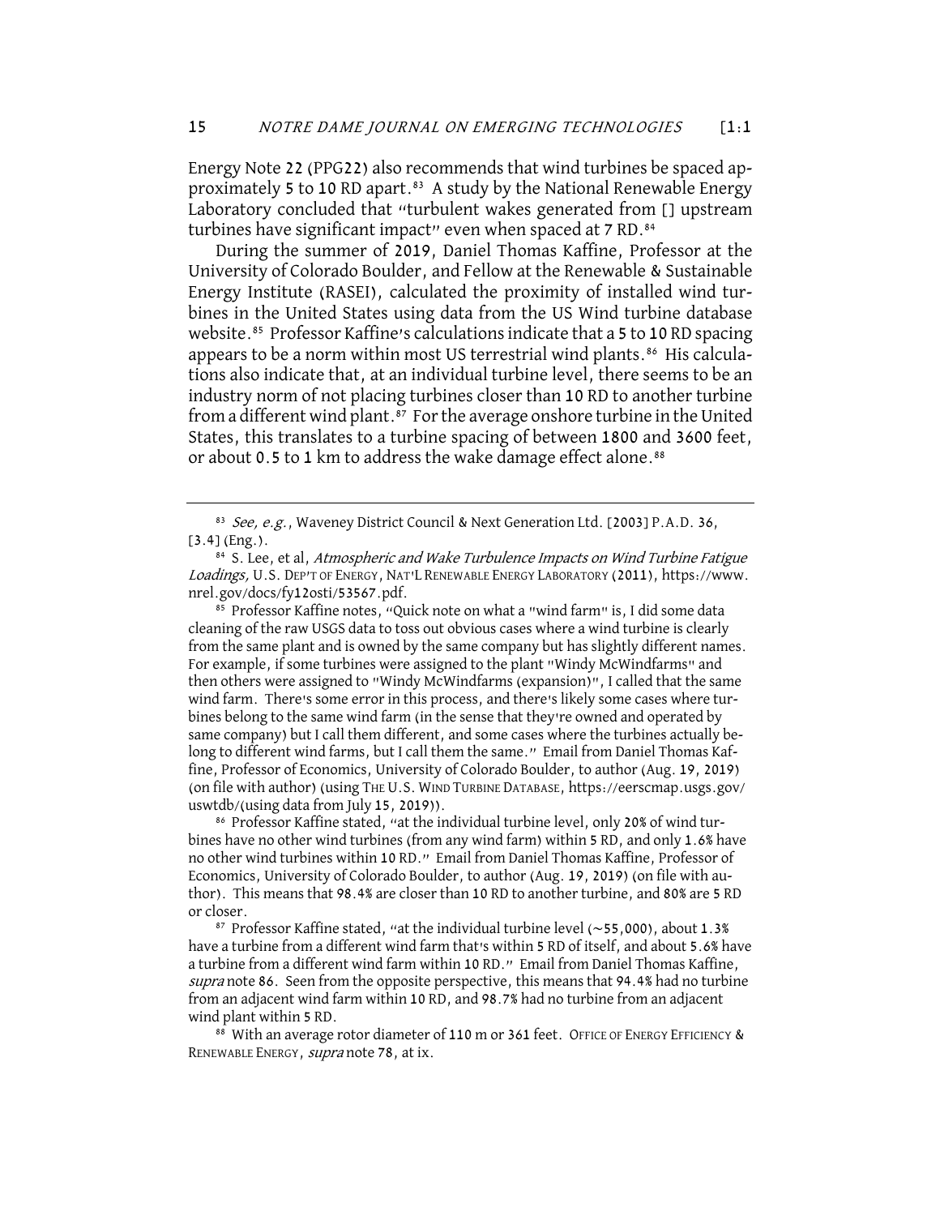Energy Note 22 (PPG22) also recommends that wind turbines be spaced approximately 5 to 10 RD apart.[83] A study by the National Renewable Energy Laboratory concluded that "turbulent wakes generated from [] upstream turbines have significant impact" even when spaced at 7 RD.[84]

During the summer of 2019, Daniel Thomas Kaffine, Professor at the University of Colorado Boulder, and Fellow at the Renewable & Sustainable Energy Institute (RASEI), calculated the proximity of installed wind turbines in the United States using data from the US Wind turbine database website.[85] Professor Kaffine's calculations indicate that a 5 to 10 RD spacing appears to be a norm within most US terrestrial wind plants.[86] His calculations also indicate that, at an individual turbine level, there seems to be an industry norm of not placing turbines closer than 10 RD to another turbine from a different wind plant.[87] For the average onshore turbine in the United States, this translates to a turbine spacing of between 1800 and 3600 feet, or about 0.5 to 1 km to address the wake damage effect alone.[88]

---

[83] *See, e.g.*, Waveney District Council & Next Generation Ltd. [2003] P.A.D. 36, [3.4] (Eng.).

[84] S. Lee, et al, *Atmospheric and Wake Turbulence Impacts on Wind Turbine Fatigue Loadings,* U.S. DEP'T OF ENERGY, NAT'L RENEWABLE ENERGY LABORATORY (2011), https://www.nrel.gov/docs/fy12osti/53567.pdf.

[85] Professor Kaffine notes, "Quick note on what a "wind farm" is, I did some data cleaning of the raw USGS data to toss out obvious cases where a wind turbine is clearly from the same plant and is owned by the same company but has slightly different names. For example, if some turbines were assigned to the plant "Windy McWindfarms" and then others were assigned to "Windy McWindfarms (expansion)", I called that the same wind farm. There's some error in this process, and there's likely some cases where turbines belong to the same wind farm (in the sense that they're owned and operated by same company) but I call them different, and some cases where the turbines actually belong to different wind farms, but I call them the same." Email from Daniel Thomas Kaffine, Professor of Economics, University of Colorado Boulder, to author (Aug. 19, 2019) (on file with author) (using THE U.S. WIND TURBINE DATABASE, https://eerscmap.usgs.gov/uswtdb/(using data from July 15, 2019)).

[86] Professor Kaffine stated, "at the individual turbine level, only 20% of wind turbines have no other wind turbines (from any wind farm) within 5 RD, and only 1.6% have no other wind turbines within 10 RD." Email from Daniel Thomas Kaffine, Professor of Economics, University of Colorado Boulder, to author (Aug. 19, 2019) (on file with author). This means that 98.4% are closer than 10 RD to another turbine, and 80% are 5 RD or closer.

[87] Professor Kaffine stated, "at the individual turbine level (~55,000), about 1.3% have a turbine from a different wind farm that's within 5 RD of itself, and about 5.6% have a turbine from a different wind farm within 10 RD." Email from Daniel Thomas Kaffine, *supra* note 86. Seen from the opposite perspective, this means that 94.4% had no turbine from an adjacent wind farm within 10 RD, and 98.7% had no turbine from an adjacent wind plant within 5 RD.

[88] With an average rotor diameter of 110 m or 361 feet. OFFICE OF ENERGY EFFICIENCY & RENEWABLE ENERGY, *supra* note 78, at ix.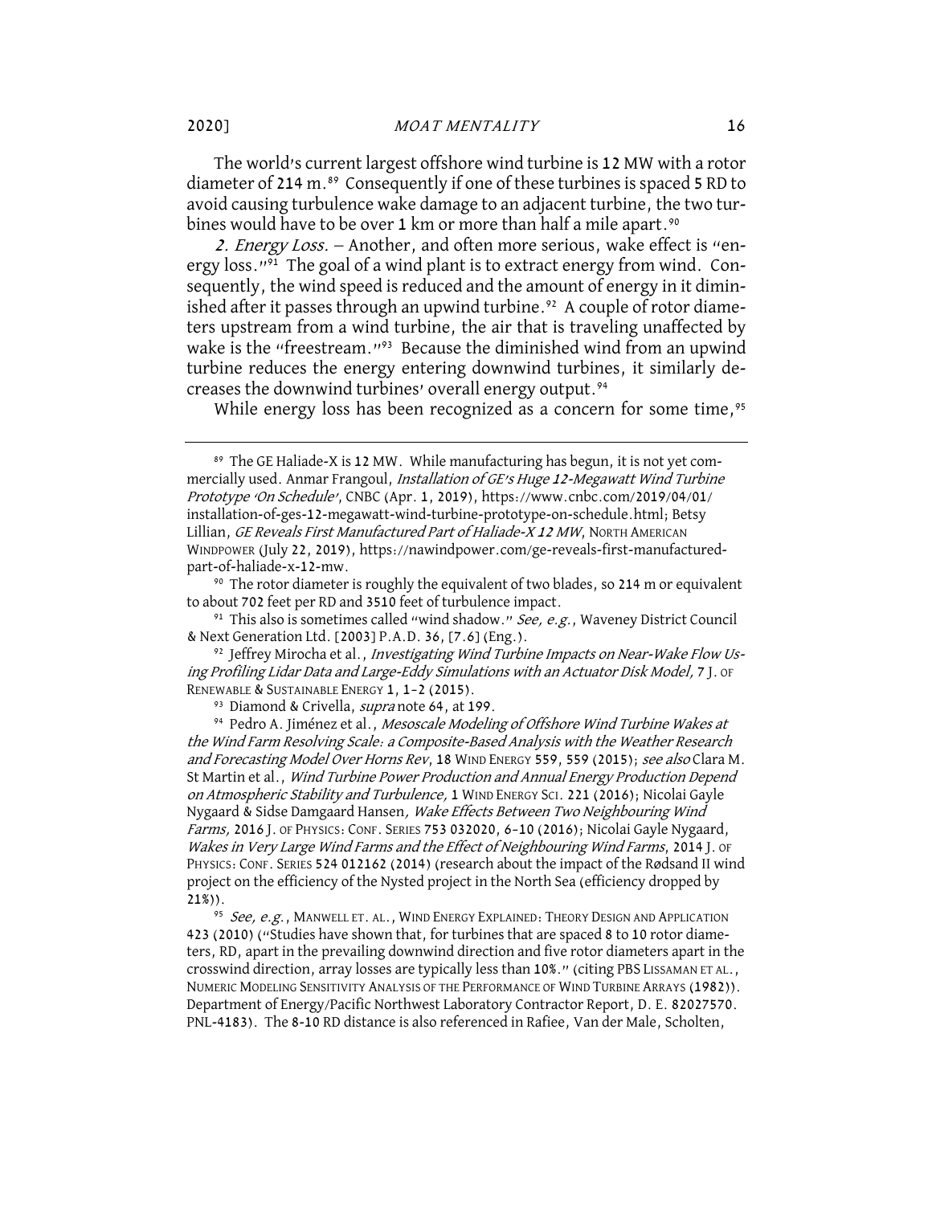The world's current largest offshore wind turbine is 12 MW with a rotor diameter of 214 m.[89] Consequently if one of these turbines is spaced 5 RD to avoid causing turbulence wake damage to an adjacent turbine, the two turbines would have to be over 1 km or more than half a mile apart.[90]

*2. Energy Loss.* – Another, and often more serious, wake effect is "energy loss."[91] The goal of a wind plant is to extract energy from wind. Consequently, the wind speed is reduced and the amount of energy in it diminished after it passes through an upwind turbine.[92] A couple of rotor diameters upstream from a wind turbine, the air that is traveling unaffected by wake is the "freestream."[93] Because the diminished wind from an upwind turbine reduces the energy entering downwind turbines, it similarly decreases the downwind turbines' overall energy output.[94]

While energy loss has been recognized as a concern for some time,[95]

---

[89] The GE Haliade-X is 12 MW. While manufacturing has begun, it is not yet commercially used. Anmar Frangoul, *Installation of GE's Huge 12-Megawatt Wind Turbine Prototype 'On Schedule'*, CNBC (Apr. 1, 2019), https://www.cnbc.com/2019/04/01/installation-of-ges-12-megawatt-wind-turbine-prototype-on-schedule.html; Betsy Lillian, *GE Reveals First Manufactured Part of Haliade-X 12 MW*, NORTH AMERICAN WINDPOWER (July 22, 2019), https://nawindpower.com/ge-reveals-first-manufactured-part-of-haliade-x-12-mw.

[90] The rotor diameter is roughly the equivalent of two blades, so 214 m or equivalent to about 702 feet per RD and 3510 feet of turbulence impact.

[91] This also is sometimes called "wind shadow." *See, e.g.*, Waveney District Council & Next Generation Ltd. [2003] P.A.D. 36, [7.6] (Eng.).

[92] Jeffrey Mirocha et al., *Investigating Wind Turbine Impacts on Near-Wake Flow Using Profiling Lidar Data and Large-Eddy Simulations with an Actuator Disk Model,* 7 J. OF RENEWABLE & SUSTAINABLE ENERGY 1, 1–2 (2015).

[93] Diamond & Crivella, *supra* note 64, at 199.

[94] Pedro A. Jiménez et al., *Mesoscale Modeling of Offshore Wind Turbine Wakes at the Wind Farm Resolving Scale: a Composite-Based Analysis with the Weather Research and Forecasting Model Over Horns Rev*, 18 WIND ENERGY 559, 559 (2015); *see also* Clara M. St Martin et al., *Wind Turbine Power Production and Annual Energy Production Depend on Atmospheric Stability and Turbulence,* 1 WIND ENERGY SCI. 221 (2016); Nicolai Gayle Nygaard & Sidse Damgaard Hansen*, Wake Effects Between Two Neighbouring Wind Farms,* 2016 J. OF PHYSICS: CONF. SERIES 753 032020, 6–10 (2016); Nicolai Gayle Nygaard, *Wakes in Very Large Wind Farms and the Effect of Neighbouring Wind Farms*, 2014 J. OF PHYSICS: CONF. SERIES 524 012162 (2014) (research about the impact of the Rødsand II wind project on the efficiency of the Nysted project in the North Sea (efficiency dropped by 21%)).

[95] *See, e.g.*, MANWELL ET. AL., WIND ENERGY EXPLAINED: THEORY DESIGN AND APPLICATION 423 (2010) ("Studies have shown that, for turbines that are spaced 8 to 10 rotor diameters, RD, apart in the prevailing downwind direction and five rotor diameters apart in the crosswind direction, array losses are typically less than 10%." (citing PBS LISSAMAN ET AL., NUMERIC MODELING SENSITIVITY ANALYSIS OF THE PERFORMANCE OF WIND TURBINE ARRAYS (1982)). Department of Energy/Pacific Northwest Laboratory Contractor Report, D. E. 82027570. PNL-4183). The 8-10 RD distance is also referenced in Rafiee, Van der Male, Scholten,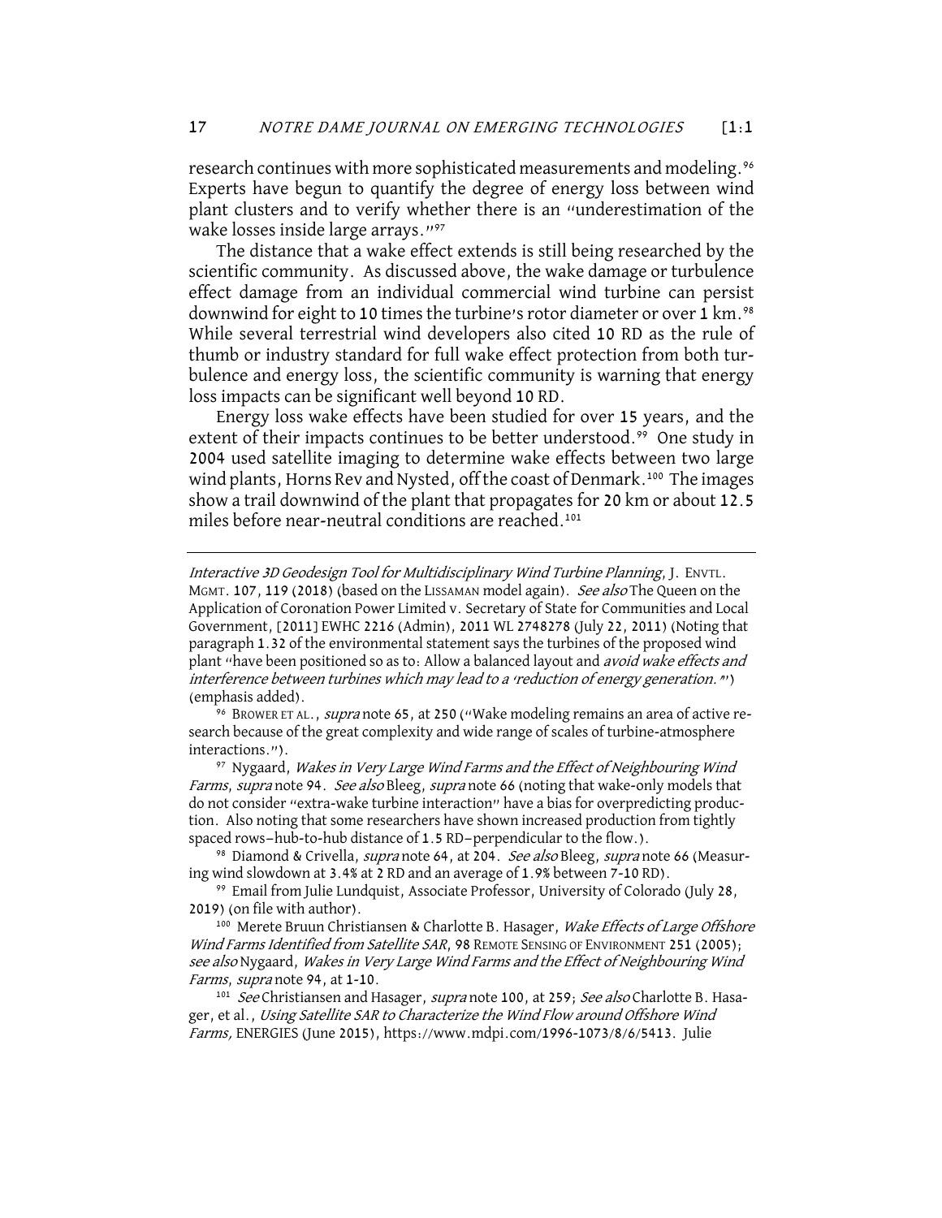research continues with more sophisticated measurements and modeling.[96] Experts have begun to quantify the degree of energy loss between wind plant clusters and to verify whether there is an "underestimation of the wake losses inside large arrays."[97]

The distance that a wake effect extends is still being researched by the scientific community. As discussed above, the wake damage or turbulence effect damage from an individual commercial wind turbine can persist downwind for eight to 10 times the turbine's rotor diameter or over 1 km.[98] While several terrestrial wind developers also cited 10 RD as the rule of thumb or industry standard for full wake effect protection from both turbulence and energy loss, the scientific community is warning that energy loss impacts can be significant well beyond 10 RD.

Energy loss wake effects have been studied for over 15 years, and the extent of their impacts continues to be better understood.[99] One study in 2004 used satellite imaging to determine wake effects between two large wind plants, Horns Rev and Nysted, off the coast of Denmark.[100] The images show a trail downwind of the plant that propagates for 20 km or about 12.5 miles before near-neutral conditions are reached.[101]

---

*Interactive 3D Geodesign Tool for Multidisciplinary Wind Turbine Planning*, J. ENVTL. MGMT. 107, 119 (2018) (based on the LISSAMAN model again). *See also* The Queen on the Application of Coronation Power Limited v. Secretary of State for Communities and Local Government, [2011] EWHC 2216 (Admin), 2011 WL 2748278 (July 22, 2011) (Noting that paragraph 1.32 of the environmental statement says the turbines of the proposed wind plant "have been positioned so as to: Allow a balanced layout and *avoid wake effects and interference between turbines which may lead to a 'reduction of energy generation.'*") (emphasis added).

[96] BROWER ET AL., *supra* note 65, at 250 ("Wake modeling remains an area of active research because of the great complexity and wide range of scales of turbine-atmosphere interactions.").

[97] Nygaard, *Wakes in Very Large Wind Farms and the Effect of Neighbouring Wind Farms*, *supra* note 94. *See also* Bleeg, *supra* note 66 (noting that wake-only models that do not consider "extra-wake turbine interaction" have a bias for overpredicting production. Also noting that some researchers have shown increased production from tightly spaced rows–hub-to-hub distance of 1.5 RD–perpendicular to the flow.).

[98] Diamond & Crivella, *supra* note 64, at 204. *See also* Bleeg, *supra* note 66 (Measuring wind slowdown at 3.4% at 2 RD and an average of 1.9% between 7-10 RD).

[99] Email from Julie Lundquist, Associate Professor, University of Colorado (July 28, 2019) (on file with author).

[100] Merete Bruun Christiansen & Charlotte B. Hasager, *Wake Effects of Large Offshore Wind Farms Identified from Satellite SAR*, 98 REMOTE SENSING OF ENVIRONMENT 251 (2005); *see also* Nygaard, *Wakes in Very Large Wind Farms and the Effect of Neighbouring Wind Farms*, *supra* note 94, at 1-10.

[101] *See* Christiansen and Hasager, *supra* note 100, at 259; *See also* Charlotte B. Hasager, et al., *Using Satellite SAR to Characterize the Wind Flow around Offshore Wind Farms,* ENERGIES (June 2015), https://www.mdpi.com/1996-1073/8/6/5413. Julie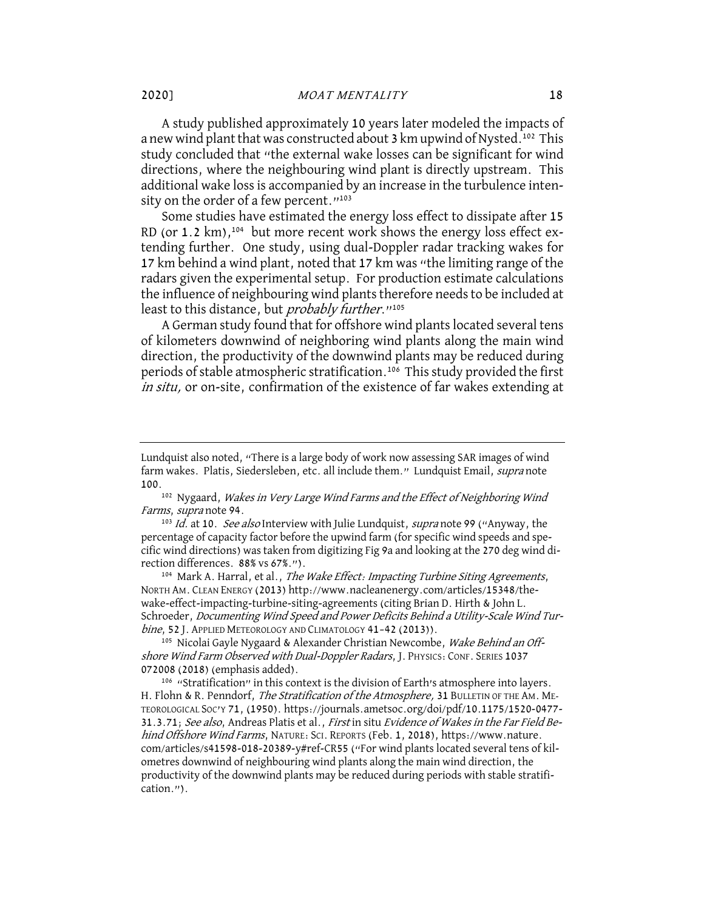A study published approximately 10 years later modeled the impacts of a new wind plant that was constructed about 3 km upwind of Nysted.[102] This study concluded that "the external wake losses can be significant for wind directions, where the neighbouring wind plant is directly upstream. This additional wake loss is accompanied by an increase in the turbulence intensity on the order of a few percent."[103]

Some studies have estimated the energy loss effect to dissipate after 15 RD (or 1.2 km),[104] but more recent work shows the energy loss effect extending further. One study, using dual-Doppler radar tracking wakes for 17 km behind a wind plant, noted that 17 km was "the limiting range of the radars given the experimental setup. For production estimate calculations the influence of neighbouring wind plants therefore needs to be included at least to this distance, but *probably further*."[105]

A German study found that for offshore wind plants located several tens of kilometers downwind of neighboring wind plants along the main wind direction, the productivity of the downwind plants may be reduced during periods of stable atmospheric stratification.[106] This study provided the first *in situ,* or on-site, confirmation of the existence of far wakes extending at

---

Lundquist also noted, "There is a large body of work now assessing SAR images of wind farm wakes. Platis, Siedersleben, etc. all include them." Lundquist Email, *supra* note 100.

[102] Nygaard, *Wakes in Very Large Wind Farms and the Effect of Neighboring Wind Farms*, *supra* note 94.

[103] *Id.* at 10. *See also* Interview with Julie Lundquist, *supra* note 99 ("Anyway, the percentage of capacity factor before the upwind farm (for specific wind speeds and specific wind directions) was taken from digitizing Fig 9a and looking at the 270 deg wind direction differences. 88% vs 67%.").

[104] Mark A. Harral, et al., *The Wake Effect: Impacting Turbine Siting Agreements*, NORTH AM. CLEAN ENERGY (2013) http://www.nacleanenergy.com/articles/15348/the-wake-effect-impacting-turbine-siting-agreements (citing Brian D. Hirth & John L. Schroeder, *Documenting Wind Speed and Power Deficits Behind a Utility-Scale Wind Turbine*, 52 J. APPLIED METEOROLOGY AND CLIMATOLOGY 41–42 (2013)).

[105] Nicolai Gayle Nygaard & Alexander Christian Newcombe, *Wake Behind an Offshore Wind Farm Observed with Dual-Doppler Radars*, J. PHYSICS: CONF. SERIES 1037 072008 (2018) (emphasis added).

[106] "Stratification" in this context is the division of Earth's atmosphere into layers. H. Flohn & R. Penndorf, *The Stratification of the Atmosphere,* 31 BULLETIN OF THE AM. METEOROLOGICAL SOC'Y 71, (1950). https://journals.ametsoc.org/doi/pdf/10.1175/1520-0477-31.3.71; *See also*, Andreas Platis et al., *First* in situ *Evidence of Wakes in the Far Field Behind Offshore Wind Farms*, NATURE: SCI. REPORTS (Feb. 1, 2018), https://www.nature.com/articles/s41598-018-20389-y#ref-CR55 ("For wind plants located several tens of kilometres downwind of neighbouring wind plants along the main wind direction, the productivity of the downwind plants may be reduced during periods with stable stratification.").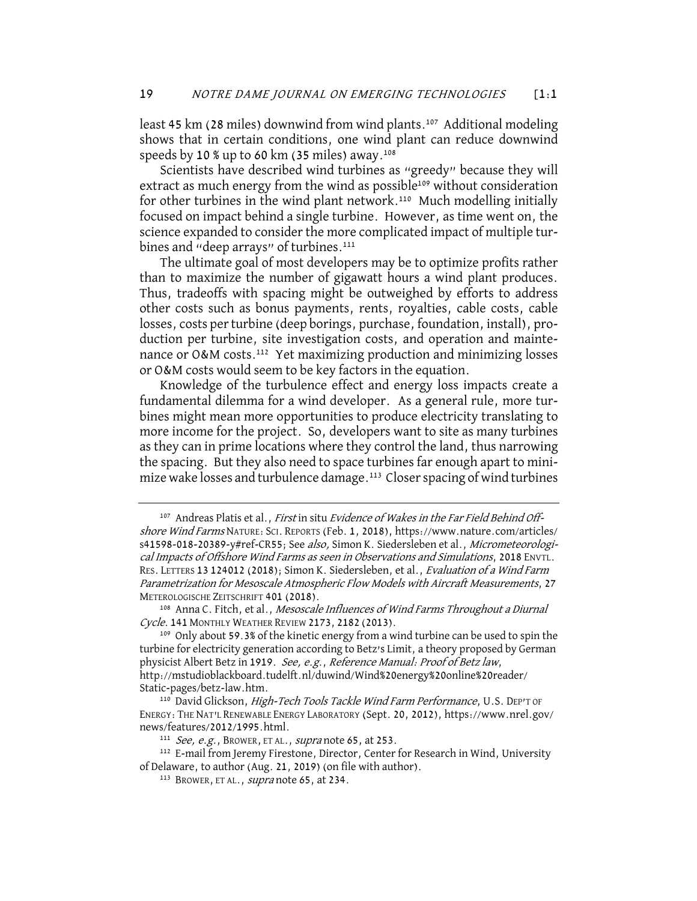least 45 km (28 miles) downwind from wind plants.[107] Additional modeling shows that in certain conditions, one wind plant can reduce downwind speeds by 10 % up to 60 km (35 miles) away.[108]

Scientists have described wind turbines as "greedy" because they will extract as much energy from the wind as possible[109] without consideration for other turbines in the wind plant network.[110] Much modelling initially focused on impact behind a single turbine. However, as time went on, the science expanded to consider the more complicated impact of multiple turbines and "deep arrays" of turbines.[111]

The ultimate goal of most developers may be to optimize profits rather than to maximize the number of gigawatt hours a wind plant produces. Thus, tradeoffs with spacing might be outweighed by efforts to address other costs such as bonus payments, rents, royalties, cable costs, cable losses, costs per turbine (deep borings, purchase, foundation, install), production per turbine, site investigation costs, and operation and maintenance or O&M costs.[112] Yet maximizing production and minimizing losses or O&M costs would seem to be key factors in the equation.

Knowledge of the turbulence effect and energy loss impacts create a fundamental dilemma for a wind developer. As a general rule, more turbines might mean more opportunities to produce electricity translating to more income for the project. So, developers want to site as many turbines as they can in prime locations where they control the land, thus narrowing the spacing. But they also need to space turbines far enough apart to minimize wake losses and turbulence damage.[113] Closer spacing of wind turbines

---

[107] Andreas Platis et al., *First* in situ *Evidence of Wakes in the Far Field Behind Offshore Wind Farms* NATURE: SCI. REPORTS (Feb. 1, 2018), https://www.nature.com/articles/s41598-018-20389-y#ref-CR55; See *also*, Simon K. Siedersleben et al., *Micrometeorological Impacts of Offshore Wind Farms as seen in Observations and Simulations*, 2018 ENVTL. RES. LETTERS 13 124012 (2018); Simon K. Siedersleben, et al., *Evaluation of a Wind Farm Parametrization for Mesoscale Atmospheric Flow Models with Aircraft Measurements*, 27 METEROLOGISCHE ZEITSCHRIFT 401 (2018).

[108] Anna C. Fitch, et al., *Mesoscale Influences of Wind Farms Throughout a Diurnal Cycle*. 141 MONTHLY WEATHER REVIEW 2173, 2182 (2013).

[109] Only about 59.3% of the kinetic energy from a wind turbine can be used to spin the turbine for electricity generation according to Betz's Limit, a theory proposed by German physicist Albert Betz in 1919. *See, e.g.*, *Reference Manual: Proof of Betz law*, http://mstudioblackboard.tudelft.nl/duwind/Wind%20energy%20online%20reader/Static-pages/betz-law.htm.

[110] David Glickson, *High-Tech Tools Tackle Wind Farm Performance*, U.S. DEP'T OF ENERGY: THE NAT'L RENEWABLE ENERGY LABORATORY (Sept. 20, 2012), https://www.nrel.gov/news/features/2012/1995.html.

[111] *See, e.g.*, BROWER, ET AL., *supra* note 65, at 253.

[112] E-mail from Jeremy Firestone, Director, Center for Research in Wind, University of Delaware, to author (Aug. 21, 2019) (on file with author).

[113] BROWER, ET AL., *supra* note 65, at 234.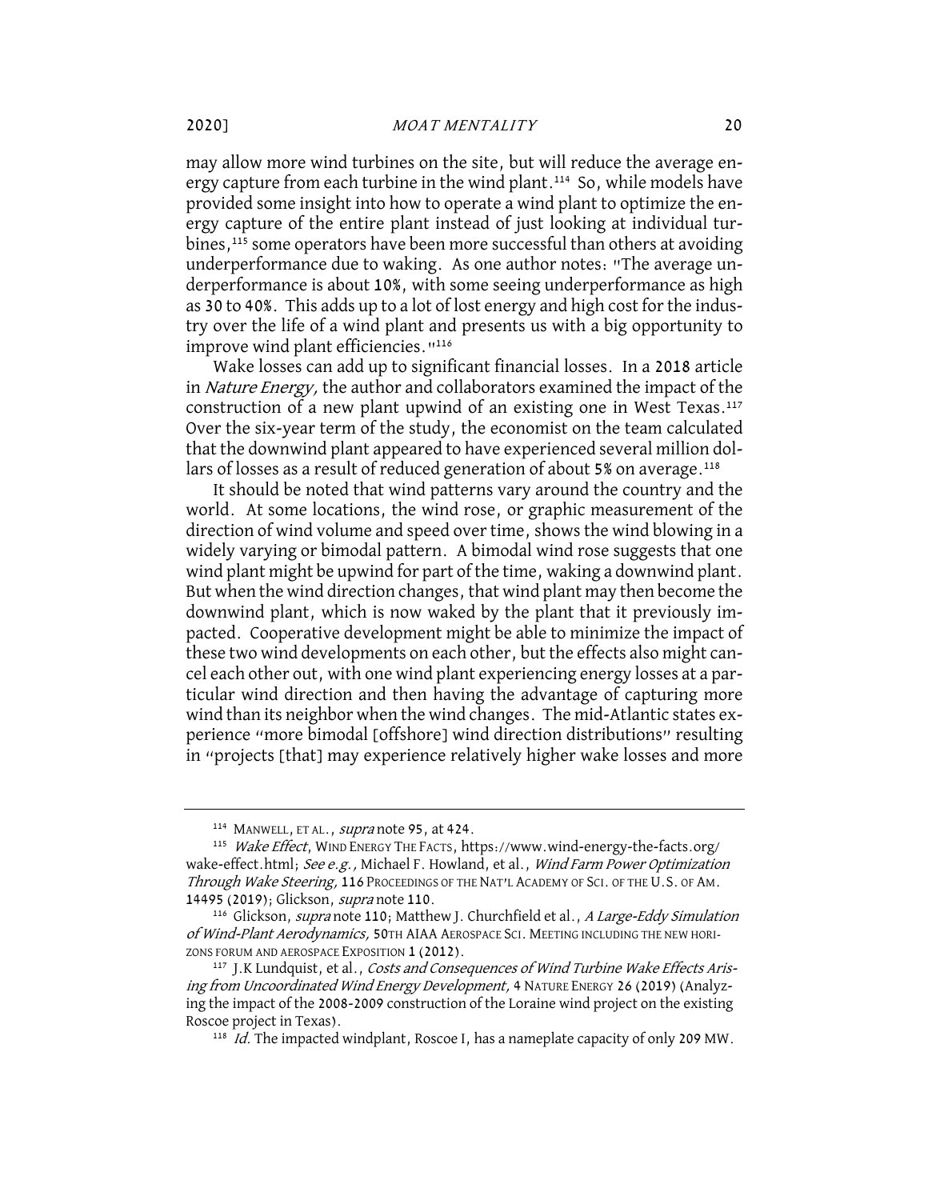may allow more wind turbines on the site, but will reduce the average energy capture from each turbine in the wind plant.[114] So, while models have provided some insight into how to operate a wind plant to optimize the energy capture of the entire plant instead of just looking at individual turbines,[115] some operators have been more successful than others at avoiding underperformance due to waking. As one author notes: "The average underperformance is about 10%, with some seeing underperformance as high as 30 to 40%. This adds up to a lot of lost energy and high cost for the industry over the life of a wind plant and presents us with a big opportunity to improve wind plant efficiencies."[116]

Wake losses can add up to significant financial losses. In a 2018 article in *Nature Energy,* the author and collaborators examined the impact of the construction of a new plant upwind of an existing one in West Texas.[117] Over the six-year term of the study, the economist on the team calculated that the downwind plant appeared to have experienced several million dollars of losses as a result of reduced generation of about 5% on average.[118]

It should be noted that wind patterns vary around the country and the world. At some locations, the wind rose, or graphic measurement of the direction of wind volume and speed over time, shows the wind blowing in a widely varying or bimodal pattern. A bimodal wind rose suggests that one wind plant might be upwind for part of the time, waking a downwind plant. But when the wind direction changes, that wind plant may then become the downwind plant, which is now waked by the plant that it previously impacted. Cooperative development might be able to minimize the impact of these two wind developments on each other, but the effects also might cancel each other out, with one wind plant experiencing energy losses at a particular wind direction and then having the advantage of capturing more wind than its neighbor when the wind changes. The mid-Atlantic states experience "more bimodal [offshore] wind direction distributions" resulting in "projects [that] may experience relatively higher wake losses and more

---

[114] MANWELL, ET AL., *supra* note 95, at 424.

[115] *Wake Effect*, WIND ENERGY THE FACTS, https://www.wind-energy-the-facts.org/wake-effect.html; *See e.g.,* Michael F. Howland, et al., *Wind Farm Power Optimization Through Wake Steering,* 116 PROCEEDINGS OF THE NAT'L ACADEMY OF SCI. OF THE U.S. OF AM. 14495 (2019); Glickson, *supra* note 110.

[116] Glickson, *supra* note 110; Matthew J. Churchfield et al., *A Large-Eddy Simulation of Wind-Plant Aerodynamics,* 50TH AIAA AEROSPACE SCI. MEETING INCLUDING THE NEW HORIZONS FORUM AND AEROSPACE EXPOSITION 1 (2012).

[117] J.K Lundquist, et al., *Costs and Consequences of Wind Turbine Wake Effects Arising from Uncoordinated Wind Energy Development,* 4 NATURE ENERGY 26 (2019) (Analyzing the impact of the 2008-2009 construction of the Loraine wind project on the existing Roscoe project in Texas).

[118] *Id.* The impacted windplant, Roscoe I, has a nameplate capacity of only 209 MW.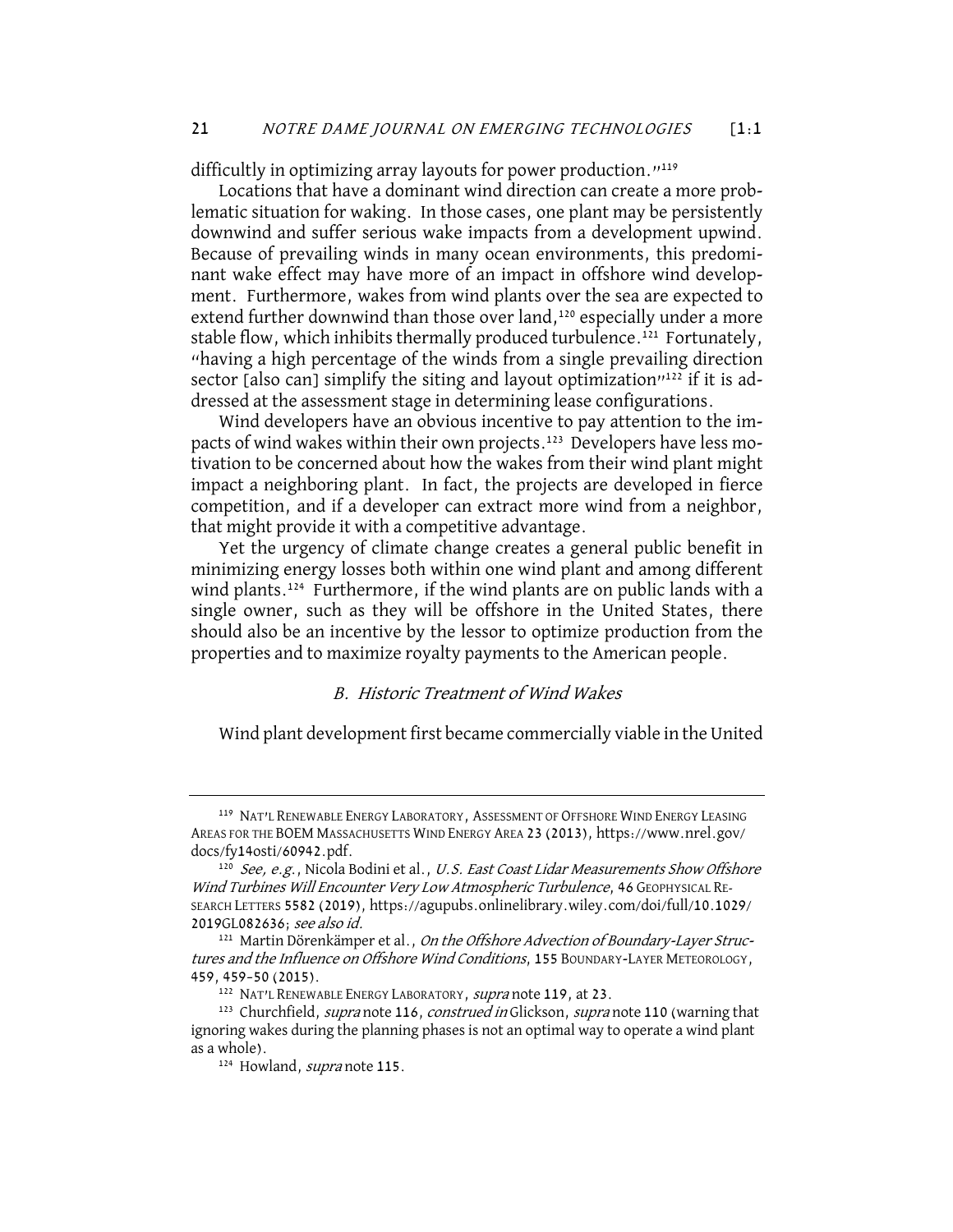difficultly in optimizing array layouts for power production."[119]

Locations that have a dominant wind direction can create a more problematic situation for waking. In those cases, one plant may be persistently downwind and suffer serious wake impacts from a development upwind. Because of prevailing winds in many ocean environments, this predominant wake effect may have more of an impact in offshore wind development. Furthermore, wakes from wind plants over the sea are expected to extend further downwind than those over land,[120] especially under a more stable flow, which inhibits thermally produced turbulence.[121] Fortunately, "having a high percentage of the winds from a single prevailing direction sector [also can] simplify the siting and layout optimization"[122] if it is addressed at the assessment stage in determining lease configurations.

Wind developers have an obvious incentive to pay attention to the impacts of wind wakes within their own projects.[123] Developers have less motivation to be concerned about how the wakes from their wind plant might impact a neighboring plant. In fact, the projects are developed in fierce competition, and if a developer can extract more wind from a neighbor, that might provide it with a competitive advantage.

Yet the urgency of climate change creates a general public benefit in minimizing energy losses both within one wind plant and among different wind plants.[124] Furthermore, if the wind plants are on public lands with a single owner, such as they will be offshore in the United States, there should also be an incentive by the lessor to optimize production from the properties and to maximize royalty payments to the American people.

### *B. Historic Treatment of Wind Wakes*

Wind plant development first became commercially viable in the United

---

[119] NAT'L RENEWABLE ENERGY LABORATORY, ASSESSMENT OF OFFSHORE WIND ENERGY LEASING AREAS FOR THE BOEM MASSACHUSETTS WIND ENERGY AREA 23 (2013), https://www.nrel.gov/docs/fy14osti/60942.pdf.

[120] *See, e.g.*, Nicola Bodini et al., *U.S. East Coast Lidar Measurements Show Offshore Wind Turbines Will Encounter Very Low Atmospheric Turbulence*, 46 GEOPHYSICAL RESEARCH LETTERS 5582 (2019), https://agupubs.onlinelibrary.wiley.com/doi/full/10.1029/2019GL082636; *see also id.*

[121] Martin Dörenkämper et al., *On the Offshore Advection of Boundary-Layer Structures and the Influence on Offshore Wind Conditions*, 155 BOUNDARY-LAYER METEOROLOGY, 459, 459–50 (2015).

[122] NAT'L RENEWABLE ENERGY LABORATORY, *supra* note 119, at 23.

[123] Churchfield, *supra* note 116, *construed in* Glickson, *supra* note 110 (warning that ignoring wakes during the planning phases is not an optimal way to operate a wind plant as a whole).

[124] Howland, *supra* note 115.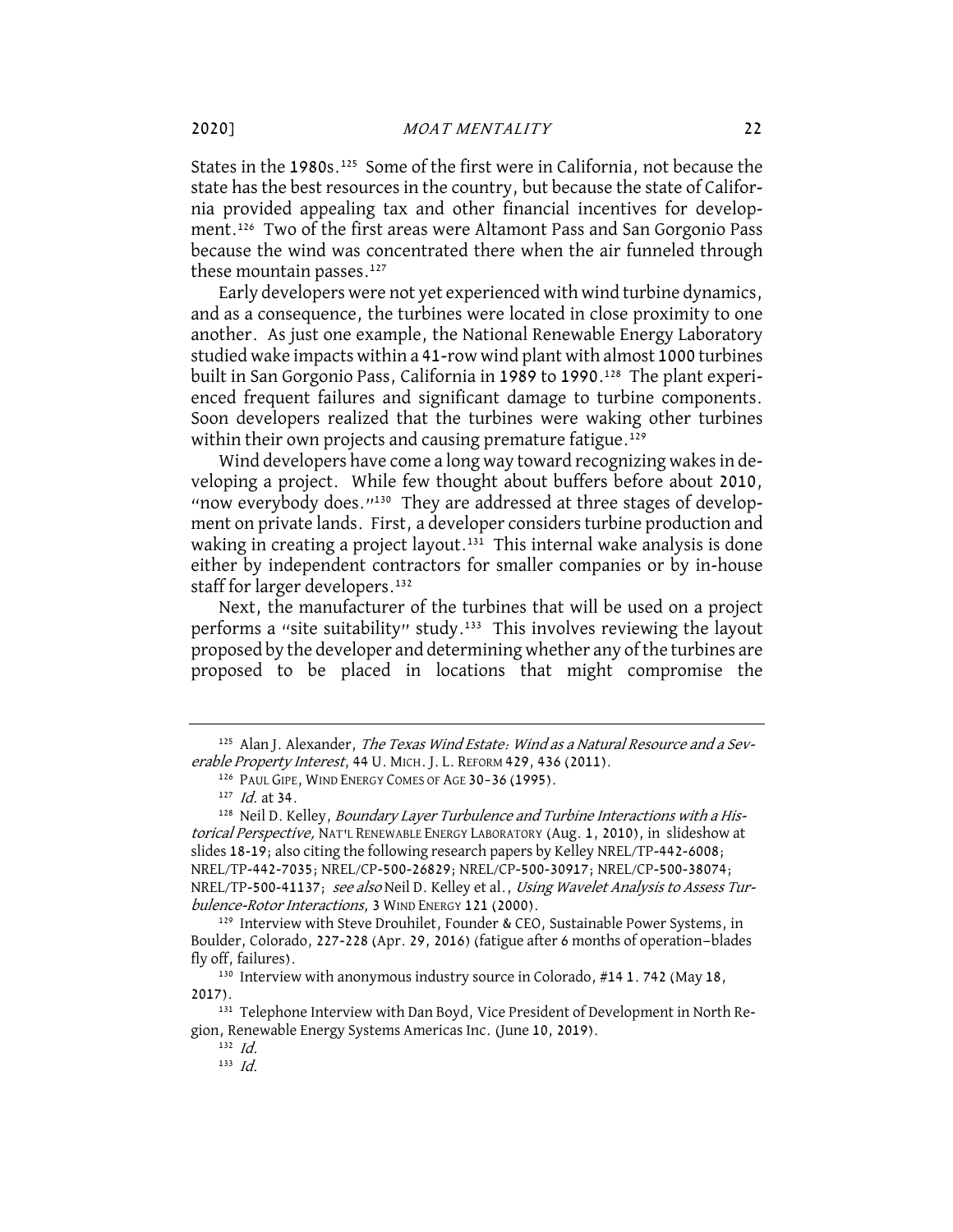States in the 1980s.[125] Some of the first were in California, not because the state has the best resources in the country, but because the state of California provided appealing tax and other financial incentives for development.[126] Two of the first areas were Altamont Pass and San Gorgonio Pass because the wind was concentrated there when the air funneled through these mountain passes.[127]

Early developers were not yet experienced with wind turbine dynamics, and as a consequence, the turbines were located in close proximity to one another. As just one example, the National Renewable Energy Laboratory studied wake impacts within a 41-row wind plant with almost 1000 turbines built in San Gorgonio Pass, California in 1989 to 1990.[128] The plant experienced frequent failures and significant damage to turbine components. Soon developers realized that the turbines were waking other turbines within their own projects and causing premature fatigue.[129]

Wind developers have come a long way toward recognizing wakes in developing a project. While few thought about buffers before about 2010, "now everybody does."[130] They are addressed at three stages of development on private lands. First, a developer considers turbine production and waking in creating a project layout.[131] This internal wake analysis is done either by independent contractors for smaller companies or by in-house staff for larger developers.[132]

Next, the manufacturer of the turbines that will be used on a project performs a "site suitability" study.[133] This involves reviewing the layout proposed by the developer and determining whether any of the turbines are proposed to be placed in locations that might compromise the

---

[125] Alan J. Alexander, *The Texas Wind Estate: Wind as a Natural Resource and a Severable Property Interest*, 44 U. MICH. J. L. REFORM 429, 436 (2011).

[126] PAUL GIPE, WIND ENERGY COMES OF AGE 30–36 (1995).

[127] *Id.* at 34.

[128] Neil D. Kelley, *Boundary Layer Turbulence and Turbine Interactions with a Historical Perspective,* NAT'L RENEWABLE ENERGY LABORATORY (Aug. 1, 2010), in slideshow at slides 18-19; also citing the following research papers by Kelley NREL/TP-442-6008; NREL/TP-442-7035; NREL/CP-500-26829; NREL/CP-500-30917; NREL/CP-500-38074; NREL/TP-500-41137; *see also* Neil D. Kelley et al., *Using Wavelet Analysis to Assess Turbulence-Rotor Interactions*, 3 WIND ENERGY 121 (2000).

[129] Interview with Steve Drouhilet, Founder & CEO, Sustainable Power Systems, in Boulder, Colorado, 227-228 (Apr. 29, 2016) (fatigue after 6 months of operation–blades fly off, failures).

[130] Interview with anonymous industry source in Colorado, #14 1. 742 (May 18, 2017).

[131] Telephone Interview with Dan Boyd, Vice President of Development in North Region, Renewable Energy Systems Americas Inc. (June 10, 2019).

[132] *Id.*

[133] *Id.*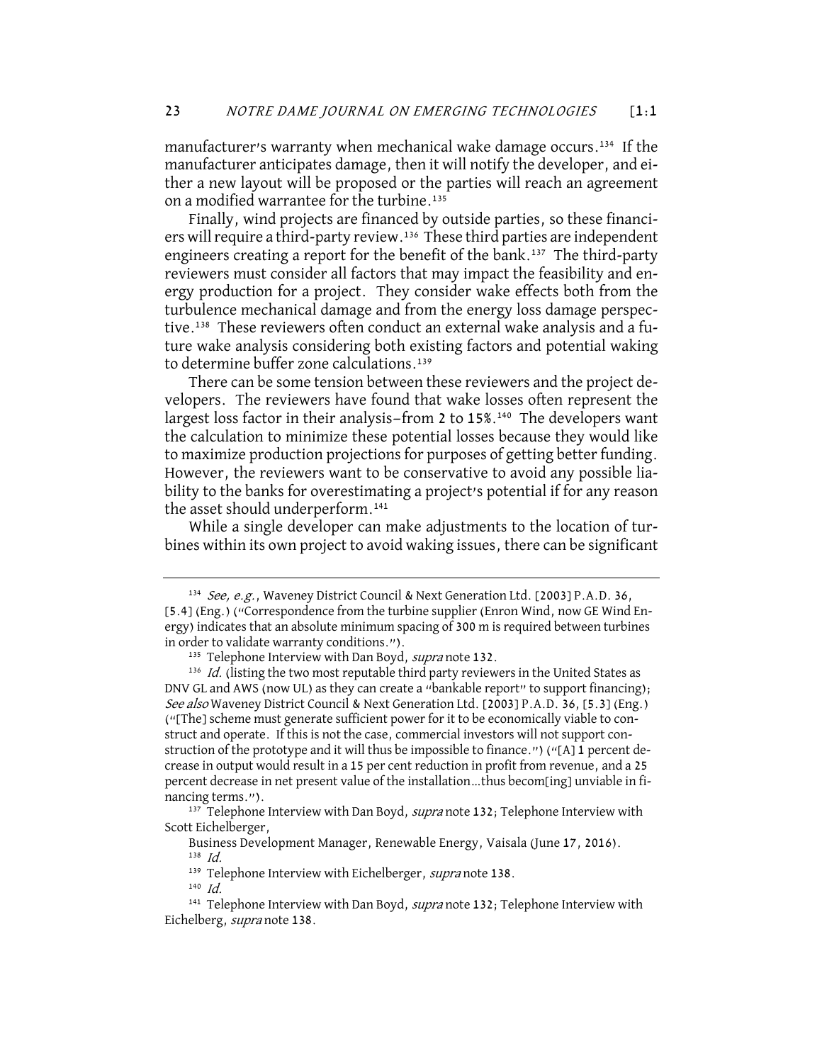manufacturer's warranty when mechanical wake damage occurs.[134] If the manufacturer anticipates damage, then it will notify the developer, and either a new layout will be proposed or the parties will reach an agreement on a modified warrantee for the turbine.[135]

Finally, wind projects are financed by outside parties, so these financiers will require a third-party review.[136] These third parties are independent engineers creating a report for the benefit of the bank.[137] The third-party reviewers must consider all factors that may impact the feasibility and energy production for a project. They consider wake effects both from the turbulence mechanical damage and from the energy loss damage perspective.[138] These reviewers often conduct an external wake analysis and a future wake analysis considering both existing factors and potential waking to determine buffer zone calculations.[139]

There can be some tension between these reviewers and the project developers. The reviewers have found that wake losses often represent the largest loss factor in their analysis–from 2 to 15%.[140] The developers want the calculation to minimize these potential losses because they would like to maximize production projections for purposes of getting better funding. However, the reviewers want to be conservative to avoid any possible liability to the banks for overestimating a project's potential if for any reason the asset should underperform.[141]

While a single developer can make adjustments to the location of turbines within its own project to avoid waking issues, there can be significant

---

[134] *See, e.g.*, Waveney District Council & Next Generation Ltd. [2003] P.A.D. 36, [5.4] (Eng.) ("Correspondence from the turbine supplier (Enron Wind, now GE Wind Energy) indicates that an absolute minimum spacing of 300 m is required between turbines in order to validate warranty conditions.").

[135] Telephone Interview with Dan Boyd, *supra* note 132.

[136] *Id.* (listing the two most reputable third party reviewers in the United States as DNV GL and AWS (now UL) as they can create a "bankable report" to support financing); *See also* Waveney District Council & Next Generation Ltd. [2003] P.A.D. 36, [5.3] (Eng.) ("[The] scheme must generate sufficient power for it to be economically viable to construct and operate. If this is not the case, commercial investors will not support construction of the prototype and it will thus be impossible to finance.") ("[A] 1 percent decrease in output would result in a 15 per cent reduction in profit from revenue, and a 25 percent decrease in net present value of the installation…thus becom[ing] unviable in financing terms.").

[137] Telephone Interview with Dan Boyd, *supra* note 132; Telephone Interview with Scott Eichelberger,

Business Development Manager, Renewable Energy, Vaisala (June 17, 2016).

[138] *Id.*

[139] Telephone Interview with Eichelberger, *supra* note 138.

[140] *Id.*

[141] Telephone Interview with Dan Boyd, *supra* note 132; Telephone Interview with Eichelberg, *supra* note 138.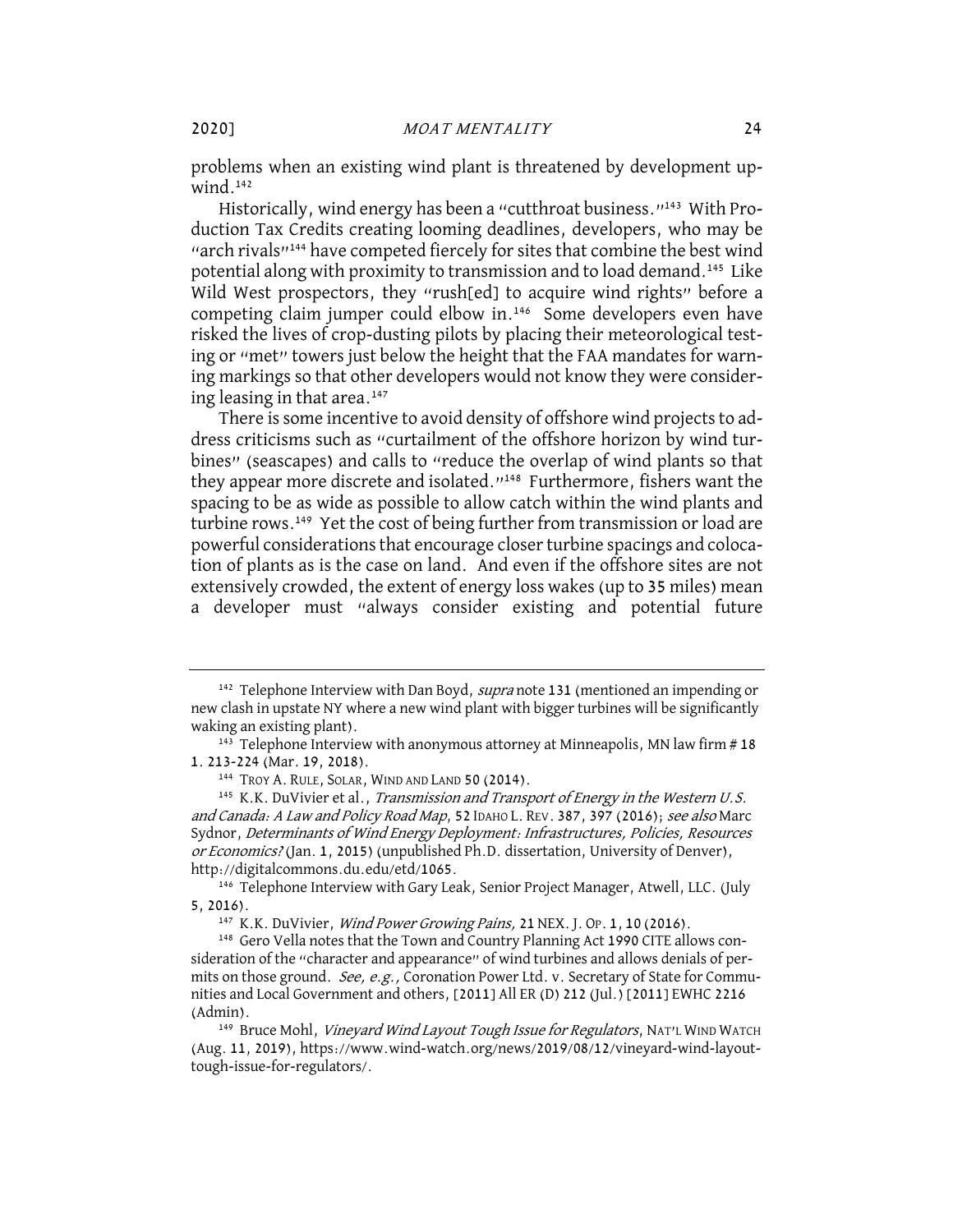problems when an existing wind plant is threatened by development upwind.[142]

Historically, wind energy has been a "cutthroat business."[143] With Production Tax Credits creating looming deadlines, developers, who may be "arch rivals"[144] have competed fiercely for sites that combine the best wind potential along with proximity to transmission and to load demand.[145] Like Wild West prospectors, they "rush[ed] to acquire wind rights" before a competing claim jumper could elbow in.[146] Some developers even have risked the lives of crop-dusting pilots by placing their meteorological testing or "met" towers just below the height that the FAA mandates for warning markings so that other developers would not know they were considering leasing in that area.[147]

There is some incentive to avoid density of offshore wind projects to address criticisms such as "curtailment of the offshore horizon by wind turbines" (seascapes) and calls to "reduce the overlap of wind plants so that they appear more discrete and isolated."[148] Furthermore, fishers want the spacing to be as wide as possible to allow catch within the wind plants and turbine rows.[149] Yet the cost of being further from transmission or load are powerful considerations that encourage closer turbine spacings and colocation of plants as is the case on land. And even if the offshore sites are not extensively crowded, the extent of energy loss wakes (up to 35 miles) mean a developer must "always consider existing and potential future

---

[142] Telephone Interview with Dan Boyd, *supra* note 131 (mentioned an impending or new clash in upstate NY where a new wind plant with bigger turbines will be significantly waking an existing plant).

[143] Telephone Interview with anonymous attorney at Minneapolis, MN law firm # 18 1. 213-224 (Mar. 19, 2018).

[144] TROY A. RULE, SOLAR, WIND AND LAND 50 (2014).

[145] K.K. DuVivier et al., *Transmission and Transport of Energy in the Western U.S. and Canada: A Law and Policy Road Map*, 52 IDAHO L. REV. 387, 397 (2016); *see also* Marc Sydnor, *Determinants of Wind Energy Deployment: Infrastructures, Policies, Resources or Economics?* (Jan. 1, 2015) (unpublished Ph.D. dissertation, University of Denver), http://digitalcommons.du.edu/etd/1065.

[146] Telephone Interview with Gary Leak, Senior Project Manager, Atwell, LLC. (July 5, 2016).

[147] K.K. DuVivier, *Wind Power Growing Pains,* 21 NEX. J. OP. 1, 10 (2016).

[148] Gero Vella notes that the Town and Country Planning Act 1990 CITE allows consideration of the "character and appearance" of wind turbines and allows denials of permits on those ground. *See, e.g.,* Coronation Power Ltd. v. Secretary of State for Communities and Local Government and others, [2011] All ER (D) 212 (Jul.) [2011] EWHC 2216 (Admin).

[149] Bruce Mohl, *Vineyard Wind Layout Tough Issue for Regulators*, NAT'L WIND WATCH (Aug. 11, 2019), https://www.wind-watch.org/news/2019/08/12/vineyard-wind-layout-tough-issue-for-regulators/.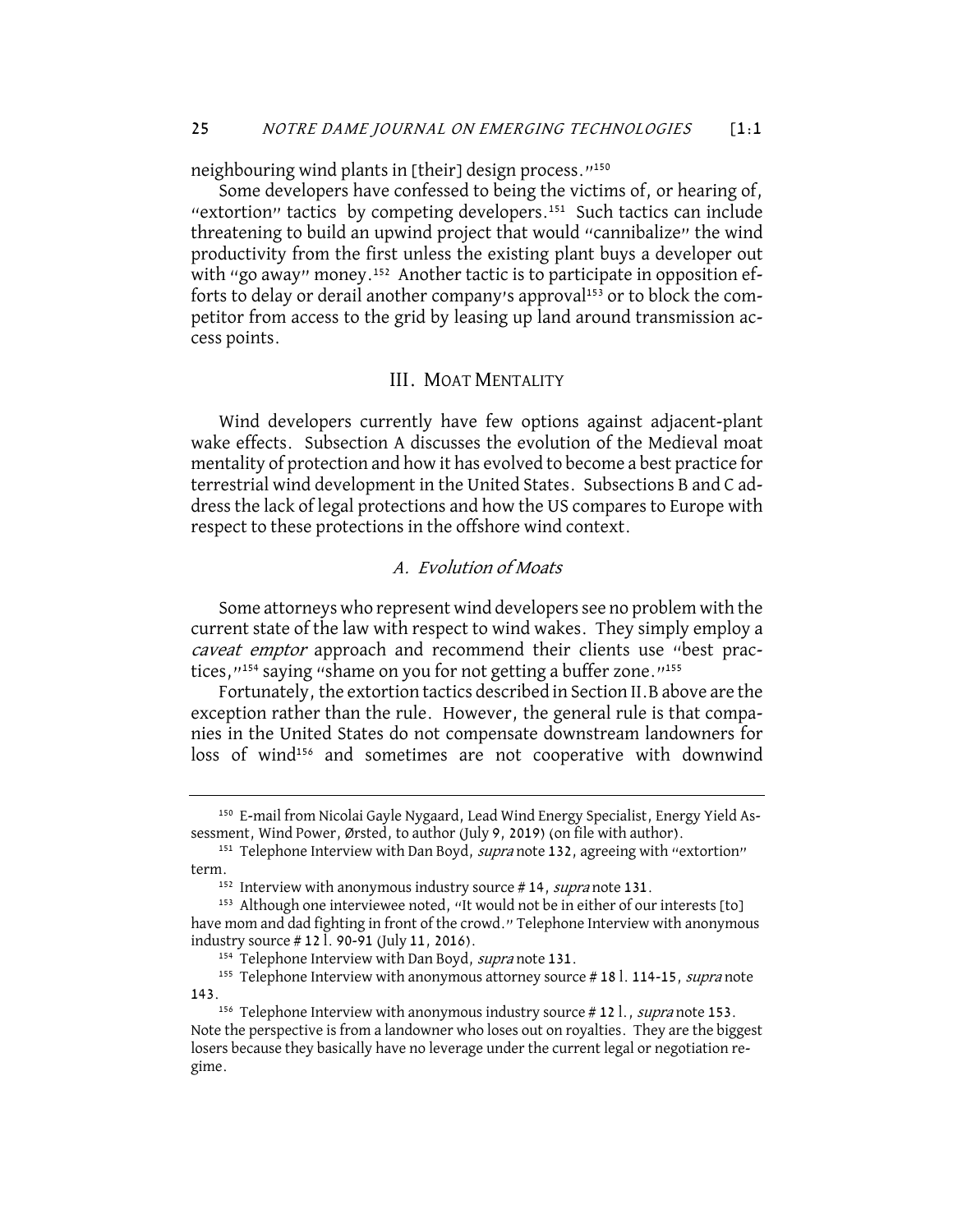neighbouring wind plants in [their] design process."[150]

Some developers have confessed to being the victims of, or hearing of, "extortion" tactics by competing developers.[151] Such tactics can include threatening to build an upwind project that would "cannibalize" the wind productivity from the first unless the existing plant buys a developer out with "go away" money.[152] Another tactic is to participate in opposition efforts to delay or derail another company's approval[153] or to block the competitor from access to the grid by leasing up land around transmission access points.

## III. MOAT MENTALITY

Wind developers currently have few options against adjacent-plant wake effects. Subsection A discusses the evolution of the Medieval moat mentality of protection and how it has evolved to become a best practice for terrestrial wind development in the United States. Subsections B and C address the lack of legal protections and how the US compares to Europe with respect to these protections in the offshore wind context.

### *A. Evolution of Moats*

Some attorneys who represent wind developers see no problem with the current state of the law with respect to wind wakes. They simply employ a *caveat emptor* approach and recommend their clients use "best practices,"[154] saying "shame on you for not getting a buffer zone."[155]

Fortunately, the extortion tactics described in Section II.B above are the exception rather than the rule. However, the general rule is that companies in the United States do not compensate downstream landowners for loss of wind[156] and sometimes are not cooperative with downwind

---

[150] E-mail from Nicolai Gayle Nygaard, Lead Wind Energy Specialist, Energy Yield Assessment, Wind Power, Ørsted, to author (July 9, 2019) (on file with author).

[151] Telephone Interview with Dan Boyd, *supra* note 132, agreeing with "extortion" term.

[152] Interview with anonymous industry source # 14, *supra* note 131.

[153] Although one interviewee noted, "It would not be in either of our interests [to] have mom and dad fighting in front of the crowd." Telephone Interview with anonymous industry source # 12 l. 90-91 (July 11, 2016).

[154] Telephone Interview with Dan Boyd, *supra* note 131.

[155] Telephone Interview with anonymous attorney source # 18 l. 114-15, *supra* note 143.

[156] Telephone Interview with anonymous industry source # 12 l., *supra* note 153. Note the perspective is from a landowner who loses out on royalties. They are the biggest losers because they basically have no leverage under the current legal or negotiation regime.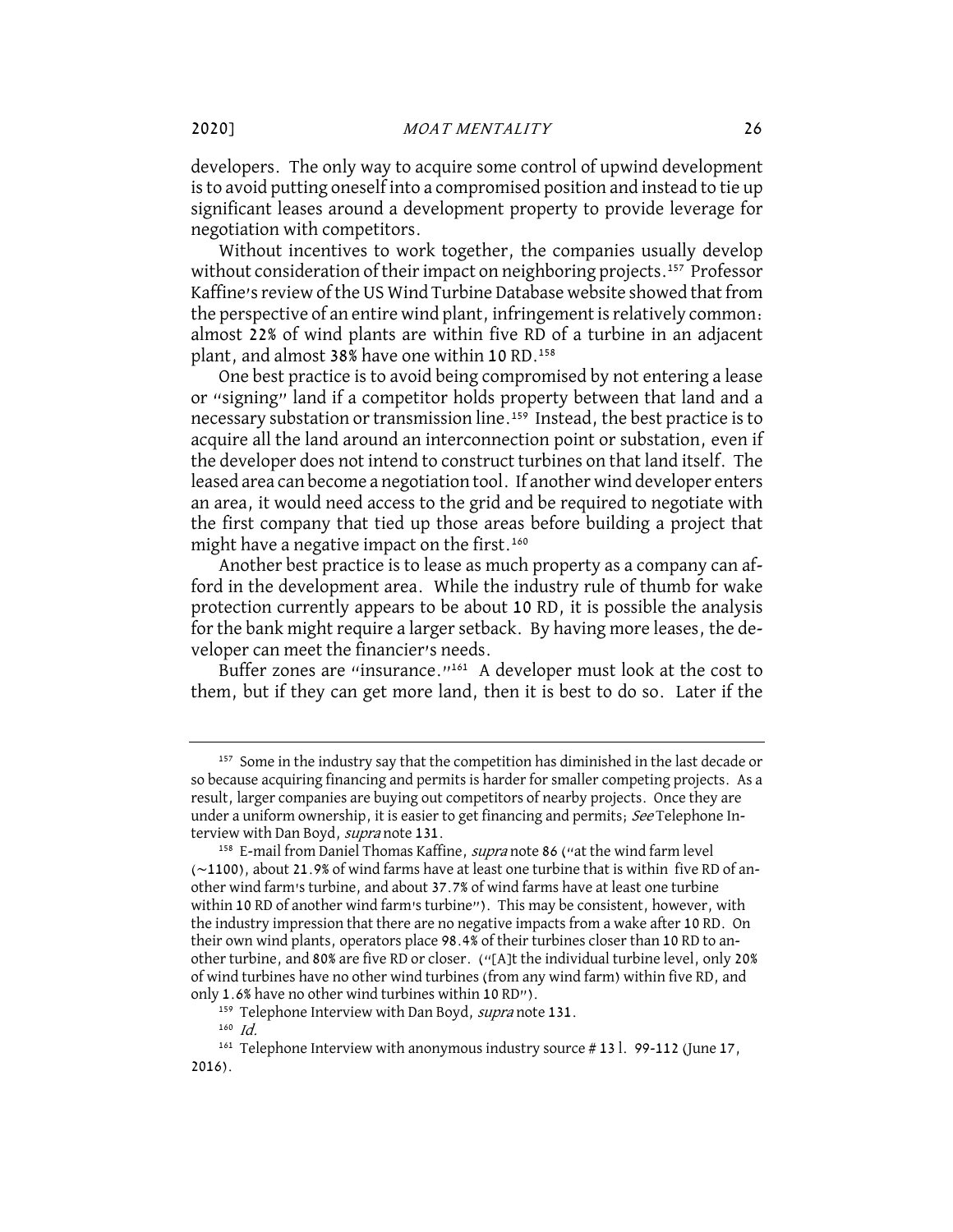developers. The only way to acquire some control of upwind development is to avoid putting oneself into a compromised position and instead to tie up significant leases around a development property to provide leverage for negotiation with competitors.

Without incentives to work together, the companies usually develop without consideration of their impact on neighboring projects.[157] Professor Kaffine's review of the US Wind Turbine Database website showed that from the perspective of an entire wind plant, infringement is relatively common: almost 22% of wind plants are within five RD of a turbine in an adjacent plant, and almost 38% have one within 10 RD.[158]

One best practice is to avoid being compromised by not entering a lease or "signing" land if a competitor holds property between that land and a necessary substation or transmission line.[159] Instead, the best practice is to acquire all the land around an interconnection point or substation, even if the developer does not intend to construct turbines on that land itself. The leased area can become a negotiation tool. If another wind developer enters an area, it would need access to the grid and be required to negotiate with the first company that tied up those areas before building a project that might have a negative impact on the first.[160]

Another best practice is to lease as much property as a company can afford in the development area. While the industry rule of thumb for wake protection currently appears to be about 10 RD, it is possible the analysis for the bank might require a larger setback. By having more leases, the developer can meet the financier's needs.

Buffer zones are "insurance."[161] A developer must look at the cost to them, but if they can get more land, then it is best to do so. Later if the

---

[157] Some in the industry say that the competition has diminished in the last decade or so because acquiring financing and permits is harder for smaller competing projects. As a result, larger companies are buying out competitors of nearby projects. Once they are under a uniform ownership, it is easier to get financing and permits; *See* Telephone Interview with Dan Boyd, *supra* note 131.

[158] E-mail from Daniel Thomas Kaffine, *supra* note 86 ("at the wind farm level (~1100), about 21.9% of wind farms have at least one turbine that is within five RD of another wind farm's turbine, and about 37.7% of wind farms have at least one turbine within 10 RD of another wind farm's turbine"). This may be consistent, however, with the industry impression that there are no negative impacts from a wake after 10 RD. On their own wind plants, operators place 98.4% of their turbines closer than 10 RD to another turbine, and 80% are five RD or closer. ("[A]t the individual turbine level, only 20% of wind turbines have no other wind turbines (from any wind farm) within five RD, and only 1.6% have no other wind turbines within 10 RD").

[159] Telephone Interview with Dan Boyd, *supra* note 131.

[160] *Id.*

[161] Telephone Interview with anonymous industry source # 13 l. 99-112 (June 17, 2016).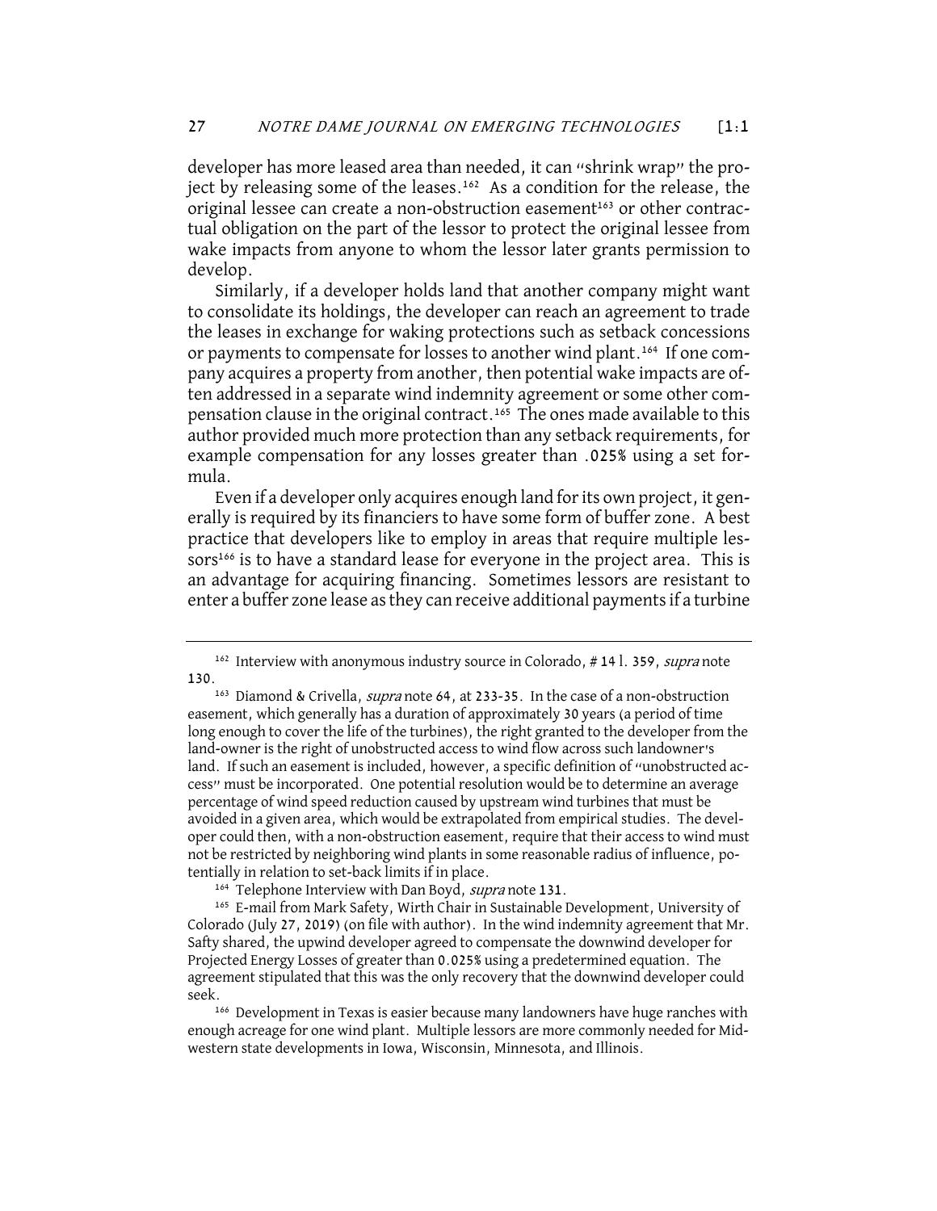developer has more leased area than needed, it can "shrink wrap" the project by releasing some of the leases.[162] As a condition for the release, the original lessee can create a non-obstruction easement[163] or other contractual obligation on the part of the lessor to protect the original lessee from wake impacts from anyone to whom the lessor later grants permission to develop.

Similarly, if a developer holds land that another company might want to consolidate its holdings, the developer can reach an agreement to trade the leases in exchange for waking protections such as setback concessions or payments to compensate for losses to another wind plant.[164] If one company acquires a property from another, then potential wake impacts are often addressed in a separate wind indemnity agreement or some other compensation clause in the original contract.[165] The ones made available to this author provided much more protection than any setback requirements, for example compensation for any losses greater than .025% using a set formula.

Even if a developer only acquires enough land for its own project, it generally is required by its financiers to have some form of buffer zone. A best practice that developers like to employ in areas that require multiple lessors[166] is to have a standard lease for everyone in the project area. This is an advantage for acquiring financing. Sometimes lessors are resistant to enter a buffer zone lease as they can receive additional payments if a turbine

---

[162] Interview with anonymous industry source in Colorado, # 14 l. 359, *supra* note 130.

[163] Diamond & Crivella, *supra* note 64, at 233-35. In the case of a non-obstruction easement, which generally has a duration of approximately 30 years (a period of time long enough to cover the life of the turbines), the right granted to the developer from the land-owner is the right of unobstructed access to wind flow across such landowner's land. If such an easement is included, however, a specific definition of "unobstructed access" must be incorporated. One potential resolution would be to determine an average percentage of wind speed reduction caused by upstream wind turbines that must be avoided in a given area, which would be extrapolated from empirical studies. The developer could then, with a non-obstruction easement, require that their access to wind must not be restricted by neighboring wind plants in some reasonable radius of influence, potentially in relation to set-back limits if in place.

[164] Telephone Interview with Dan Boyd, *supra* note 131.

[165] E-mail from Mark Safety, Wirth Chair in Sustainable Development, University of Colorado (July 27, 2019) (on file with author). In the wind indemnity agreement that Mr. Safty shared, the upwind developer agreed to compensate the downwind developer for Projected Energy Losses of greater than 0.025% using a predetermined equation. The agreement stipulated that this was the only recovery that the downwind developer could seek.

[166] Development in Texas is easier because many landowners have huge ranches with enough acreage for one wind plant. Multiple lessors are more commonly needed for Midwestern state developments in Iowa, Wisconsin, Minnesota, and Illinois.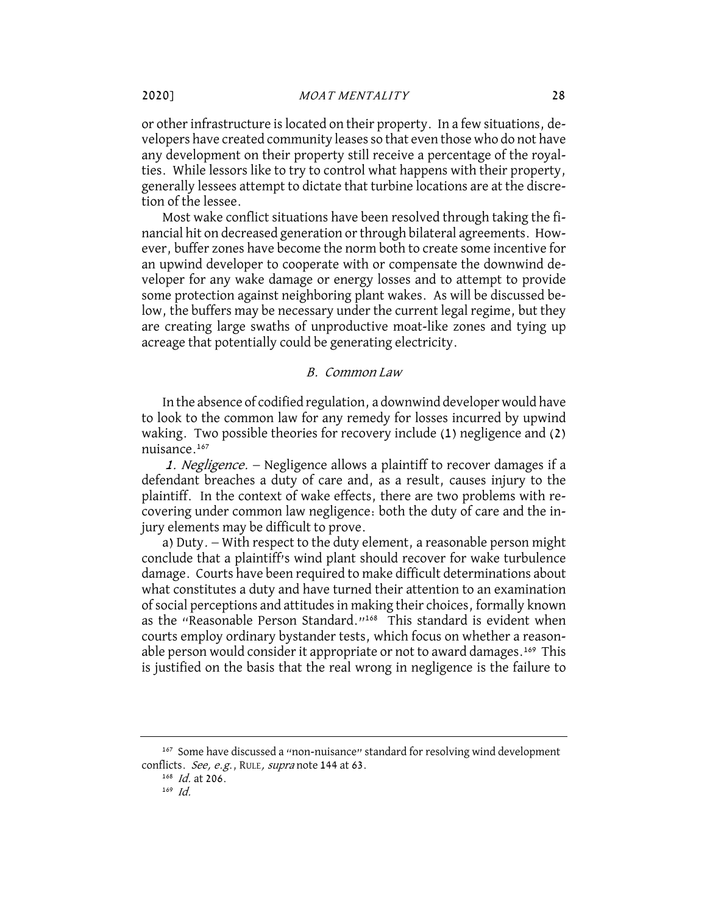or other infrastructure is located on their property. In a few situations, developers have created community leases so that even those who do not have any development on their property still receive a percentage of the royalties. While lessors like to try to control what happens with their property, generally lessees attempt to dictate that turbine locations are at the discretion of the lessee.

Most wake conflict situations have been resolved through taking the financial hit on decreased generation or through bilateral agreements. However, buffer zones have become the norm both to create some incentive for an upwind developer to cooperate with or compensate the downwind developer for any wake damage or energy losses and to attempt to provide some protection against neighboring plant wakes. As will be discussed below, the buffers may be necessary under the current legal regime, but they are creating large swaths of unproductive moat-like zones and tying up acreage that potentially could be generating electricity.

### *B. Common Law*

In the absence of codified regulation, a downwind developer would have to look to the common law for any remedy for losses incurred by upwind waking. Two possible theories for recovery include (1) negligence and (2) nuisance.[167]

*1. Negligence.* – Negligence allows a plaintiff to recover damages if a defendant breaches a duty of care and, as a result, causes injury to the plaintiff. In the context of wake effects, there are two problems with recovering under common law negligence: both the duty of care and the injury elements may be difficult to prove.

a) Duty. – With respect to the duty element, a reasonable person might conclude that a plaintiff's wind plant should recover for wake turbulence damage. Courts have been required to make difficult determinations about what constitutes a duty and have turned their attention to an examination of social perceptions and attitudes in making their choices, formally known as the "Reasonable Person Standard."[168] This standard is evident when courts employ ordinary bystander tests, which focus on whether a reasonable person would consider it appropriate or not to award damages.[169] This is justified on the basis that the real wrong in negligence is the failure to

---

[167] Some have discussed a "non-nuisance" standard for resolving wind development conflicts. *See, e.g.*, RULE, *supra* note 144 at 63.

[168] *Id.* at 206.

[169] *Id.*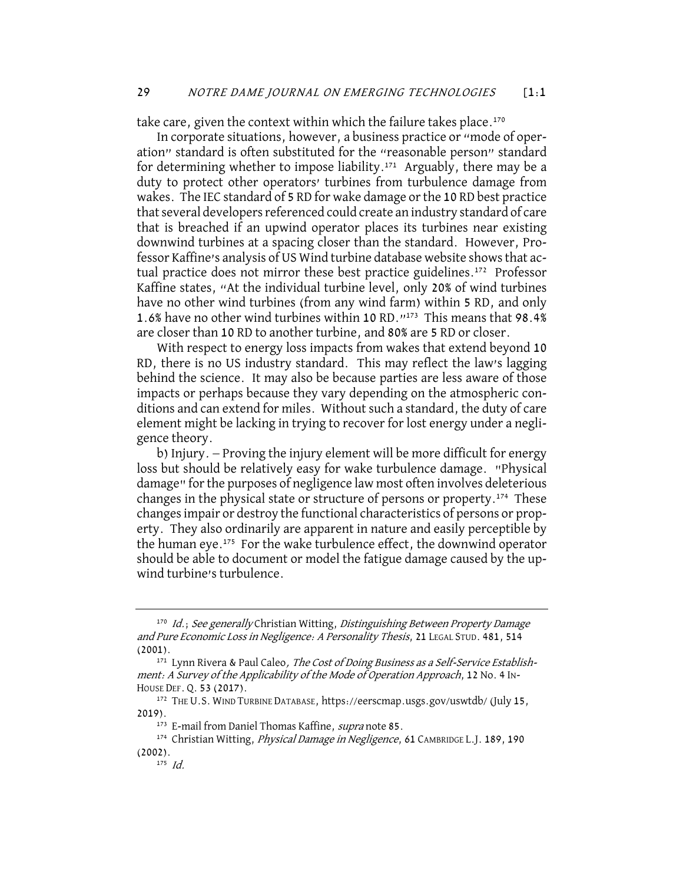take care, given the context within which the failure takes place.[170]

In corporate situations, however, a business practice or "mode of operation" standard is often substituted for the "reasonable person" standard for determining whether to impose liability.[171] Arguably, there may be a duty to protect other operators' turbines from turbulence damage from wakes. The IEC standard of 5 RD for wake damage or the 10 RD best practice that several developers referenced could create an industry standard of care that is breached if an upwind operator places its turbines near existing downwind turbines at a spacing closer than the standard. However, Professor Kaffine's analysis of US Wind turbine database website shows that actual practice does not mirror these best practice guidelines.[172] Professor Kaffine states, "At the individual turbine level, only 20% of wind turbines have no other wind turbines (from any wind farm) within 5 RD, and only 1.6% have no other wind turbines within 10 RD."[173] This means that 98.4% are closer than 10 RD to another turbine, and 80% are 5 RD or closer.

With respect to energy loss impacts from wakes that extend beyond 10 RD, there is no US industry standard. This may reflect the law's lagging behind the science. It may also be because parties are less aware of those impacts or perhaps because they vary depending on the atmospheric conditions and can extend for miles. Without such a standard, the duty of care element might be lacking in trying to recover for lost energy under a negligence theory.

b) Injury. – Proving the injury element will be more difficult for energy loss but should be relatively easy for wake turbulence damage. "Physical damage" for the purposes of negligence law most often involves deleterious changes in the physical state or structure of persons or property.[174] These changes impair or destroy the functional characteristics of persons or property. They also ordinarily are apparent in nature and easily perceptible by the human eye.[175] For the wake turbulence effect, the downwind operator should be able to document or model the fatigue damage caused by the upwind turbine's turbulence.

---

[170] *Id.*; *See generally* Christian Witting, *Distinguishing Between Property Damage and Pure Economic Loss in Negligence: A Personality Thesis*, 21 LEGAL STUD. 481, 514 (2001).

[171] Lynn Rivera & Paul Caleo, *The Cost of Doing Business as a Self-Service Establishment: A Survey of the Applicability of the Mode of Operation Approach*, 12 NO. 4 IN-HOUSE DEF. Q. 53 (2017).

[172] THE U.S. WIND TURBINE DATABASE, https://eerscmap.usgs.gov/uswtdb/ (July 15, 2019).

[173] E-mail from Daniel Thomas Kaffine, *supra* note 85.

[174] Christian Witting, *Physical Damage in Negligence*, 61 CAMBRIDGE L.J. 189, 190 (2002).

[175] *Id.*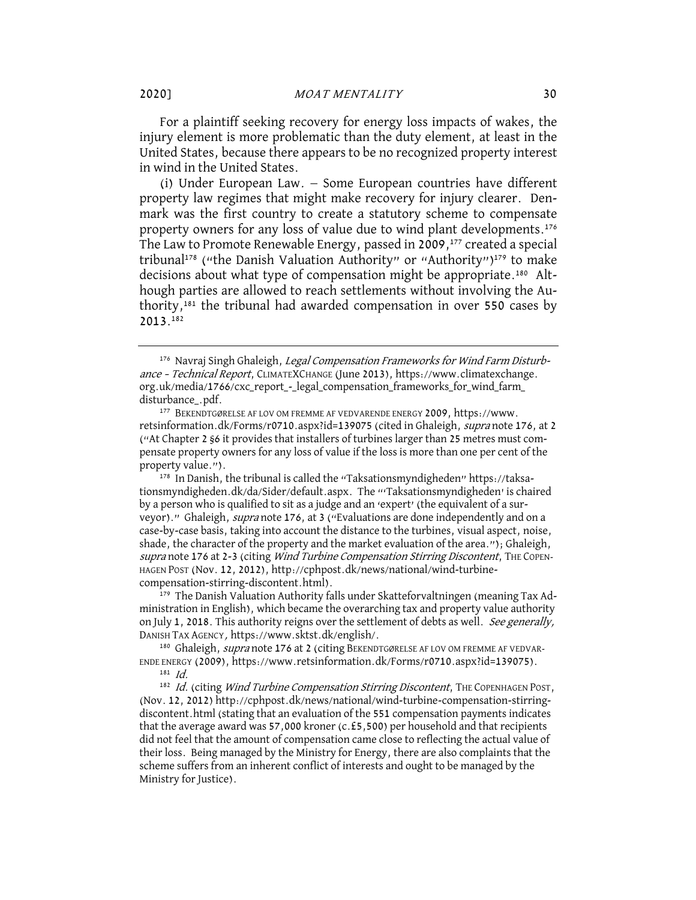For a plaintiff seeking recovery for energy loss impacts of wakes, the injury element is more problematic than the duty element, at least in the United States, because there appears to be no recognized property interest in wind in the United States.

(i) Under European Law. – Some European countries have different property law regimes that might make recovery for injury clearer. Denmark was the first country to create a statutory scheme to compensate property owners for any loss of value due to wind plant developments.[176] The Law to Promote Renewable Energy, passed in 2009,[177] created a special tribunal[178] ("the Danish Valuation Authority" or "Authority")[179] to make decisions about what type of compensation might be appropriate.[180] Although parties are allowed to reach settlements without involving the Authority,[181] the tribunal had awarded compensation in over 550 cases by 2013.[182]

---

[176] Navraj Singh Ghaleigh, *Legal Compensation Frameworks for Wind Farm Disturbance - Technical Report*, CLIMATEXCHANGE (June 2013), https://www.climatexchange.org.uk/media/1766/cxc_report_-_legal_compensation_frameworks_for_wind_farm_disturbance_.pdf.

[177] BEKENDTGØRELSE AF LOV OM FREMME AF VEDVARENDE ENERGY 2009, https://www.retsinformation.dk/Forms/r0710.aspx?id=139075 (cited in Ghaleigh, *supra* note 176, at 2 ("At Chapter 2 §6 it provides that installers of turbines larger than 25 metres must compensate property owners for any loss of value if the loss is more than one per cent of the property value.").

[178] In Danish, the tribunal is called the "Taksationsmyndigheden" https://taksationsmyndigheden.dk/da/Sider/default.aspx. The "'Taksationsmyndigheden' is chaired by a person who is qualified to sit as a judge and an 'expert' (the equivalent of a surveyor)." Ghaleigh, *supra* note 176, at 3 ("Evaluations are done independently and on a case-by-case basis, taking into account the distance to the turbines, visual aspect, noise, shade, the character of the property and the market evaluation of the area."); Ghaleigh, *supra* note 176 at 2-3 (citing *Wind Turbine Compensation Stirring Discontent*, THE COPENHAGEN POST (Nov. 12, 2012), http://cphpost.dk/news/national/wind-turbine-compensation-stirring-discontent.html).

[179] The Danish Valuation Authority falls under Skatteforvaltningen (meaning Tax Administration in English), which became the overarching tax and property value authority on July 1, 2018. This authority reigns over the settlement of debts as well. *See generally,* DANISH TAX AGENCY*,* https://www.sktst.dk/english/.

[180] Ghaleigh, *supra* note 176 at 2 (citing BEKENDTGØRELSE AF LOV OM FREMME AF VEDVARENDE ENERGY (2009), https://www.retsinformation.dk/Forms/r0710.aspx?id=139075).

[181] *Id.*

[182] *Id.* (citing *Wind Turbine Compensation Stirring Discontent*, THE COPENHAGEN POST, (Nov. 12, 2012) http://cphpost.dk/news/national/wind-turbine-compensation-stirring-discontent.html (stating that an evaluation of the 551 compensation payments indicates that the average award was 57,000 kroner (c.£5,500) per household and that recipients did not feel that the amount of compensation came close to reflecting the actual value of their loss. Being managed by the Ministry for Energy, there are also complaints that the scheme suffers from an inherent conflict of interests and ought to be managed by the Ministry for Justice).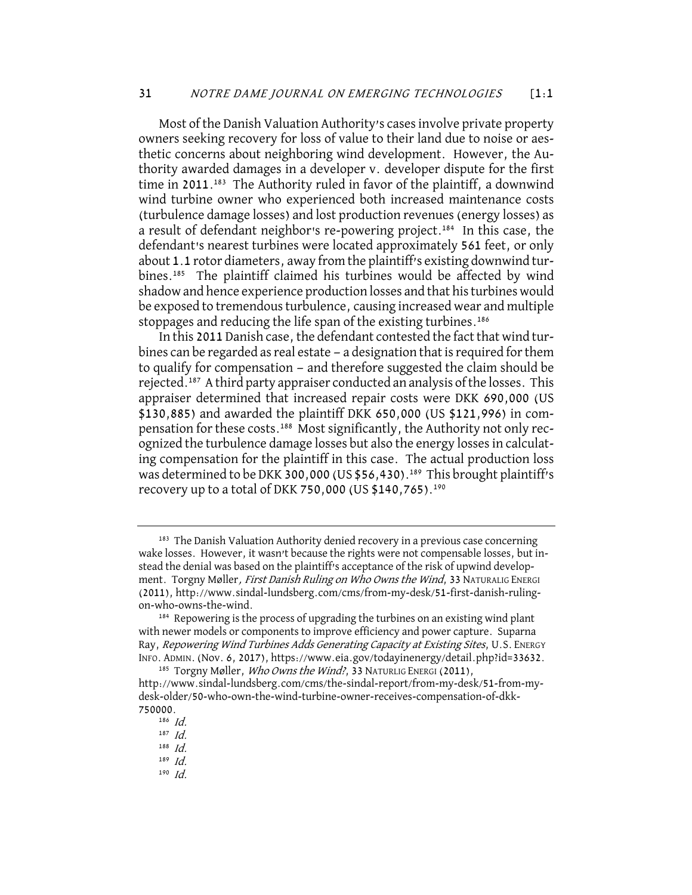Most of the Danish Valuation Authority's cases involve private property owners seeking recovery for loss of value to their land due to noise or aesthetic concerns about neighboring wind development. However, the Authority awarded damages in a developer v. developer dispute for the first time in 2011.[183] The Authority ruled in favor of the plaintiff, a downwind wind turbine owner who experienced both increased maintenance costs (turbulence damage losses) and lost production revenues (energy losses) as a result of defendant neighbor's re-powering project.[184] In this case, the defendant's nearest turbines were located approximately 561 feet, or only about 1.1 rotor diameters, away from the plaintiff's existing downwind turbines.[185] The plaintiff claimed his turbines would be affected by wind shadow and hence experience production losses and that his turbines would be exposed to tremendous turbulence, causing increased wear and multiple stoppages and reducing the life span of the existing turbines.[186]

In this 2011 Danish case, the defendant contested the fact that wind turbines can be regarded as real estate – a designation that is required for them to qualify for compensation – and therefore suggested the claim should be rejected.[187] A third party appraiser conducted an analysis of the losses. This appraiser determined that increased repair costs were DKK 690,000 (US $130,885) and awarded the plaintiff DKK 650,000 (US $121,996) in compensation for these costs.[188] Most significantly, the Authority not only recognized the turbulence damage losses but also the energy losses in calculating compensation for the plaintiff in this case. The actual production loss was determined to be DKK 300,000 (US $56,430).[189] This brought plaintiff's recovery up to a total of DKK 750,000 (US $140,765).[190]

---

[183] The Danish Valuation Authority denied recovery in a previous case concerning wake losses. However, it wasn't because the rights were not compensable losses, but instead the denial was based on the plaintiff's acceptance of the risk of upwind development. Torgny Møller, *First Danish Ruling on Who Owns the Wind*, 33 NATURALIG ENERGI (2011), http://www.sindal-lundsberg.com/cms/from-my-desk/51-first-danish-ruling-on-who-owns-the-wind.

[184] Repowering is the process of upgrading the turbines on an existing wind plant with newer models or components to improve efficiency and power capture. Suparna Ray, *Repowering Wind Turbines Adds Generating Capacity at Existing Sites*, U.S. ENERGY INFO. ADMIN. (Nov. 6, 2017), https://www.eia.gov/todayinenergy/detail.php?id=33632.

[185] Torgny Møller, *Who Owns the Wind?*, 33 NATURLIG ENERGI (2011), http://www.sindal-lundsberg.com/cms/the-sindal-report/from-my-desk/51-from-my-desk-older/50-who-own-the-wind-turbine-owner-receives-compensation-of-dkk-750000.

[186] *Id.*

[187] *Id.*

[188] *Id.*

[189] *Id.*

[190] *Id.*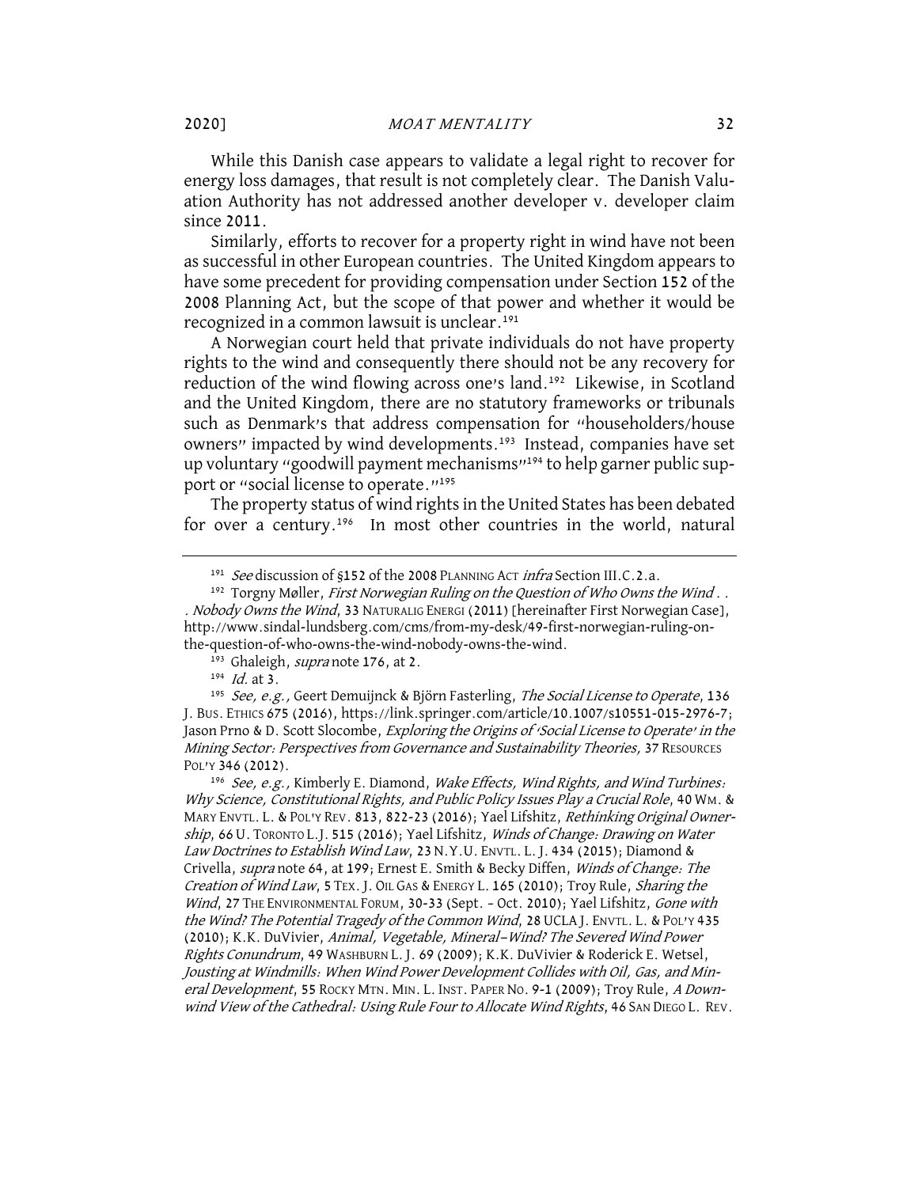While this Danish case appears to validate a legal right to recover for energy loss damages, that result is not completely clear. The Danish Valuation Authority has not addressed another developer v. developer claim since 2011.

Similarly, efforts to recover for a property right in wind have not been as successful in other European countries. The United Kingdom appears to have some precedent for providing compensation under Section 152 of the 2008 Planning Act, but the scope of that power and whether it would be recognized in a common lawsuit is unclear.[191]

A Norwegian court held that private individuals do not have property rights to the wind and consequently there should not be any recovery for reduction of the wind flowing across one's land.[192] Likewise, in Scotland and the United Kingdom, there are no statutory frameworks or tribunals such as Denmark's that address compensation for "householders/house owners" impacted by wind developments.[193] Instead, companies have set up voluntary "goodwill payment mechanisms"[194] to help garner public support or "social license to operate."[195]

The property status of wind rights in the United States has been debated for over a century.[196] In most other countries in the world, natural

---

[191] *See* discussion of §152 of the 2008 PLANNING ACT *infra* Section III.C.2.a.

[192] Torgny Møller, *First Norwegian Ruling on the Question of Who Owns the Wind . . . Nobody Owns the Wind*, 33 NATURALIG ENERGI (2011) [hereinafter First Norwegian Case], http://www.sindal-lundsberg.com/cms/from-my-desk/49-first-norwegian-ruling-on-the-question-of-who-owns-the-wind-nobody-owns-the-wind.

[193] Ghaleigh, *supra* note 176, at 2.

[194] *Id.* at 3.

[195] *See, e.g.*, Geert Demuijnck & Björn Fasterling, *The Social License to Operate*, 136 J. BUS. ETHICS 675 (2016), https://link.springer.com/article/10.1007/s10551-015-2976-7; Jason Prno & D. Scott Slocombe, *Exploring the Origins of 'Social License to Operate' in the Mining Sector: Perspectives from Governance and Sustainability Theories,* 37 RESOURCES POL'Y 346 (2012).

[196] *See, e.g.*, Kimberly E. Diamond, *Wake Effects, Wind Rights, and Wind Turbines: Why Science, Constitutional Rights, and Public Policy Issues Play a Crucial Role*, 40 WM. & MARY ENVTL. L. & POL'Y REV. 813, 822-23 (2016); Yael Lifshitz, *Rethinking Original Ownership*, 66 U. TORONTO L.J. 515 (2016); Yael Lifshitz, *Winds of Change: Drawing on Water Law Doctrines to Establish Wind Law*, 23 N.Y.U. ENVTL. L. J. 434 (2015); Diamond & Crivella, *supra* note 64, at 199; Ernest E. Smith & Becky Diffen, *Winds of Change: The Creation of Wind Law*, 5 TEX. J. OIL GAS & ENERGY L. 165 (2010); Troy Rule, *Sharing the Wind*, 27 THE ENVIRONMENTAL FORUM, 30-33 (Sept. – Oct. 2010); Yael Lifshitz, *Gone with the Wind? The Potential Tragedy of the Common Wind*, 28 UCLA J. ENVTL. L. & POL'Y 435 (2010); K.K. DuVivier, *Animal, Vegetable, Mineral–Wind? The Severed Wind Power Rights Conundrum*, 49 WASHBURN L. J. 69 (2009); K.K. DuVivier & Roderick E. Wetsel, *Jousting at Windmills: When Wind Power Development Collides with Oil, Gas, and Mineral Development*, 55 ROCKY MTN. MIN. L. INST. PAPER NO. 9-1 (2009); Troy Rule, *A Downwind View of the Cathedral: Using Rule Four to Allocate Wind Rights*, 46 SAN DIEGO L. REV.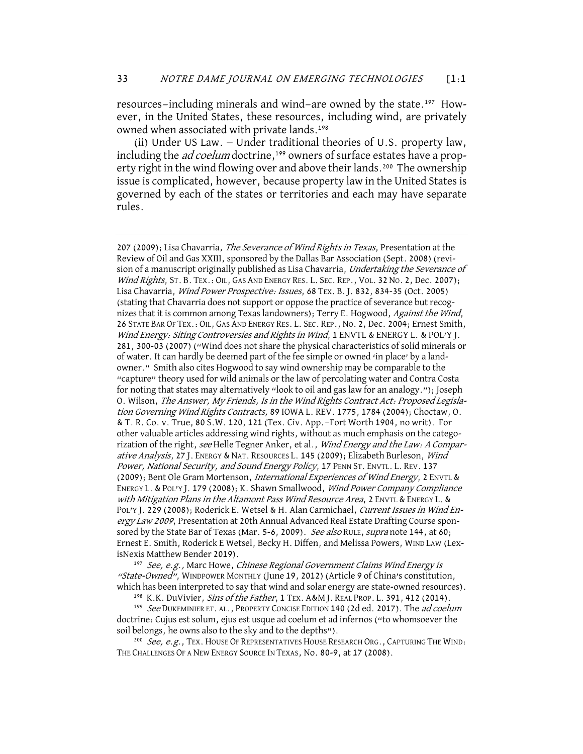resources–including minerals and wind–are owned by the state.[197] However, in the United States, these resources, including wind, are privately owned when associated with private lands.[198]

(ii) Under US Law. – Under traditional theories of U.S. property law, including the *ad coelum* doctrine,[199] owners of surface estates have a property right in the wind flowing over and above their lands.[200] The ownership issue is complicated, however, because property law in the United States is governed by each of the states or territories and each may have separate rules.

---

207 (2009); Lisa Chavarria, *The Severance of Wind Rights in Texas*, Presentation at the Review of Oil and Gas XXIII, sponsored by the Dallas Bar Association (Sept. 2008) (revision of a manuscript originally published as Lisa Chavarria, *Undertaking the Severance of Wind Rights*, ST. B. TEX.: OIL, GAS AND ENERGY RES. L. SEC. REP., VOL. 32 NO. 2, Dec. 2007); Lisa Chavarria, *Wind Power Prospective: Issues*, 68 TEX. B. J. 832, 834-35 (Oct. 2005) (stating that Chavarria does not support or oppose the practice of severance but recognizes that it is common among Texas landowners); Terry E. Hogwood, *Against the Wind*, 26 STATE BAR OF TEX.: OIL, GAS AND ENERGY RES. L. SEC. REP., NO. 2, Dec. 2004; Ernest Smith, *Wind Energy: Siting Controversies and Rights in Wind*, 1 ENVTL & ENERGY L. & POL'Y J. 281, 300-03 (2007) ("Wind does not share the physical characteristics of solid minerals or of water. It can hardly be deemed part of the fee simple or owned 'in place' by a landowner." Smith also cites Hogwood to say wind ownership may be comparable to the "capture" theory used for wild animals or the law of percolating water and Contra Costa for noting that states may alternatively "look to oil and gas law for an analogy."); Joseph O. Wilson, *The Answer, My Friends, Is in the Wind Rights Contract Act: Proposed Legislation Governing Wind Rights Contracts,* 89 IOWA L. REV. 1775, 1784 (2004); Choctaw, O. & T. R. Co. v. True, 80 S.W. 120, 121 (Tex. Civ. App.–Fort Worth 1904, no writ). For other valuable articles addressing wind rights, without as much emphasis on the categorization of the right, *see* Helle Tegner Anker, et al., *Wind Energy and the Law: A Comparative Analysis*, 27 J. ENERGY & NAT. RESOURCES L. 145 (2009); Elizabeth Burleson, *Wind Power, National Security, and Sound Energy Policy*, 17 PENN ST. ENVTL. L. REV. 137 (2009); Bent Ole Gram Mortenson, *International Experiences of Wind Energy*, 2 ENVTL & ENERGY L. & POL'Y J. 179 (2008); K. Shawn Smallwood, *Wind Power Company Compliance with Mitigation Plans in the Altamont Pass Wind Resource Area*, 2 ENVTL & ENERGY L. & POL'Y J. 229 (2008); Roderick E. Wetsel & H. Alan Carmichael, *Current Issues in Wind Energy Law 2009*, Presentation at 20th Annual Advanced Real Estate Drafting Course sponsored by the State Bar of Texas (Mar. 5-6, 2009). *See also* RULE, *supra* note 144, at 60; Ernest E. Smith, Roderick E Wetsel, Becky H. Diffen, and Melissa Powers, WIND LAW (LexisNexis Matthew Bender 2019).

[197] *See, e.g.,* Marc Howe, *Chinese Regional Government Claims Wind Energy is "State-Owned"*, WINDPOWER MONTHLY (June 19, 2012) (Article 9 of China's constitution, which has been interpreted to say that wind and solar energy are state-owned resources).

[198] K.K. DuVivier, *Sins of the Father*, 1 TEX. A&M J. REAL PROP. L. 391, 412 (2014).

[199] *See* DUKEMINIER ET. AL., PROPERTY CONCISE EDITION 140 (2d ed. 2017). The *ad coelum* doctrine: Cujus est solum, ejus est usque ad coelum et ad infernos ("to whomsoever the soil belongs, he owns also to the sky and to the depths").

[200] *See, e.g.*, TEX. HOUSE OF REPRESENTATIVES HOUSE RESEARCH ORG., CAPTURING THE WIND: THE CHALLENGES OF A NEW ENERGY SOURCE IN TEXAS, No. 80-9, at 17 (2008).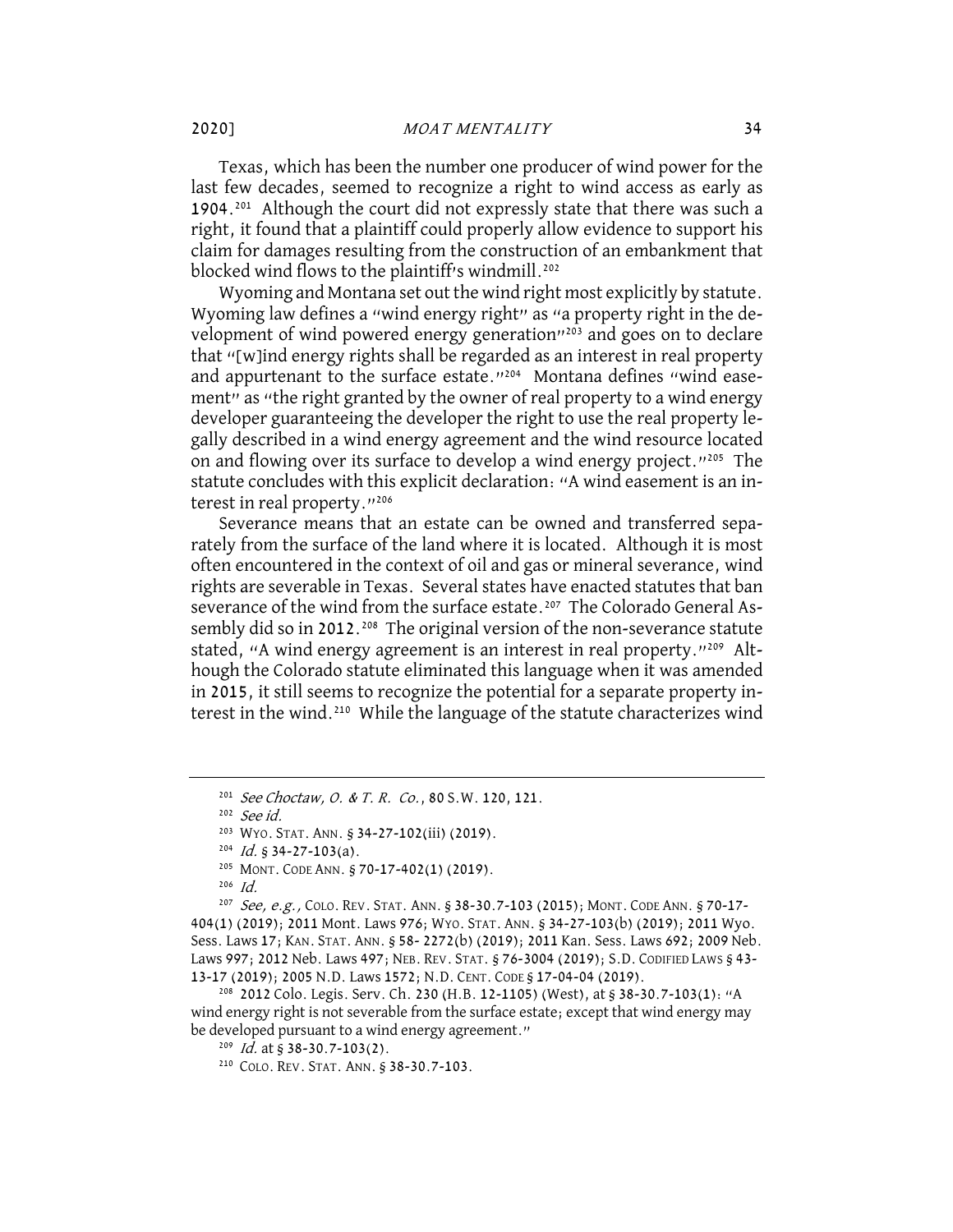Texas, which has been the number one producer of wind power for the last few decades, seemed to recognize a right to wind access as early as 1904.[201] Although the court did not expressly state that there was such a right, it found that a plaintiff could properly allow evidence to support his claim for damages resulting from the construction of an embankment that blocked wind flows to the plaintiff's windmill.[202]

Wyoming and Montana set out the wind right most explicitly by statute. Wyoming law defines a "wind energy right" as "a property right in the development of wind powered energy generation"[203] and goes on to declare that "[w]ind energy rights shall be regarded as an interest in real property and appurtenant to the surface estate."[204] Montana defines "wind easement" as "the right granted by the owner of real property to a wind energy developer guaranteeing the developer the right to use the real property legally described in a wind energy agreement and the wind resource located on and flowing over its surface to develop a wind energy project."[205] The statute concludes with this explicit declaration: "A wind easement is an interest in real property."[206]

Severance means that an estate can be owned and transferred separately from the surface of the land where it is located. Although it is most often encountered in the context of oil and gas or mineral severance, wind rights are severable in Texas. Several states have enacted statutes that ban severance of the wind from the surface estate.[207] The Colorado General Assembly did so in 2012.[208] The original version of the non-severance statute stated, "A wind energy agreement is an interest in real property."[209] Although the Colorado statute eliminated this language when it was amended in 2015, it still seems to recognize the potential for a separate property interest in the wind.[210] While the language of the statute characterizes wind

---

[201] *See Choctaw, O. & T. R. Co.*, 80 S.W. 120, 121.

[202] *See id.*

[203] WYO. STAT. ANN. § 34-27-102(iii) (2019).

[204] *Id.* § 34-27-103(a).

[205] MONT. CODE ANN. § 70-17-402(1) (2019).

[206] *Id.*

[207] *See, e.g.*, COLO. REV. STAT. ANN. § 38-30.7-103 (2015); MONT. CODE ANN. § 70-17-404(1) (2019); 2011 Mont. Laws 976; WYO. STAT. ANN. § 34-27-103(b) (2019); 2011 Wyo. Sess. Laws 17; KAN. STAT. ANN. § 58- 2272(b) (2019); 2011 Kan. Sess. Laws 692; 2009 Neb. Laws 997; 2012 Neb. Laws 497; NEB. REV. STAT. § 76-3004 (2019); S.D. CODIFIED LAWS § 43-13-17 (2019); 2005 N.D. Laws 1572; N.D. CENT. CODE § 17-04-04 (2019).

[208] 2012 Colo. Legis. Serv. Ch. 230 (H.B. 12-1105) (West), at § 38-30.7-103(1): "A wind energy right is not severable from the surface estate; except that wind energy may be developed pursuant to a wind energy agreement."

[209] *Id.* at § 38-30.7-103(2).

[210] COLO. REV. STAT. ANN. § 38-30.7-103.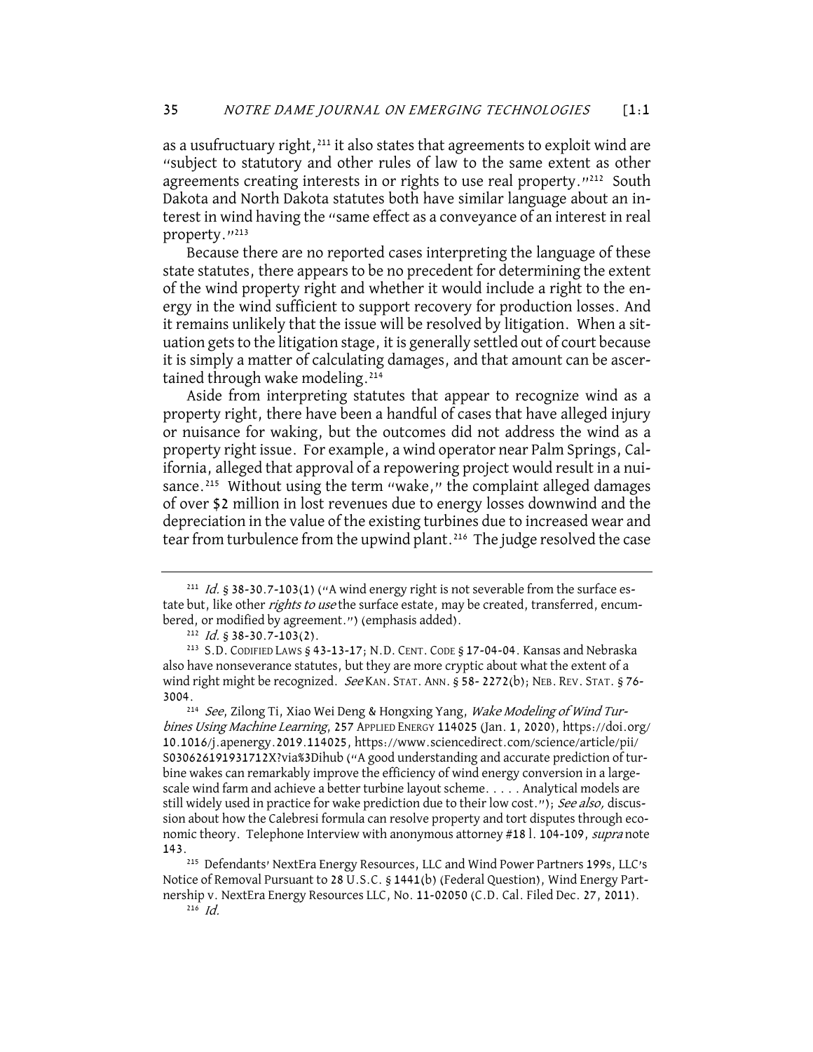as a usufructuary right,[211] it also states that agreements to exploit wind are "subject to statutory and other rules of law to the same extent as other agreements creating interests in or rights to use real property."[212] South Dakota and North Dakota statutes both have similar language about an interest in wind having the "same effect as a conveyance of an interest in real property."[213]

Because there are no reported cases interpreting the language of these state statutes, there appears to be no precedent for determining the extent of the wind property right and whether it would include a right to the energy in the wind sufficient to support recovery for production losses. And it remains unlikely that the issue will be resolved by litigation. When a situation gets to the litigation stage, it is generally settled out of court because it is simply a matter of calculating damages, and that amount can be ascertained through wake modeling.[214]

Aside from interpreting statutes that appear to recognize wind as a property right, there have been a handful of cases that have alleged injury or nuisance for waking, but the outcomes did not address the wind as a property right issue. For example, a wind operator near Palm Springs, California, alleged that approval of a repowering project would result in a nuisance.[215] Without using the term "wake," the complaint alleged damages of over $2 million in lost revenues due to energy losses downwind and the depreciation in the value of the existing turbines due to increased wear and tear from turbulence from the upwind plant.[216] The judge resolved the case

---

[211] *Id.* § 38-30.7-103(1) ("A wind energy right is not severable from the surface estate but, like other *rights to use* the surface estate, may be created, transferred, encumbered, or modified by agreement.") (emphasis added).

[212] *Id.* § 38-30.7-103(2).

[213] S.D. CODIFIED LAWS § 43-13-17; N.D. CENT. CODE § 17-04-04. Kansas and Nebraska also have nonseverance statutes, but they are more cryptic about what the extent of a wind right might be recognized. *See* KAN. STAT. ANN. § 58- 2272(b); NEB. REV. STAT. § 76-3004.

[214] *See*, Zilong Ti, Xiao Wei Deng & Hongxing Yang, *Wake Modeling of Wind Turbines Using Machine Learning*, 257 APPLIED ENERGY 114025 (Jan. 1, 2020), https://doi.org/10.1016/j.apenergy.2019.114025, https://www.sciencedirect.com/science/article/pii/S030626191931712X?via%3Dihub ("A good understanding and accurate prediction of turbine wakes can remarkably improve the efficiency of wind energy conversion in a large-scale wind farm and achieve a better turbine layout scheme. . . . . Analytical models are still widely used in practice for wake prediction due to their low cost."); *See also,* discussion about how the Calebresi formula can resolve property and tort disputes through economic theory. Telephone Interview with anonymous attorney #18 l. 104-109, *supra* note 143.

[215] Defendants' NextEra Energy Resources, LLC and Wind Power Partners 199s, LLC's Notice of Removal Pursuant to 28 U.S.C. § 1441(b) (Federal Question), Wind Energy Partnership v. NextEra Energy Resources LLC, No. 11-02050 (C.D. Cal. Filed Dec. 27, 2011).

[216] *Id.*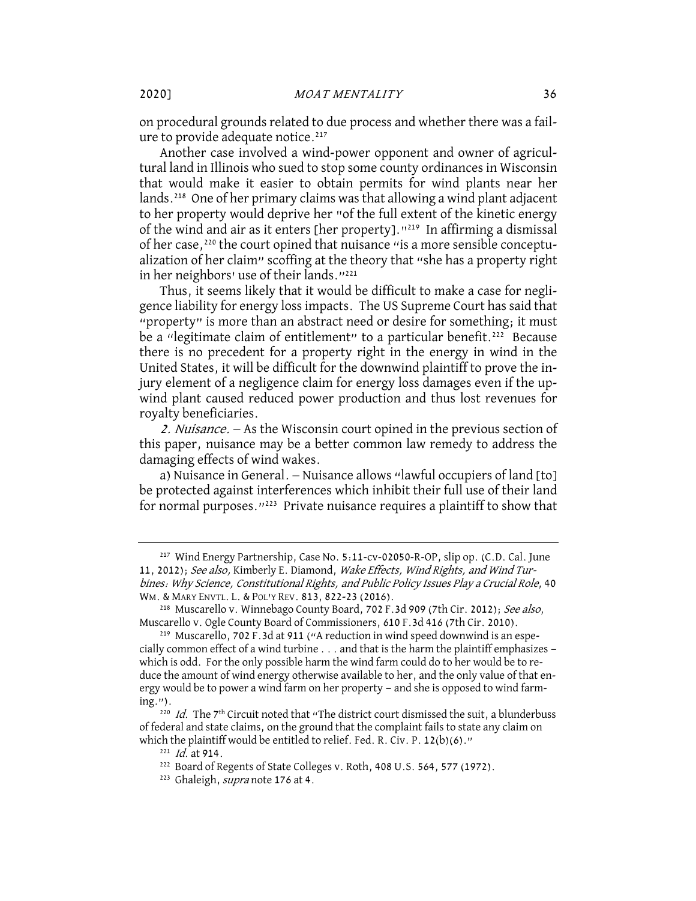on procedural grounds related to due process and whether there was a failure to provide adequate notice.[217]

Another case involved a wind-power opponent and owner of agricultural land in Illinois who sued to stop some county ordinances in Wisconsin that would make it easier to obtain permits for wind plants near her lands.[218] One of her primary claims was that allowing a wind plant adjacent to her property would deprive her "of the full extent of the kinetic energy of the wind and air as it enters [her property]."[219] In affirming a dismissal of her case,[220] the court opined that nuisance "is a more sensible conceptualization of her claim" scoffing at the theory that "she has a property right in her neighbors' use of their lands."[221]

Thus, it seems likely that it would be difficult to make a case for negligence liability for energy loss impacts. The US Supreme Court has said that "property" is more than an abstract need or desire for something; it must be a "legitimate claim of entitlement" to a particular benefit.[222] Because there is no precedent for a property right in the energy in wind in the United States, it will be difficult for the downwind plaintiff to prove the injury element of a negligence claim for energy loss damages even if the upwind plant caused reduced power production and thus lost revenues for royalty beneficiaries.

*2. Nuisance.* – As the Wisconsin court opined in the previous section of this paper, nuisance may be a better common law remedy to address the damaging effects of wind wakes.

a) Nuisance in General. – Nuisance allows "lawful occupiers of land [to] be protected against interferences which inhibit their full use of their land for normal purposes."[223] Private nuisance requires a plaintiff to show that

---

[217] Wind Energy Partnership, Case No. 5:11-cv-02050-R-OP, slip op. (C.D. Cal. June 11, 2012); *See also,* Kimberly E. Diamond, *Wake Effects, Wind Rights, and Wind Turbines: Why Science, Constitutional Rights, and Public Policy Issues Play a Crucial Role*, 40 WM. & MARY ENVTL. L. & POL'Y REV. 813, 822-23 (2016).

[218] Muscarello v. Winnebago County Board, 702 F.3d 909 (7th Cir. 2012); *See also*, Muscarello v. Ogle County Board of Commissioners, 610 F.3d 416 (7th Cir. 2010).

[219] Muscarello, 702 F.3d at 911 ("A reduction in wind speed downwind is an especially common effect of a wind turbine . . . and that is the harm the plaintiff emphasizes – which is odd. For the only possible harm the wind farm could do to her would be to reduce the amount of wind energy otherwise available to her, and the only value of that energy would be to power a wind farm on her property – and she is opposed to wind farming.").

[220] *Id.* The 7th Circuit noted that "The district court dismissed the suit, a blunderbuss of federal and state claims, on the ground that the complaint fails to state any claim on which the plaintiff would be entitled to relief. Fed. R. Civ. P. 12(b)(6)."

[221] *Id.* at 914.

[222] Board of Regents of State Colleges v. Roth, 408 U.S. 564, 577 (1972).

[223] Ghaleigh, *supra* note 176 at 4.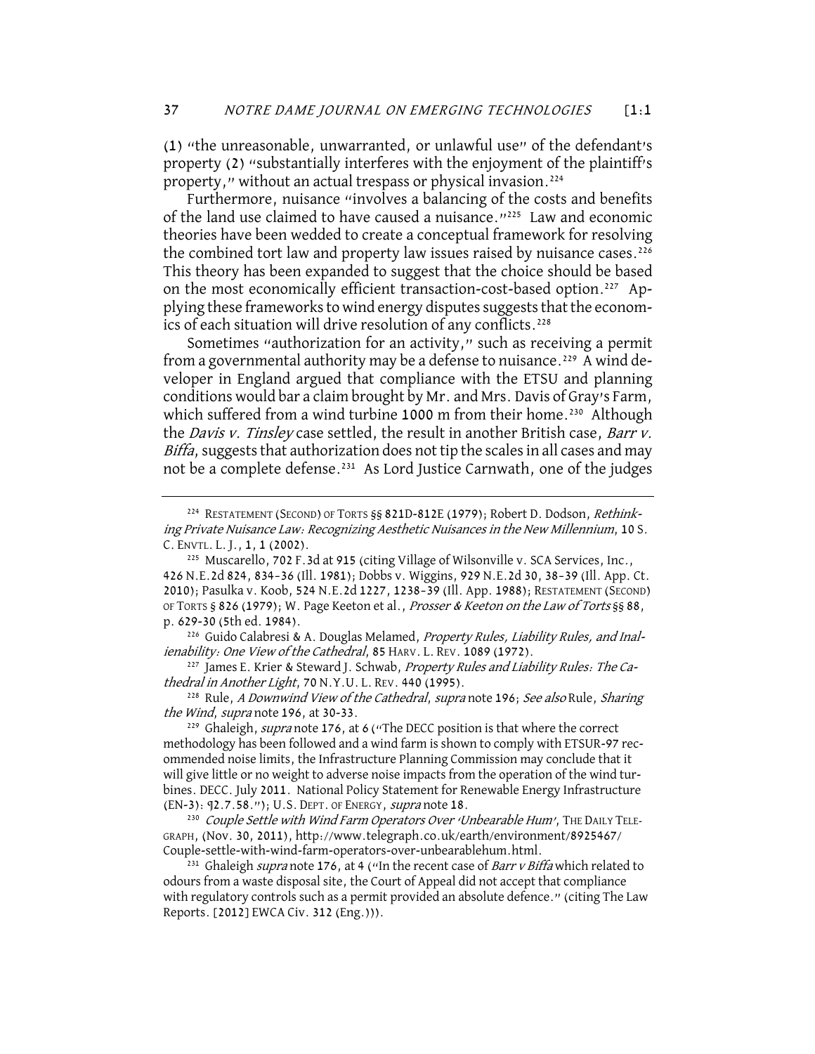(1) "the unreasonable, unwarranted, or unlawful use" of the defendant's property (2) "substantially interferes with the enjoyment of the plaintiff's property," without an actual trespass or physical invasion.[224]

Furthermore, nuisance "involves a balancing of the costs and benefits of the land use claimed to have caused a nuisance."[225] Law and economic theories have been wedded to create a conceptual framework for resolving the combined tort law and property law issues raised by nuisance cases.[226] This theory has been expanded to suggest that the choice should be based on the most economically efficient transaction-cost-based option.[227] Applying these frameworks to wind energy disputes suggests that the economics of each situation will drive resolution of any conflicts.[228]

Sometimes "authorization for an activity," such as receiving a permit from a governmental authority may be a defense to nuisance.[229] A wind developer in England argued that compliance with the ETSU and planning conditions would bar a claim brought by Mr. and Mrs. Davis of Gray's Farm, which suffered from a wind turbine 1000 m from their home.[230] Although the *Davis v. Tinsley* case settled, the result in another British case, *Barr v. Biffa*, suggests that authorization does not tip the scales in all cases and may not be a complete defense.[231] As Lord Justice Carnwath, one of the judges

---

[224] RESTATEMENT (SECOND) OF TORTS §§ 821D-812E (1979); Robert D. Dodson, *Rethinking Private Nuisance Law: Recognizing Aesthetic Nuisances in the New Millennium*, 10 S. C. ENVTL. L. J., 1, 1 (2002).

[225] Muscarello, 702 F.3d at 915 (citing Village of Wilsonville v. SCA Services, Inc., 426 N.E.2d 824, 834–36 (Ill. 1981); Dobbs v. Wiggins, 929 N.E.2d 30, 38–39 (Ill. App. Ct. 2010); Pasulka v. Koob, 524 N.E.2d 1227, 1238–39 (Ill. App. 1988); RESTATEMENT (SECOND) OF TORTS § 826 (1979); W. Page Keeton et al., *Prosser & Keeton on the Law of Torts* §§ 88, p. 629-30 (5th ed. 1984).

[226] Guido Calabresi & A. Douglas Melamed, *Property Rules, Liability Rules, and Inalienability: One View of the Cathedral*, 85 HARV. L. REV. 1089 (1972).

[227] James E. Krier & Steward J. Schwab, *Property Rules and Liability Rules: The Cathedral in Another Light*, 70 N.Y.U. L. REV. 440 (1995).

[228] Rule, *A Downwind View of the Cathedral*, *supra* note 196; *See also* Rule, *Sharing the Wind*, *supra* note 196, at 30-33.

[229] Ghaleigh, *supra* note 176, at 6 ("The DECC position is that where the correct methodology has been followed and a wind farm is shown to comply with ETSUR-97 recommended noise limits, the Infrastructure Planning Commission may conclude that it will give little or no weight to adverse noise impacts from the operation of the wind turbines. DECC. July 2011. National Policy Statement for Renewable Energy Infrastructure (EN-3): ¶2.7.58."); U.S. DEPT. OF ENERGY, *supra* note 18.

[230] *Couple Settle with Wind Farm Operators Over 'Unbearable Hum'*, THE DAILY TELEGRAPH, (Nov. 30, 2011), http://www.telegraph.co.uk/earth/environment/8925467/Couple-settle-with-wind-farm-operators-over-unbearablehum.html.

[231] Ghaleigh *supra* note 176, at 4 ("In the recent case of *Barr v Biffa* which related to odours from a waste disposal site, the Court of Appeal did not accept that compliance with regulatory controls such as a permit provided an absolute defence." (citing The Law Reports. [2012] EWCA Civ. 312 (Eng.))).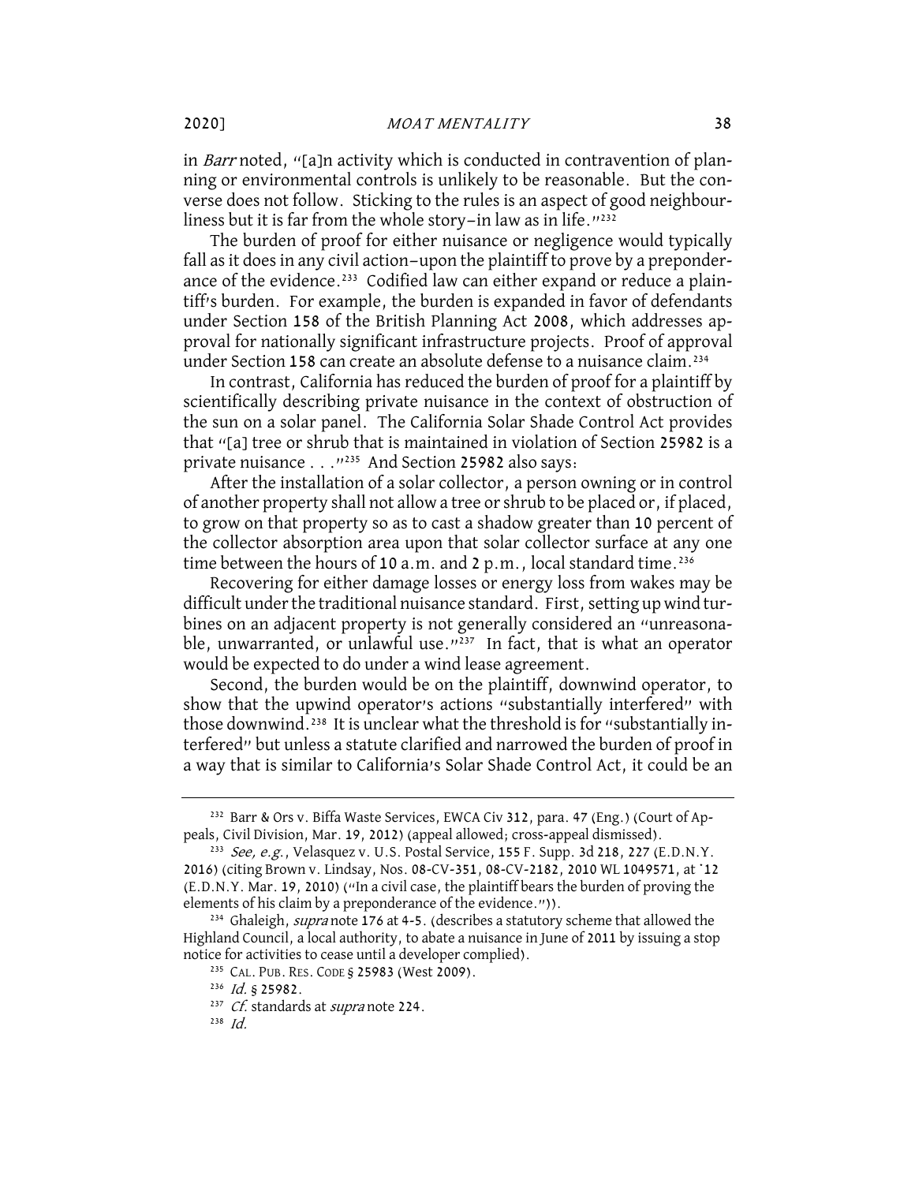in *Barr* noted, "[a]n activity which is conducted in contravention of planning or environmental controls is unlikely to be reasonable. But the converse does not follow. Sticking to the rules is an aspect of good neighbourliness but it is far from the whole story–in law as in life."[232]

The burden of proof for either nuisance or negligence would typically fall as it does in any civil action–upon the plaintiff to prove by a preponderance of the evidence.[233] Codified law can either expand or reduce a plaintiff's burden. For example, the burden is expanded in favor of defendants under Section 158 of the British Planning Act 2008, which addresses approval for nationally significant infrastructure projects. Proof of approval under Section 158 can create an absolute defense to a nuisance claim.[234]

In contrast, California has reduced the burden of proof for a plaintiff by scientifically describing private nuisance in the context of obstruction of the sun on a solar panel. The California Solar Shade Control Act provides that "[a] tree or shrub that is maintained in violation of Section 25982 is a private nuisance . . ."[235] And Section 25982 also says:

After the installation of a solar collector, a person owning or in control of another property shall not allow a tree or shrub to be placed or, if placed, to grow on that property so as to cast a shadow greater than 10 percent of the collector absorption area upon that solar collector surface at any one time between the hours of 10 a.m. and 2 p.m., local standard time.[236]

Recovering for either damage losses or energy loss from wakes may be difficult under the traditional nuisance standard. First, setting up wind turbines on an adjacent property is not generally considered an "unreasonable, unwarranted, or unlawful use."[237] In fact, that is what an operator would be expected to do under a wind lease agreement.

Second, the burden would be on the plaintiff, downwind operator, to show that the upwind operator's actions "substantially interfered" with those downwind.[238] It is unclear what the threshold is for "substantially interfered" but unless a statute clarified and narrowed the burden of proof in a way that is similar to California's Solar Shade Control Act, it could be an

---

[232] Barr & Ors v. Biffa Waste Services, EWCA Civ 312, para. 47 (Eng.) (Court of Appeals, Civil Division, Mar. 19, 2012) (appeal allowed; cross-appeal dismissed).

[233] *See, e.g.*, Velasquez v. U.S. Postal Service, 155 F. Supp. 3d 218, 227 (E.D.N.Y. 2016) (citing Brown v. Lindsay, Nos. 08-CV-351, 08-CV-2182, 2010 WL 1049571, at *12 (E.D.N.Y. Mar. 19, 2010) ("In a civil case, the plaintiff bears the burden of proving the elements of his claim by a preponderance of the evidence.")).

[234] Ghaleigh, *supra* note 176 at 4-5. (describes a statutory scheme that allowed the Highland Council, a local authority, to abate a nuisance in June of 2011 by issuing a stop notice for activities to cease until a developer complied).

[235] CAL. PUB. RES. CODE § 25983 (West 2009).

[236] *Id.* § 25982.

[237] *Cf.* standards at *supra* note 224.

[238] *Id.*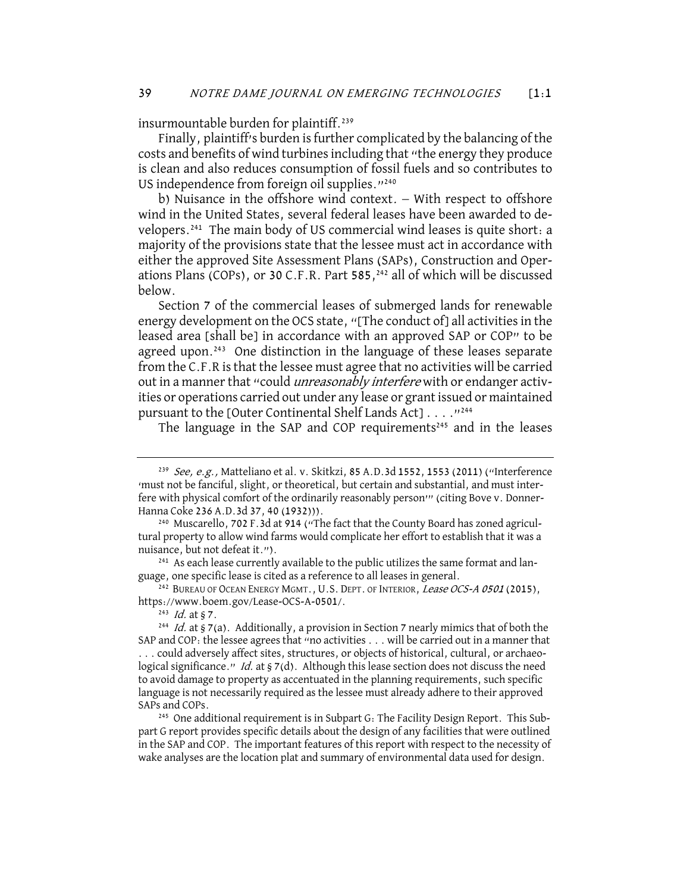insurmountable burden for plaintiff.[239]

Finally, plaintiff's burden is further complicated by the balancing of the costs and benefits of wind turbines including that "the energy they produce is clean and also reduces consumption of fossil fuels and so contributes to US independence from foreign oil supplies."[240]

b) Nuisance in the offshore wind context. – With respect to offshore wind in the United States, several federal leases have been awarded to developers.[241] The main body of US commercial wind leases is quite short: a majority of the provisions state that the lessee must act in accordance with either the approved Site Assessment Plans (SAPs), Construction and Operations Plans (COPs), or 30 C.F.R. Part 585,[242] all of which will be discussed below.

Section 7 of the commercial leases of submerged lands for renewable energy development on the OCS state, "[The conduct of] all activities in the leased area [shall be] in accordance with an approved SAP or COP" to be agreed upon.[243] One distinction in the language of these leases separate from the C.F.R is that the lessee must agree that no activities will be carried out in a manner that "could *unreasonably interfere* with or endanger activities or operations carried out under any lease or grant issued or maintained pursuant to the [Outer Continental Shelf Lands Act] . . . ."[244]

The language in the SAP and COP requirements[245] and in the leases

---

[239] *See, e.g.*, Matteliano et al. v. Skitkzi, 85 A.D.3d 1552, 1553 (2011) ("Interference 'must not be fanciful, slight, or theoretical, but certain and substantial, and must interfere with physical comfort of the ordinarily reasonably person'" (citing Bove v. Donner-Hanna Coke 236 A.D.3d 37, 40 (1932))).

[240] Muscarello, 702 F.3d at 914 ("The fact that the County Board has zoned agricultural property to allow wind farms would complicate her effort to establish that it was a nuisance, but not defeat it.").

[241] As each lease currently available to the public utilizes the same format and language, one specific lease is cited as a reference to all leases in general.

[242] BUREAU OF OCEAN ENERGY MGMT., U.S. DEPT. OF INTERIOR, *Lease OCS-A 0501* (2015), https://www.boem.gov/Lease-OCS-A-0501/.

[243] *Id.* at § 7.

[244] *Id.* at § 7(a). Additionally, a provision in Section 7 nearly mimics that of both the SAP and COP: the lessee agrees that "no activities . . . will be carried out in a manner that . . . could adversely affect sites, structures, or objects of historical, cultural, or archaeological significance." *Id.* at § 7(d). Although this lease section does not discuss the need to avoid damage to property as accentuated in the planning requirements, such specific language is not necessarily required as the lessee must already adhere to their approved SAPs and COPs.

[245] One additional requirement is in Subpart G: The Facility Design Report. This Subpart G report provides specific details about the design of any facilities that were outlined in the SAP and COP. The important features of this report with respect to the necessity of wake analyses are the location plat and summary of environmental data used for design.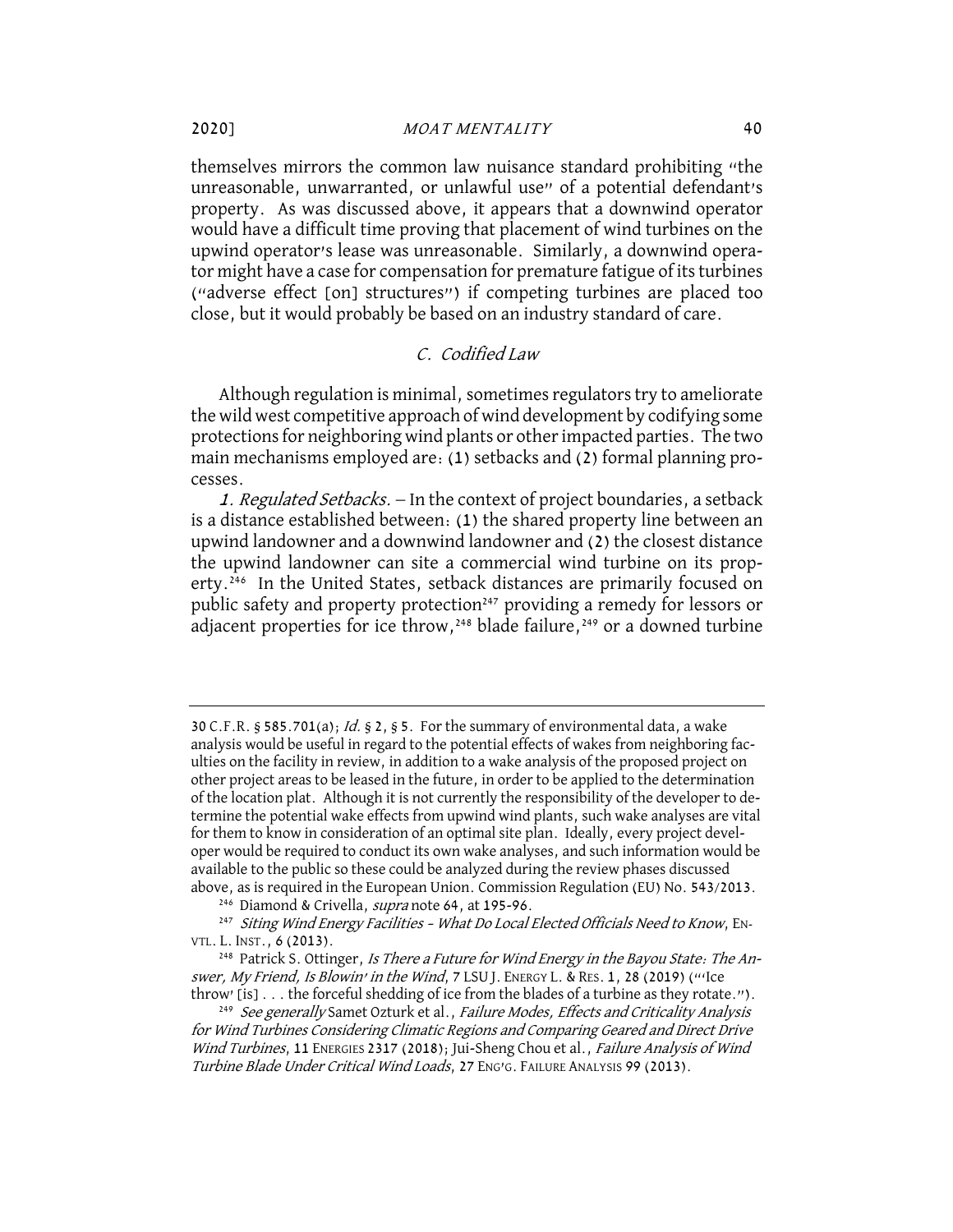themselves mirrors the common law nuisance standard prohibiting "the unreasonable, unwarranted, or unlawful use" of a potential defendant's property. As was discussed above, it appears that a downwind operator would have a difficult time proving that placement of wind turbines on the upwind operator's lease was unreasonable. Similarly, a downwind operator might have a case for compensation for premature fatigue of its turbines ("adverse effect [on] structures") if competing turbines are placed too close, but it would probably be based on an industry standard of care.

### *C. Codified Law*

Although regulation is minimal, sometimes regulators try to ameliorate the wild west competitive approach of wind development by codifying some protections for neighboring wind plants or other impacted parties. The two main mechanisms employed are: (1) setbacks and (2) formal planning processes.

*1. Regulated Setbacks.* – In the context of project boundaries, a setback is a distance established between: (1) the shared property line between an upwind landowner and a downwind landowner and (2) the closest distance the upwind landowner can site a commercial wind turbine on its property.[246] In the United States, setback distances are primarily focused on public safety and property protection[247] providing a remedy for lessors or adjacent properties for ice throw,[248] blade failure,[249] or a downed turbine

---

30 C.F.R. § 585.701(a); *Id.* § 2, § 5. For the summary of environmental data, a wake analysis would be useful in regard to the potential effects of wakes from neighboring faculties on the facility in review, in addition to a wake analysis of the proposed project on other project areas to be leased in the future, in order to be applied to the determination of the location plat. Although it is not currently the responsibility of the developer to determine the potential wake effects from upwind wind plants, such wake analyses are vital for them to know in consideration of an optimal site plan. Ideally, every project developer would be required to conduct its own wake analyses, and such information would be available to the public so these could be analyzed during the review phases discussed above, as is required in the European Union. Commission Regulation (EU) No. 543/2013.

[246] Diamond & Crivella, *supra* note 64, at 195-96.

[247] *Siting Wind Energy Facilities – What Do Local Elected Officials Need to Know*, ENVTL. L. INST., 6 (2013).

[248] Patrick S. Ottinger, *Is There a Future for Wind Energy in the Bayou State: The Answer, My Friend, Is Blowin' in the Wind*, 7 LSU J. ENERGY L. & RES. 1, 28 (2019) ("'Ice throw' [is] . . . the forceful shedding of ice from the blades of a turbine as they rotate.").

[249] *See generally* Samet Ozturk et al., *Failure Modes, Effects and Criticality Analysis for Wind Turbines Considering Climatic Regions and Comparing Geared and Direct Drive Wind Turbines*, 11 ENERGIES 2317 (2018); Jui-Sheng Chou et al., *Failure Analysis of Wind Turbine Blade Under Critical Wind Loads*, 27 ENG'G. FAILURE ANALYSIS 99 (2013).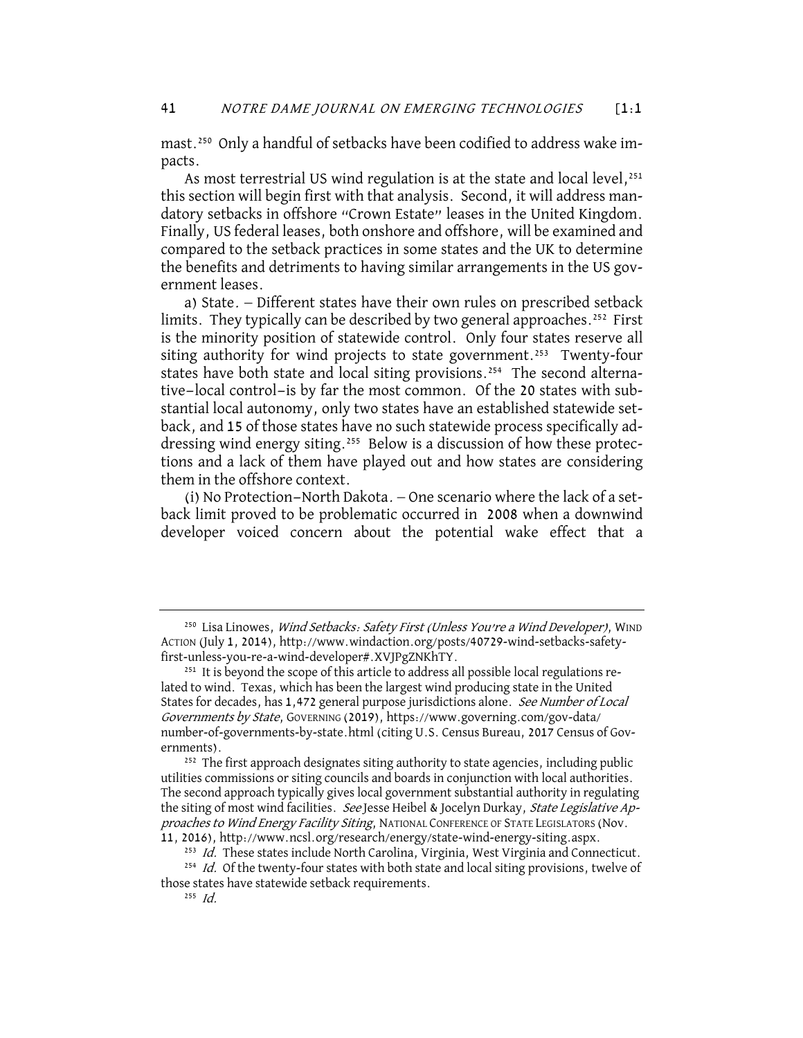mast.[250] Only a handful of setbacks have been codified to address wake impacts.

As most terrestrial US wind regulation is at the state and local level,[251] this section will begin first with that analysis. Second, it will address mandatory setbacks in offshore "Crown Estate" leases in the United Kingdom. Finally, US federal leases, both onshore and offshore, will be examined and compared to the setback practices in some states and the UK to determine the benefits and detriments to having similar arrangements in the US government leases.

a) State. – Different states have their own rules on prescribed setback limits. They typically can be described by two general approaches.[252] First is the minority position of statewide control. Only four states reserve all siting authority for wind projects to state government.[253] Twenty-four states have both state and local siting provisions.[254] The second alternative–local control–is by far the most common. Of the 20 states with substantial local autonomy, only two states have an established statewide setback, and 15 of those states have no such statewide process specifically addressing wind energy siting.[255] Below is a discussion of how these protections and a lack of them have played out and how states are considering them in the offshore context.

(i) No Protection–North Dakota. – One scenario where the lack of a setback limit proved to be problematic occurred in 2008 when a downwind developer voiced concern about the potential wake effect that a

---

[250] Lisa Linowes, *Wind Setbacks: Safety First (Unless You're a Wind Developer)*, WIND ACTION (July 1, 2014), http://www.windaction.org/posts/40729-wind-setbacks-safety-first-unless-you-re-a-wind-developer#.XVJPgZNKhTY.

[251] It is beyond the scope of this article to address all possible local regulations related to wind. Texas, which has been the largest wind producing state in the United States for decades, has 1,472 general purpose jurisdictions alone. *See Number of Local Governments by State*, GOVERNING (2019), https://www.governing.com/gov-data/number-of-governments-by-state.html (citing U.S. Census Bureau, 2017 Census of Governments).

[252] The first approach designates siting authority to state agencies, including public utilities commissions or siting councils and boards in conjunction with local authorities. The second approach typically gives local government substantial authority in regulating the siting of most wind facilities. *See* Jesse Heibel & Jocelyn Durkay, *State Legislative Approaches to Wind Energy Facility Siting*, NATIONAL CONFERENCE OF STATE LEGISLATORS (Nov. 11, 2016), http://www.ncsl.org/research/energy/state-wind-energy-siting.aspx.

[253] *Id.* These states include North Carolina, Virginia, West Virginia and Connecticut.

[254] *Id.* Of the twenty-four states with both state and local siting provisions, twelve of those states have statewide setback requirements.

[255] *Id.*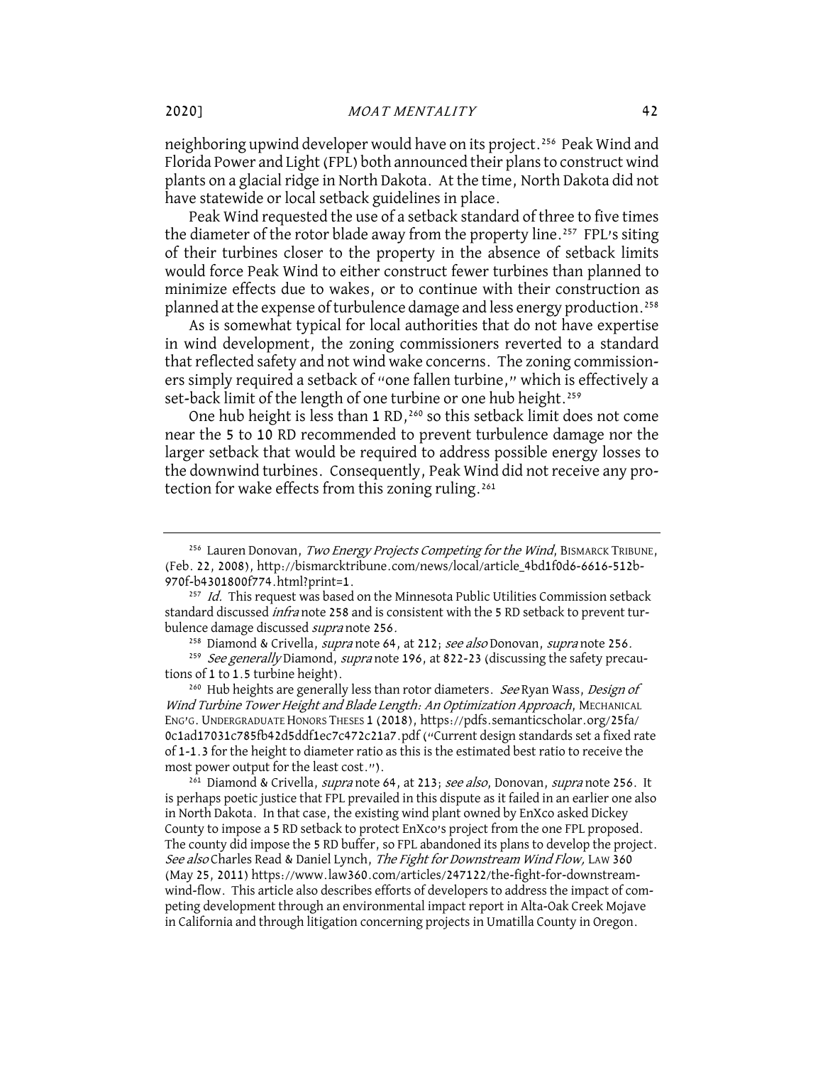neighboring upwind developer would have on its project.[256] Peak Wind and Florida Power and Light (FPL) both announced their plans to construct wind plants on a glacial ridge in North Dakota. At the time, North Dakota did not have statewide or local setback guidelines in place.

Peak Wind requested the use of a setback standard of three to five times the diameter of the rotor blade away from the property line.[257] FPL's siting of their turbines closer to the property in the absence of setback limits would force Peak Wind to either construct fewer turbines than planned to minimize effects due to wakes, or to continue with their construction as planned at the expense of turbulence damage and less energy production.[258]

As is somewhat typical for local authorities that do not have expertise in wind development, the zoning commissioners reverted to a standard that reflected safety and not wind wake concerns. The zoning commissioners simply required a setback of "one fallen turbine," which is effectively a set-back limit of the length of one turbine or one hub height.[259]

One hub height is less than 1 RD,[260] so this setback limit does not come near the 5 to 10 RD recommended to prevent turbulence damage nor the larger setback that would be required to address possible energy losses to the downwind turbines. Consequently, Peak Wind did not receive any protection for wake effects from this zoning ruling.[261]

---

[256] Lauren Donovan, *Two Energy Projects Competing for the Wind*, BISMARCK TRIBUNE, (Feb. 22, 2008), http://bismarcktribune.com/news/local/article_4bd1f0d6-6616-512b-970f-b4301800f774.html?print=1.

[257] *Id.* This request was based on the Minnesota Public Utilities Commission setback standard discussed *infra* note 258 and is consistent with the 5 RD setback to prevent turbulence damage discussed *supra* note 256.

[258] Diamond & Crivella, *supra* note 64, at 212; *see also* Donovan, *supra* note 256.

[259] *See generally* Diamond, *supra* note 196, at 822-23 (discussing the safety precautions of 1 to 1.5 turbine height).

[260] Hub heights are generally less than rotor diameters. *See* Ryan Wass, *Design of Wind Turbine Tower Height and Blade Length: An Optimization Approach*, MECHANICAL ENG'G. UNDERGRADUATE HONORS THESES 1 (2018), https://pdfs.semanticscholar.org/25fa/0c1ad17031c785fb42d5ddf1ec7c472c21a7.pdf ("Current design standards set a fixed rate of 1-1.3 for the height to diameter ratio as this is the estimated best ratio to receive the most power output for the least cost.").

[261] Diamond & Crivella, *supra* note 64, at 213; *see also*, Donovan, *supra* note 256. It is perhaps poetic justice that FPL prevailed in this dispute as it failed in an earlier one also in North Dakota. In that case, the existing wind plant owned by EnXco asked Dickey County to impose a 5 RD setback to protect EnXco's project from the one FPL proposed. The county did impose the 5 RD buffer, so FPL abandoned its plans to develop the project. *See also* Charles Read & Daniel Lynch, *The Fight for Downstream Wind Flow,* LAW 360 (May 25, 2011) https://www.law360.com/articles/247122/the-fight-for-downstream-wind-flow. This article also describes efforts of developers to address the impact of competing development through an environmental impact report in Alta-Oak Creek Mojave in California and through litigation concerning projects in Umatilla County in Oregon.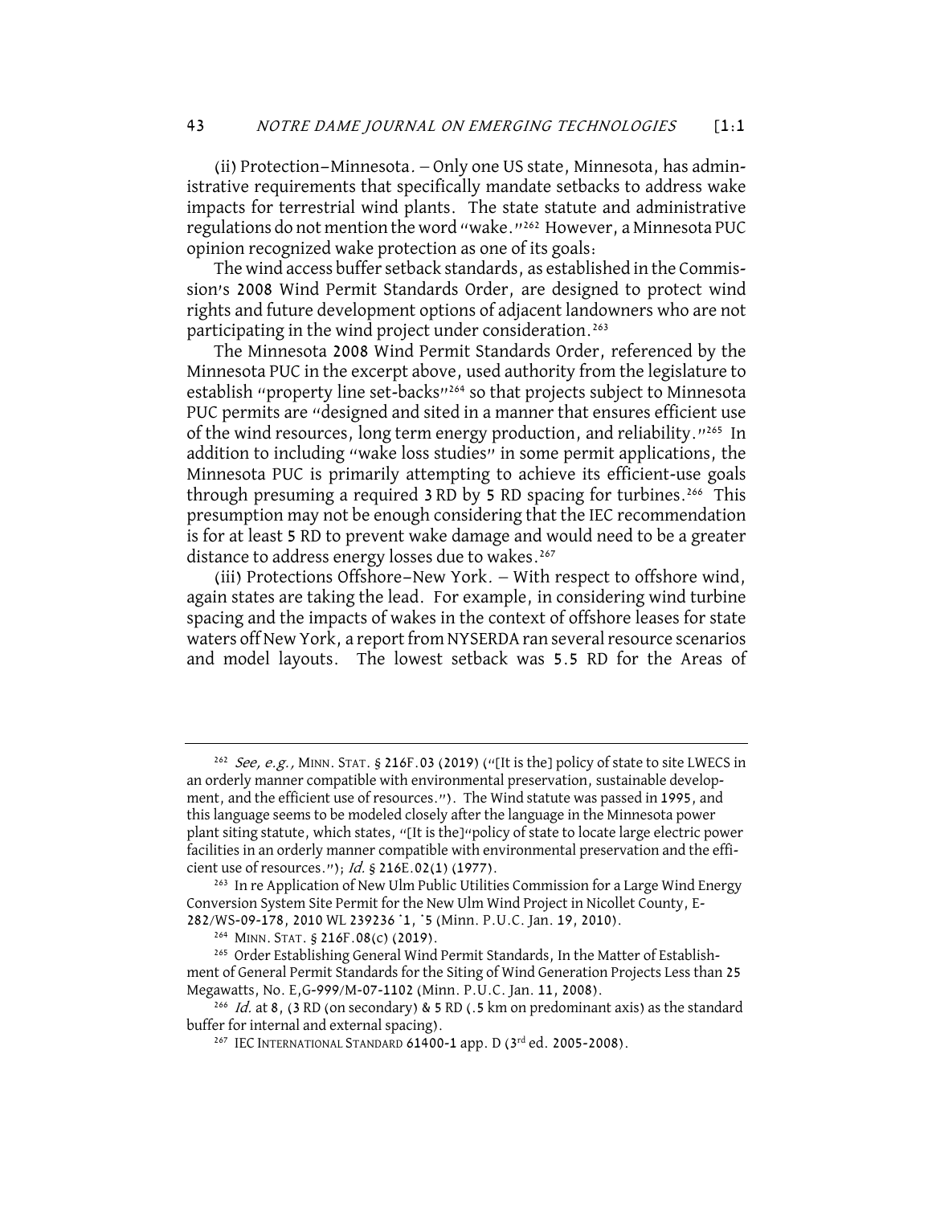(ii) Protection–Minnesota. – Only one US state, Minnesota, has administrative requirements that specifically mandate setbacks to address wake impacts for terrestrial wind plants. The state statute and administrative regulations do not mention the word "wake."[262] However, a Minnesota PUC opinion recognized wake protection as one of its goals:

The wind access buffer setback standards, as established in the Commission's 2008 Wind Permit Standards Order, are designed to protect wind rights and future development options of adjacent landowners who are not participating in the wind project under consideration.[263]

The Minnesota 2008 Wind Permit Standards Order, referenced by the Minnesota PUC in the excerpt above, used authority from the legislature to establish "property line set-backs"[264] so that projects subject to Minnesota PUC permits are "designed and sited in a manner that ensures efficient use of the wind resources, long term energy production, and reliability."[265] In addition to including "wake loss studies" in some permit applications, the Minnesota PUC is primarily attempting to achieve its efficient-use goals through presuming a required 3 RD by 5 RD spacing for turbines.[266] This presumption may not be enough considering that the IEC recommendation is for at least 5 RD to prevent wake damage and would need to be a greater distance to address energy losses due to wakes.[267]

(iii) Protections Offshore–New York. – With respect to offshore wind, again states are taking the lead. For example, in considering wind turbine spacing and the impacts of wakes in the context of offshore leases for state waters off New York, a report from NYSERDA ran several resource scenarios and model layouts. The lowest setback was 5.5 RD for the Areas of

---

[262] *See, e.g.,* MINN. STAT. § 216F.03 (2019) ("[It is the] policy of state to site LWECS in an orderly manner compatible with environmental preservation, sustainable development, and the efficient use of resources."). The Wind statute was passed in 1995, and this language seems to be modeled closely after the language in the Minnesota power plant siting statute, which states, "[It is the]"policy of state to locate large electric power facilities in an orderly manner compatible with environmental preservation and the efficient use of resources."); *Id.* § 216E.02(1) (1977).

[263] In re Application of New Ulm Public Utilities Commission for a Large Wind Energy Conversion System Site Permit for the New Ulm Wind Project in Nicollet County, E-282/WS-09-178, 2010 WL 239236 *1, *5 (Minn. P.U.C. Jan. 19, 2010).

[264] MINN. STAT. § 216F.08(c) (2019).

[265] Order Establishing General Wind Permit Standards, In the Matter of Establishment of General Permit Standards for the Siting of Wind Generation Projects Less than 25 Megawatts, No. E,G-999/M-07-1102 (Minn. P.U.C. Jan. 11, 2008).

[266] *Id.* at 8, (3 RD (on secondary) & 5 RD (.5 km on predominant axis) as the standard buffer for internal and external spacing).

[267] IEC INTERNATIONAL STANDARD 61400-1 app. D (3rd ed. 2005-2008).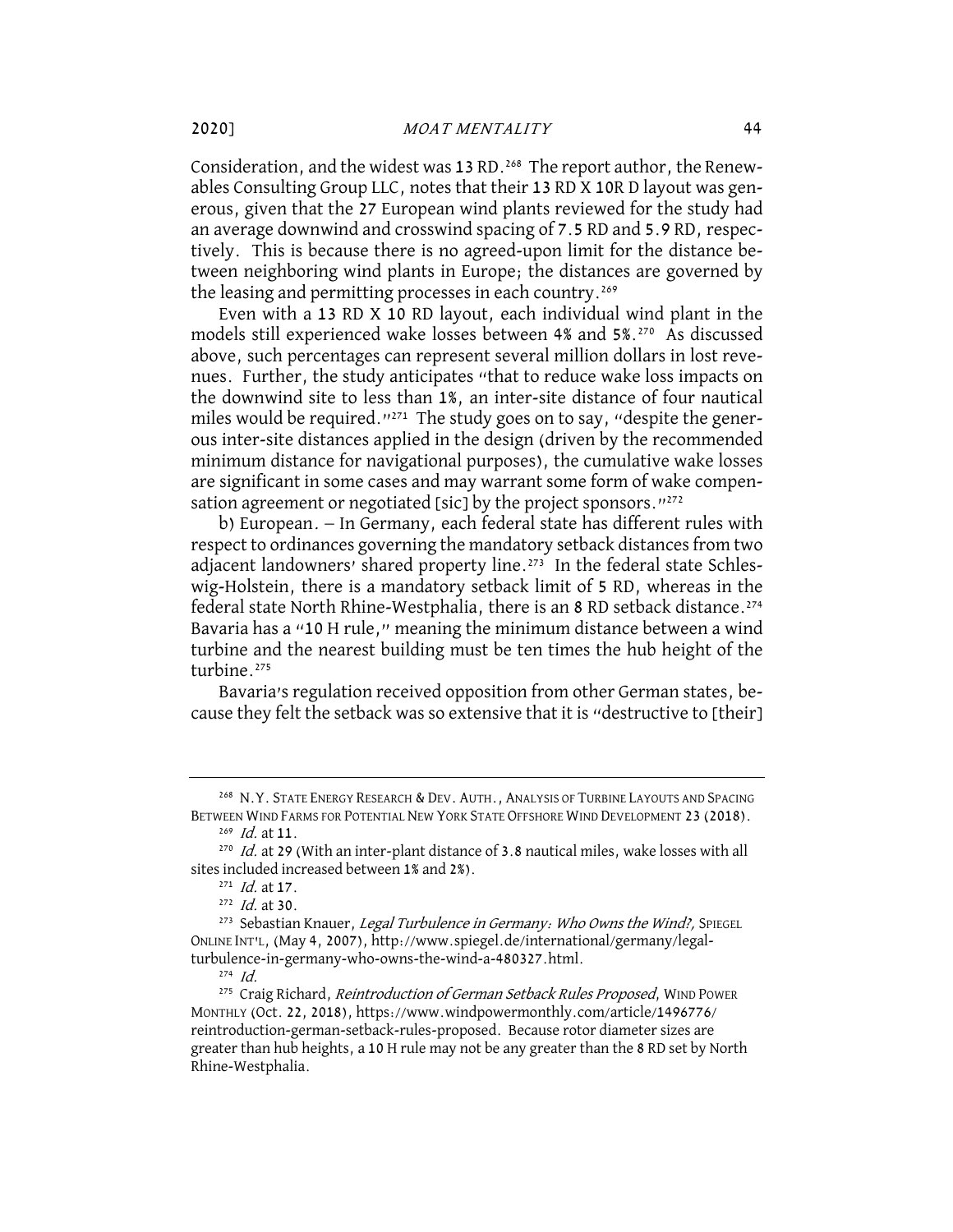Consideration, and the widest was 13 RD.[268] The report author, the Renewables Consulting Group LLC, notes that their 13 RD X 10R D layout was generous, given that the 27 European wind plants reviewed for the study had an average downwind and crosswind spacing of 7.5 RD and 5.9 RD, respectively. This is because there is no agreed-upon limit for the distance between neighboring wind plants in Europe; the distances are governed by the leasing and permitting processes in each country.[269]

Even with a 13 RD X 10 RD layout, each individual wind plant in the models still experienced wake losses between 4% and 5%.[270] As discussed above, such percentages can represent several million dollars in lost revenues. Further, the study anticipates "that to reduce wake loss impacts on the downwind site to less than 1%, an inter-site distance of four nautical miles would be required."[271] The study goes on to say, "despite the generous inter-site distances applied in the design (driven by the recommended minimum distance for navigational purposes), the cumulative wake losses are significant in some cases and may warrant some form of wake compensation agreement or negotiated [sic] by the project sponsors."[272]

b) European. – In Germany, each federal state has different rules with respect to ordinances governing the mandatory setback distances from two adjacent landowners' shared property line.[273] In the federal state Schleswig-Holstein, there is a mandatory setback limit of 5 RD, whereas in the federal state North Rhine-Westphalia, there is an 8 RD setback distance.[274] Bavaria has a "10 H rule," meaning the minimum distance between a wind turbine and the nearest building must be ten times the hub height of the turbine.[275]

Bavaria's regulation received opposition from other German states, because they felt the setback was so extensive that it is "destructive to [their]

---

[268] N.Y. STATE ENERGY RESEARCH & DEV. AUTH., ANALYSIS OF TURBINE LAYOUTS AND SPACING BETWEEN WIND FARMS FOR POTENTIAL NEW YORK STATE OFFSHORE WIND DEVELOPMENT 23 (2018).

[269] *Id.* at 11.

[270] *Id.* at 29 (With an inter-plant distance of 3.8 nautical miles, wake losses with all sites included increased between 1% and 2%).

[271] *Id.* at 17.

[272] *Id.* at 30.

[273] Sebastian Knauer, *Legal Turbulence in Germany: Who Owns the Wind?,* SPIEGEL ONLINE INT'L, (May 4, 2007), http://www.spiegel.de/international/germany/legal-turbulence-in-germany-who-owns-the-wind-a-480327.html.

[274] *Id.*

[275] Craig Richard, *Reintroduction of German Setback Rules Proposed*, WIND POWER MONTHLY (Oct. 22, 2018), https://www.windpowermonthly.com/article/1496776/reintroduction-german-setback-rules-proposed. Because rotor diameter sizes are greater than hub heights, a 10 H rule may not be any greater than the 8 RD set by North Rhine-Westphalia.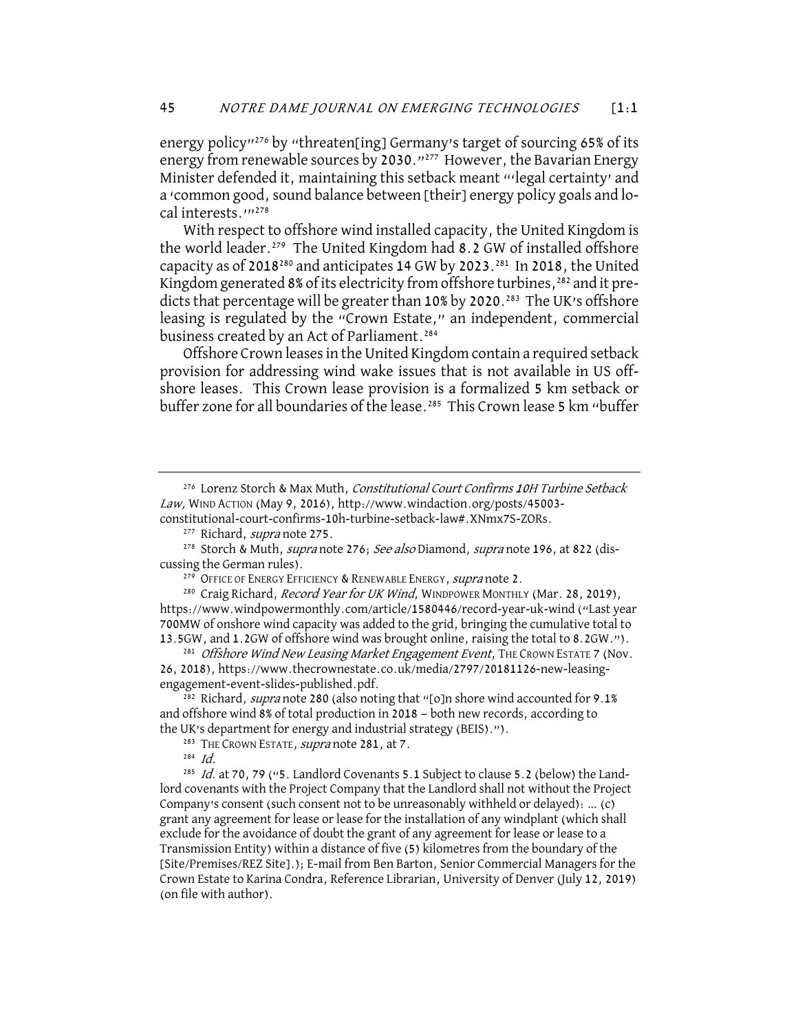energy policy"[276] by "threaten[ing] Germany's target of sourcing 65% of its energy from renewable sources by 2030."[277] However, the Bavarian Energy Minister defended it, maintaining this setback meant "'legal certainty' and a 'common good, sound balance between [their] energy policy goals and local interests.'"[278]

With respect to offshore wind installed capacity, the United Kingdom is the world leader.[279] The United Kingdom had 8.2 GW of installed offshore capacity as of 2018[280] and anticipates 14 GW by 2023.[281] In 2018, the United Kingdom generated 8% of its electricity from offshore turbines,[282] and it predicts that percentage will be greater than 10% by 2020.[283] The UK's offshore leasing is regulated by the "Crown Estate," an independent, commercial business created by an Act of Parliament.[284]

Offshore Crown leases in the United Kingdom contain a required setback provision for addressing wind wake issues that is not available in US offshore leases. This Crown lease provision is a formalized 5 km setback or buffer zone for all boundaries of the lease.[285] This Crown lease 5 km "buffer

---

[276] Lorenz Storch & Max Muth, *Constitutional Court Confirms 10H Turbine Setback Law,* WIND ACTION (May 9, 2016), http://www.windaction.org/posts/45003-constitutional-court-confirms-10h-turbine-setback-law#.XNmx7S-ZORs.

[277] Richard, *supra* note 275.

[278] Storch & Muth, *supra* note 276; *See also* Diamond, *supra* note 196, at 822 (discussing the German rules).

[279] OFFICE OF ENERGY EFFICIENCY & RENEWABLE ENERGY, *supra* note 2.

[280] Craig Richard, *Record Year for UK Wind*, WINDPOWER MONTHLY (Mar. 28, 2019), https://www.windpowermonthly.com/article/1580446/record-year-uk-wind ("Last year 700MW of onshore wind capacity was added to the grid, bringing the cumulative total to 13.5GW, and 1.2GW of offshore wind was brought online, raising the total to 8.2GW.").

[281] *Offshore Wind New Leasing Market Engagement Event*, THE CROWN ESTATE 7 (Nov. 26, 2018), https://www.thecrownestate.co.uk/media/2797/20181126-new-leasing-engagement-event-slides-published.pdf.

[282] Richard, *supra* note 280 (also noting that "[o]n shore wind accounted for 9.1% and offshore wind 8% of total production in 2018 – both new records, according to the UK's department for energy and industrial strategy (BEIS).").

[283] THE CROWN ESTATE, *supra* note 281, at 7.

[284] *Id.*

[285] *Id.* at 70, 79 ("5. Landlord Covenants 5.1 Subject to clause 5.2 (below) the Landlord covenants with the Project Company that the Landlord shall not without the Project Company's consent (such consent not to be unreasonably withheld or delayed): … (c) grant any agreement for lease or lease for the installation of any windplant (which shall exclude for the avoidance of doubt the grant of any agreement for lease or lease to a Transmission Entity) within a distance of five (5) kilometres from the boundary of the [Site/Premises/REZ Site].); E-mail from Ben Barton, Senior Commercial Managers for the Crown Estate to Karina Condra, Reference Librarian, University of Denver (July 12, 2019) (on file with author).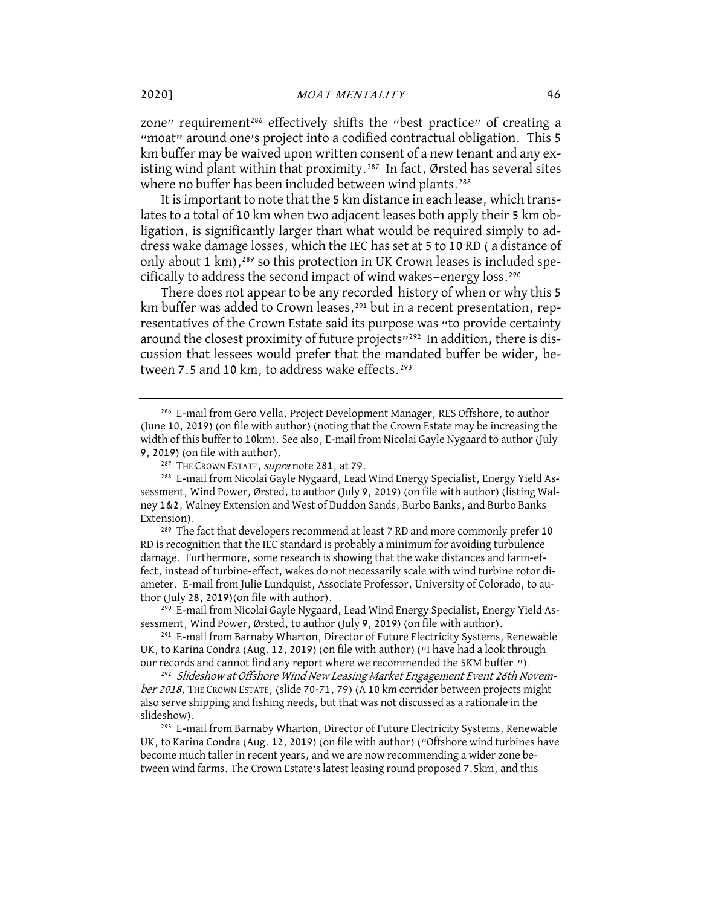zone" requirement[286] effectively shifts the "best practice" of creating a "moat" around one's project into a codified contractual obligation. This 5 km buffer may be waived upon written consent of a new tenant and any existing wind plant within that proximity.[287] In fact, Ørsted has several sites where no buffer has been included between wind plants.[288]

It is important to note that the 5 km distance in each lease, which translates to a total of 10 km when two adjacent leases both apply their 5 km obligation, is significantly larger than what would be required simply to address wake damage losses, which the IEC has set at 5 to 10 RD ( a distance of only about 1 km),[289] so this protection in UK Crown leases is included specifically to address the second impact of wind wakes–energy loss.[290]

There does not appear to be any recorded history of when or why this 5 km buffer was added to Crown leases,[291] but in a recent presentation, representatives of the Crown Estate said its purpose was "to provide certainty around the closest proximity of future projects"[292] In addition, there is discussion that lessees would prefer that the mandated buffer be wider, between 7.5 and 10 km, to address wake effects.[293]

---

[286] E-mail from Gero Vella, Project Development Manager, RES Offshore, to author (June 10, 2019) (on file with author) (noting that the Crown Estate may be increasing the width of this buffer to 10km). See also, E-mail from Nicolai Gayle Nygaard to author (July 9, 2019) (on file with author).

[287] THE CROWN ESTATE, *supra* note 281, at 79.

[288] E-mail from Nicolai Gayle Nygaard, Lead Wind Energy Specialist, Energy Yield Assessment, Wind Power, Ørsted, to author (July 9, 2019) (on file with author) (listing Walney 1&2, Walney Extension and West of Duddon Sands, Burbo Banks, and Burbo Banks Extension).

[289] The fact that developers recommend at least 7 RD and more commonly prefer 10 RD is recognition that the IEC standard is probably a minimum for avoiding turbulence damage. Furthermore, some research is showing that the wake distances and farm-effect, instead of turbine-effect, wakes do not necessarily scale with wind turbine rotor diameter. E-mail from Julie Lundquist, Associate Professor, University of Colorado, to author (July 28, 2019)(on file with author).

[290] E-mail from Nicolai Gayle Nygaard, Lead Wind Energy Specialist, Energy Yield Assessment, Wind Power, Ørsted, to author (July 9, 2019) (on file with author).

[291] E-mail from Barnaby Wharton, Director of Future Electricity Systems, Renewable UK, to Karina Condra (Aug. 12, 2019) (on file with author) ("I have had a look through our records and cannot find any report where we recommended the 5KM buffer.").

[292] *Slideshow at Offshore Wind New Leasing Market Engagement Event 26th November 2018*, THE CROWN ESTATE, (slide 70-71, 79) (A 10 km corridor between projects might also serve shipping and fishing needs, but that was not discussed as a rationale in the slideshow).

[293] E-mail from Barnaby Wharton, Director of Future Electricity Systems, Renewable UK, to Karina Condra (Aug. 12, 2019) (on file with author) ("Offshore wind turbines have become much taller in recent years, and we are now recommending a wider zone between wind farms. The Crown Estate's latest leasing round proposed 7.5km, and this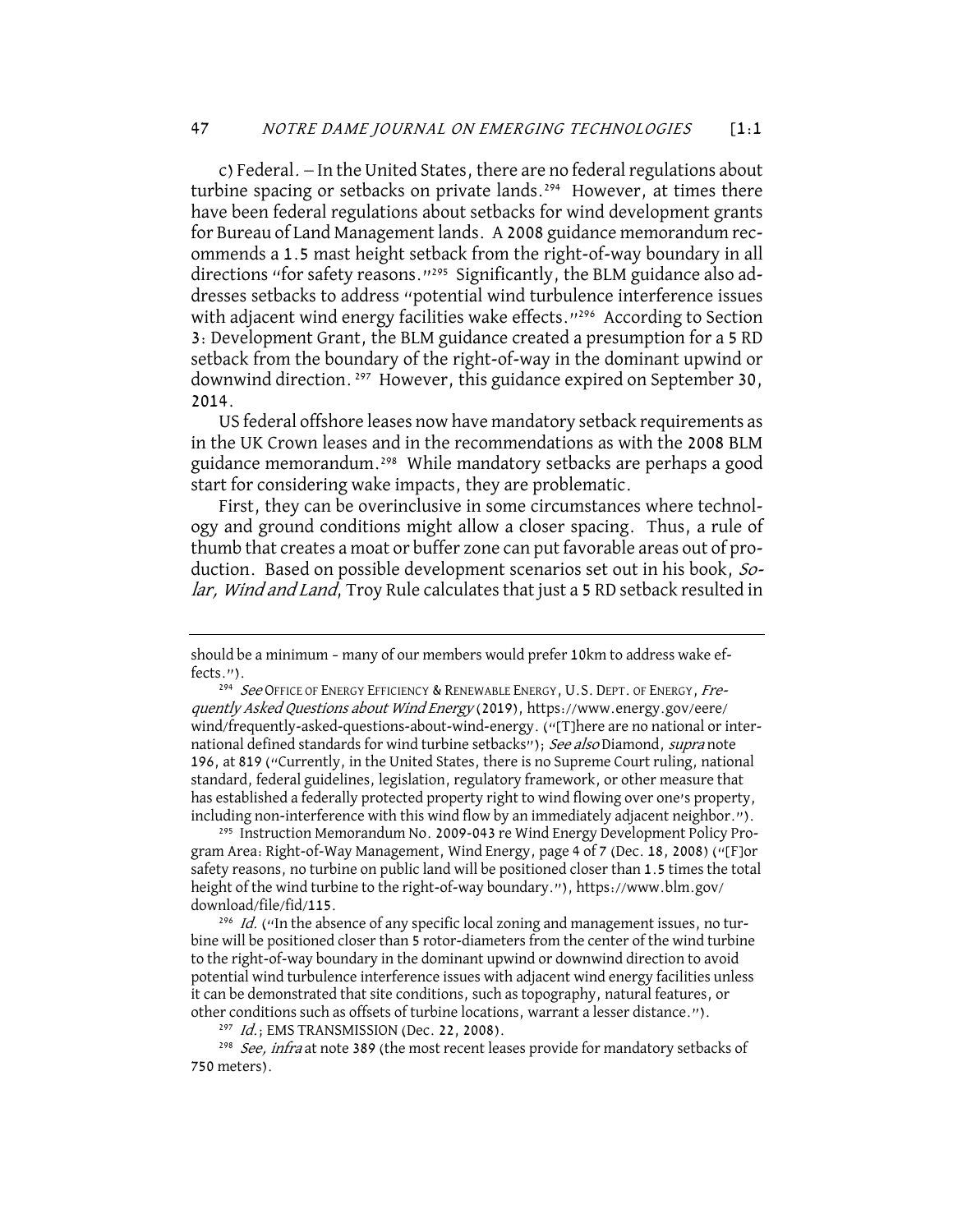c) Federal. – In the United States, there are no federal regulations about turbine spacing or setbacks on private lands.[294] However, at times there have been federal regulations about setbacks for wind development grants for Bureau of Land Management lands. A 2008 guidance memorandum recommends a 1.5 mast height setback from the right-of-way boundary in all directions "for safety reasons."[295] Significantly, the BLM guidance also addresses setbacks to address "potential wind turbulence interference issues with adjacent wind energy facilities wake effects."[296] According to Section 3: Development Grant, the BLM guidance created a presumption for a 5 RD setback from the boundary of the right-of-way in the dominant upwind or downwind direction.[297] However, this guidance expired on September 30, 2014.

US federal offshore leases now have mandatory setback requirements as in the UK Crown leases and in the recommendations as with the 2008 BLM guidance memorandum.[298] While mandatory setbacks are perhaps a good start for considering wake impacts, they are problematic.

First, they can be overinclusive in some circumstances where technology and ground conditions might allow a closer spacing. Thus, a rule of thumb that creates a moat or buffer zone can put favorable areas out of production. Based on possible development scenarios set out in his book, *Solar, Wind and Land*, Troy Rule calculates that just a 5 RD setback resulted in

---

should be a minimum – many of our members would prefer 10km to address wake effects.").

[294] *See* OFFICE OF ENERGY EFFICIENCY & RENEWABLE ENERGY, U.S. DEPT. OF ENERGY, *Frequently Asked Questions about Wind Energy* (2019), https://www.energy.gov/eere/wind/frequently-asked-questions-about-wind-energy. ("[T]here are no national or international defined standards for wind turbine setbacks"); *See also* Diamond, *supra* note 196, at 819 ("Currently, in the United States, there is no Supreme Court ruling, national standard, federal guidelines, legislation, regulatory framework, or other measure that has established a federally protected property right to wind flowing over one's property, including non-interference with this wind flow by an immediately adjacent neighbor.").

[295] Instruction Memorandum No. 2009-043 re Wind Energy Development Policy Program Area: Right-of-Way Management, Wind Energy, page 4 of 7 (Dec. 18, 2008) ("[F]or safety reasons, no turbine on public land will be positioned closer than 1.5 times the total height of the wind turbine to the right-of-way boundary."), https://www.blm.gov/download/file/fid/115.

[296] *Id.* ("In the absence of any specific local zoning and management issues, no turbine will be positioned closer than 5 rotor-diameters from the center of the wind turbine to the right-of-way boundary in the dominant upwind or downwind direction to avoid potential wind turbulence interference issues with adjacent wind energy facilities unless it can be demonstrated that site conditions, such as topography, natural features, or other conditions such as offsets of turbine locations, warrant a lesser distance.").

[297] *Id.*; EMS TRANSMISSION (Dec. 22, 2008).

[298] *See, infra* at note 389 (the most recent leases provide for mandatory setbacks of 750 meters).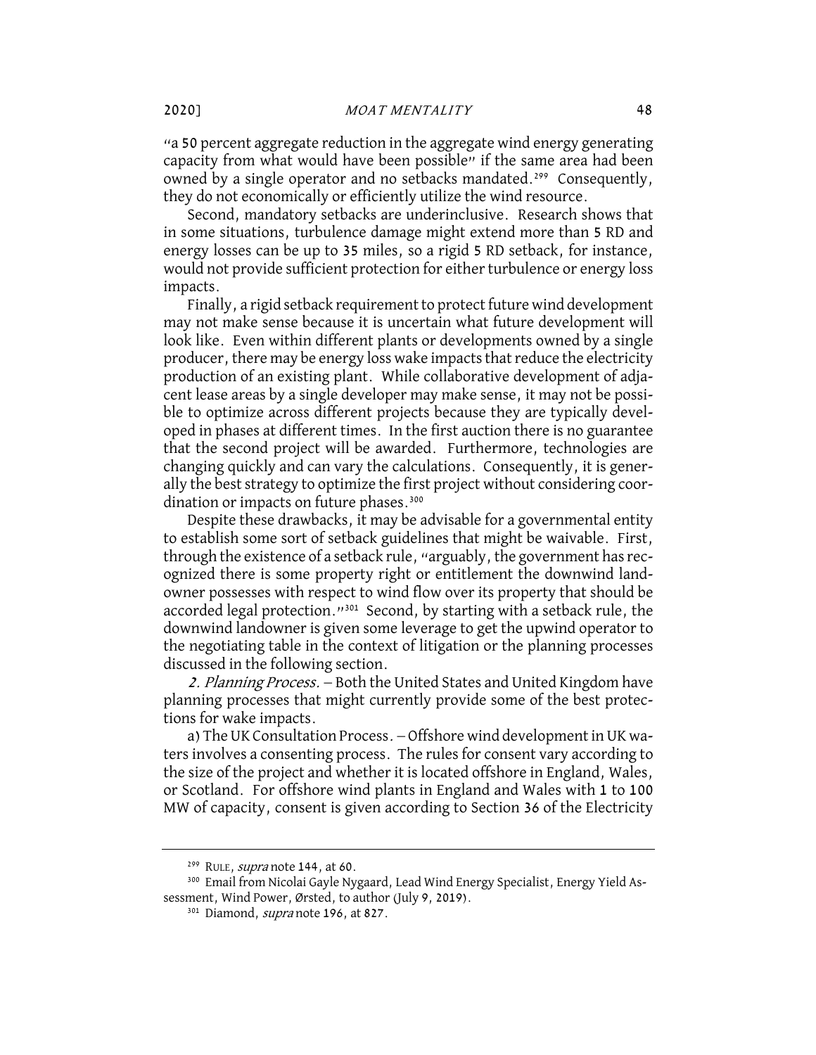"a 50 percent aggregate reduction in the aggregate wind energy generating capacity from what would have been possible" if the same area had been owned by a single operator and no setbacks mandated.[299] Consequently, they do not economically or efficiently utilize the wind resource.

Second, mandatory setbacks are underinclusive. Research shows that in some situations, turbulence damage might extend more than 5 RD and energy losses can be up to 35 miles, so a rigid 5 RD setback, for instance, would not provide sufficient protection for either turbulence or energy loss impacts.

Finally, a rigid setback requirement to protect future wind development may not make sense because it is uncertain what future development will look like. Even within different plants or developments owned by a single producer, there may be energy loss wake impacts that reduce the electricity production of an existing plant. While collaborative development of adjacent lease areas by a single developer may make sense, it may not be possible to optimize across different projects because they are typically developed in phases at different times. In the first auction there is no guarantee that the second project will be awarded. Furthermore, technologies are changing quickly and can vary the calculations. Consequently, it is generally the best strategy to optimize the first project without considering coordination or impacts on future phases.[300]

Despite these drawbacks, it may be advisable for a governmental entity to establish some sort of setback guidelines that might be waivable. First, through the existence of a setback rule, "arguably, the government has recognized there is some property right or entitlement the downwind landowner possesses with respect to wind flow over its property that should be accorded legal protection."[301] Second, by starting with a setback rule, the downwind landowner is given some leverage to get the upwind operator to the negotiating table in the context of litigation or the planning processes discussed in the following section.

*2. Planning Process.* – Both the United States and United Kingdom have planning processes that might currently provide some of the best protections for wake impacts.

a) The UK Consultation Process. – Offshore wind development in UK waters involves a consenting process. The rules for consent vary according to the size of the project and whether it is located offshore in England, Wales, or Scotland. For offshore wind plants in England and Wales with 1 to 100 MW of capacity, consent is given according to Section 36 of the Electricity

---

[299] RULE, *supra* note 144, at 60.

[300] Email from Nicolai Gayle Nygaard, Lead Wind Energy Specialist, Energy Yield Assessment, Wind Power, Ørsted, to author (July 9, 2019).

[301] Diamond, *supra* note 196, at 827.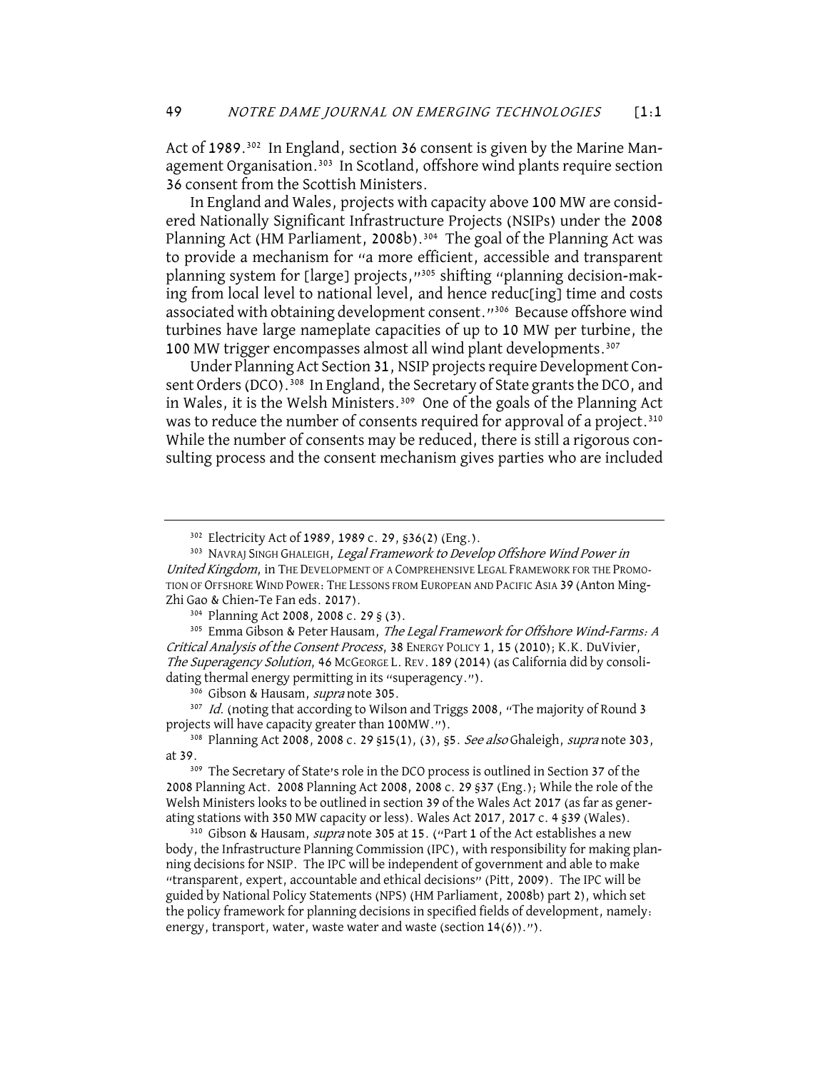Act of 1989.[302] In England, section 36 consent is given by the Marine Management Organisation.[303] In Scotland, offshore wind plants require section 36 consent from the Scottish Ministers.

In England and Wales, projects with capacity above 100 MW are considered Nationally Significant Infrastructure Projects (NSIPs) under the 2008 Planning Act (HM Parliament, 2008b).[304] The goal of the Planning Act was to provide a mechanism for "a more efficient, accessible and transparent planning system for [large] projects,"[305] shifting "planning decision-making from local level to national level, and hence reduc[ing] time and costs associated with obtaining development consent."[306] Because offshore wind turbines have large nameplate capacities of up to 10 MW per turbine, the 100 MW trigger encompasses almost all wind plant developments.[307]

Under Planning Act Section 31, NSIP projects require Development Consent Orders (DCO).[308] In England, the Secretary of State grants the DCO, and in Wales, it is the Welsh Ministers.[309] One of the goals of the Planning Act was to reduce the number of consents required for approval of a project.[310] While the number of consents may be reduced, there is still a rigorous consulting process and the consent mechanism gives parties who are included

---

[302] Electricity Act of 1989, 1989 c. 29, §36(2) (Eng.).

[303] NAVRAJ SINGH GHALEIGH, *Legal Framework to Develop Offshore Wind Power in United Kingdom*, in THE DEVELOPMENT OF A COMPREHENSIVE LEGAL FRAMEWORK FOR THE PROMOTION OF OFFSHORE WIND POWER: THE LESSONS FROM EUROPEAN AND PACIFIC ASIA 39 (Anton Ming-Zhi Gao & Chien-Te Fan eds. 2017).

[304] Planning Act 2008, 2008 c. 29 § (3).

[305] Emma Gibson & Peter Hausam, *The Legal Framework for Offshore Wind-Farms: A Critical Analysis of the Consent Process*, 38 ENERGY POLICY 1, 15 (2010); K.K. DuVivier, *The Superagency Solution*, 46 MCGEORGE L. REV. 189 (2014) (as California did by consolidating thermal energy permitting in its "superagency.").

[306] Gibson & Hausam, *supra* note 305.

[307] *Id.* (noting that according to Wilson and Triggs 2008, "The majority of Round 3 projects will have capacity greater than 100MW.").

[308] Planning Act 2008, 2008 c. 29 §15(1), (3), §5. *See also* Ghaleigh, *supra* note 303, at 39.

[309] The Secretary of State's role in the DCO process is outlined in Section 37 of the 2008 Planning Act. 2008 Planning Act 2008, 2008 c. 29 §37 (Eng.); While the role of the Welsh Ministers looks to be outlined in section 39 of the Wales Act 2017 (as far as generating stations with 350 MW capacity or less). Wales Act 2017, 2017 c. 4 §39 (Wales).

[310] Gibson & Hausam, *supra* note 305 at 15. ("Part 1 of the Act establishes a new body, the Infrastructure Planning Commission (IPC), with responsibility for making planning decisions for NSIP. The IPC will be independent of government and able to make "transparent, expert, accountable and ethical decisions" (Pitt, 2009). The IPC will be guided by National Policy Statements (NPS) (HM Parliament, 2008b) part 2), which set the policy framework for planning decisions in specified fields of development, namely: energy, transport, water, waste water and waste (section 14(6)).").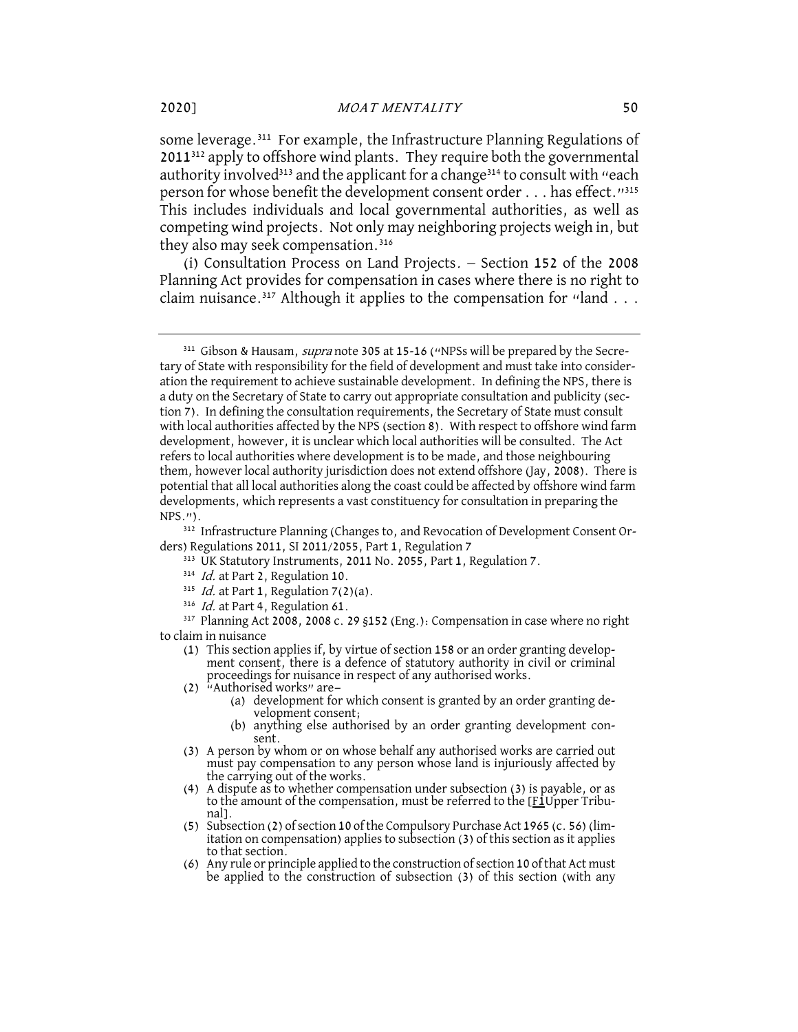some leverage.[311] For example, the Infrastructure Planning Regulations of 2011[312] apply to offshore wind plants. They require both the governmental authority involved[313] and the applicant for a change[314] to consult with "each person for whose benefit the development consent order . . . has effect."[315] This includes individuals and local governmental authorities, as well as competing wind projects. Not only may neighboring projects weigh in, but they also may seek compensation.[316]

(i) Consultation Process on Land Projects. – Section 152 of the 2008 Planning Act provides for compensation in cases where there is no right to claim nuisance.[317] Although it applies to the compensation for "land . . .

---

[311] Gibson & Hausam, *supra* note 305 at 15-16 ("NPSs will be prepared by the Secretary of State with responsibility for the field of development and must take into consideration the requirement to achieve sustainable development. In defining the NPS, there is a duty on the Secretary of State to carry out appropriate consultation and publicity (section 7). In defining the consultation requirements, the Secretary of State must consult with local authorities affected by the NPS (section 8). With respect to offshore wind farm development, however, it is unclear which local authorities will be consulted. The Act refers to local authorities where development is to be made, and those neighbouring them, however local authority jurisdiction does not extend offshore (Jay, 2008). There is potential that all local authorities along the coast could be affected by offshore wind farm developments, which represents a vast constituency for consultation in preparing the NPS.").

[312] Infrastructure Planning (Changes to, and Revocation of Development Consent Orders) Regulations 2011, SI 2011/2055, Part 1, Regulation 7

[313] UK Statutory Instruments, 2011 No. 2055, Part 1, Regulation 7.

[314] *Id.* at Part 2, Regulation 10.

[315] *Id.* at Part 1, Regulation 7(2)(a).

[316] *Id.* at Part 4, Regulation 61.

[317] Planning Act 2008, 2008 c. 29 §152 (Eng.): Compensation in case where no right to claim in nuisance

(1) This section applies if, by virtue of section 158 or an order granting development consent, there is a defence of statutory authority in civil or criminal proceedings for nuisance in respect of any authorised works.

(2) "Authorised works" are–

   (a) development for which consent is granted by an order granting development consent;

   (b) anything else authorised by an order granting development consent.

(3) A person by whom or on whose behalf any authorised works are carried out must pay compensation to any person whose land is injuriously affected by the carrying out of the works.

(4) A dispute as to whether compensation under subsection (3) is payable, or as to the amount of the compensation, must be referred to the [F1Upper Tribunal].

(5) Subsection (2) of section 10 of the Compulsory Purchase Act 1965 (c. 56) (limitation on compensation) applies to subsection (3) of this section as it applies to that section.

(6) Any rule or principle applied to the construction of section 10 of that Act must be applied to the construction of subsection (3) of this section (with any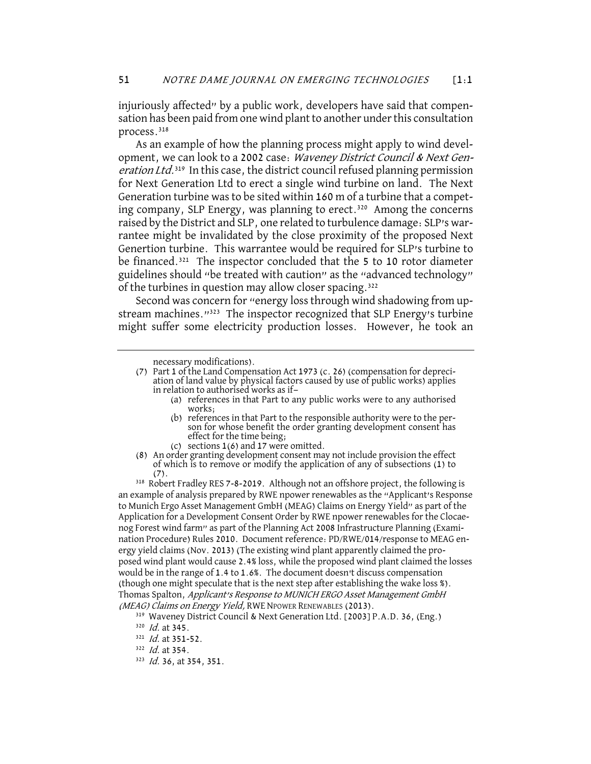injuriously affected" by a public work, developers have said that compensation has been paid from one wind plant to another under this consultation process.[318]

As an example of how the planning process might apply to wind development, we can look to a 2002 case: *Waveney District Council & Next Generation Ltd*.[319] In this case, the district council refused planning permission for Next Generation Ltd to erect a single wind turbine on land. The Next Generation turbine was to be sited within 160 m of a turbine that a competing company, SLP Energy, was planning to erect.[320] Among the concerns raised by the District and SLP, one related to turbulence damage: SLP's warrantee might be invalidated by the close proximity of the proposed Next Genertion turbine. This warrantee would be required for SLP's turbine to be financed.[321] The inspector concluded that the 5 to 10 rotor diameter guidelines should "be treated with caution" as the "advanced technology" of the turbines in question may allow closer spacing.[322]

Second was concern for "energy loss through wind shadowing from upstream machines."[323] The inspector recognized that SLP Energy's turbine might suffer some electricity production losses. However, he took an

---

necessary modifications).

(7) Part 1 of the Land Compensation Act 1973 (c. 26) (compensation for depreciation of land value by physical factors caused by use of public works) applies in relation to authorised works as if–

(a) references in that Part to any public works were to any authorised works;

(b) references in that Part to the responsible authority were to the person for whose benefit the order granting development consent has effect for the time being;

(c) sections 1(6) and 17 were omitted.

(8) An order granting development consent may not include provision the effect of which is to remove or modify the application of any of subsections (1) to (7).

[318] Robert Fradley RES 7-8-2019. Although not an offshore project, the following is an example of analysis prepared by RWE npower renewables as the "Applicant's Response to Munich Ergo Asset Management GmbH (MEAG) Claims on Energy Yield" as part of the Application for a Development Consent Order by RWE npower renewables for the Clocaenog Forest wind farm" as part of the Planning Act 2008 Infrastructure Planning (Examination Procedure) Rules 2010. Document reference: PD/RWE/014/response to MEAG energy yield claims (Nov. 2013) (The existing wind plant apparently claimed the proposed wind plant would cause 2.4% loss, while the proposed wind plant claimed the losses would be in the range of 1.4 to 1.6%. The document doesn't discuss compensation (though one might speculate that is the next step after establishing the wake loss %). Thomas Spalton, *Applicant's Response to MUNICH ERGO Asset Management GmbH (MEAG) Claims on Energy Yield,* RWE NPOWER RENEWABLES (2013).

[319] Waveney District Council & Next Generation Ltd. [2003] P.A.D. 36, (Eng.)

[320] *Id.* at 345.

[321] *Id.* at 351-52.

[322] *Id.* at 354.

[323] *Id.* 36, at 354, 351.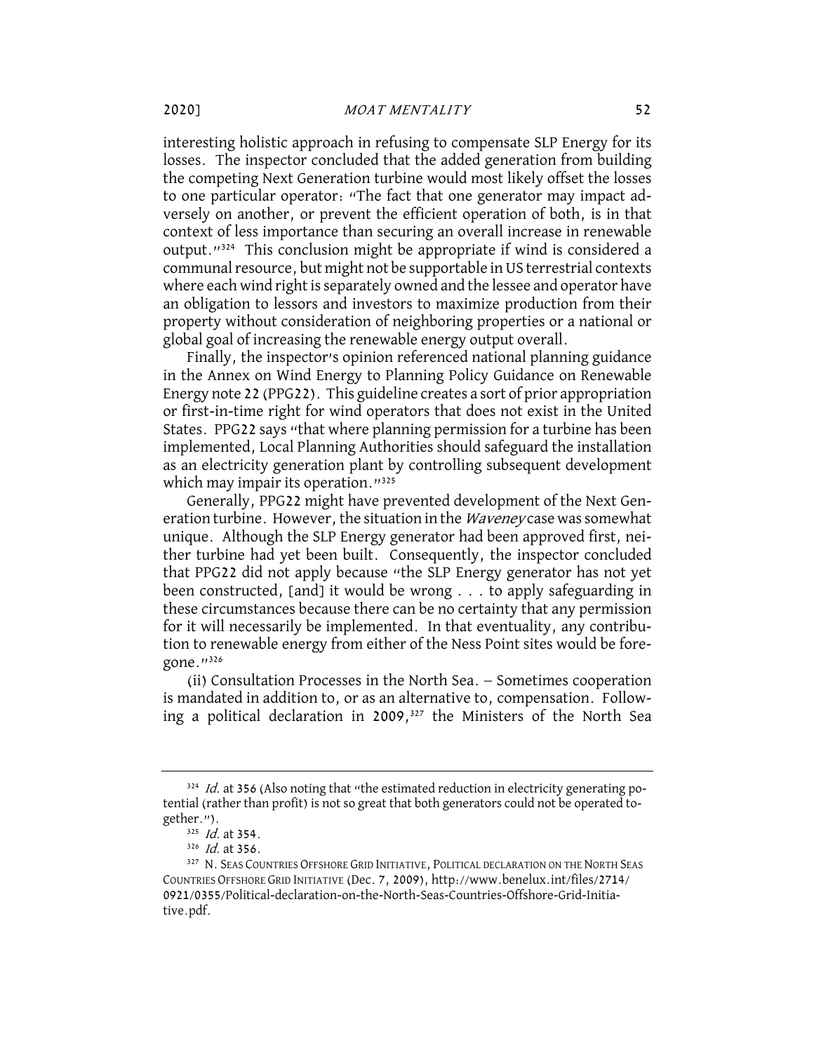interesting holistic approach in refusing to compensate SLP Energy for its losses. The inspector concluded that the added generation from building the competing Next Generation turbine would most likely offset the losses to one particular operator: "The fact that one generator may impact adversely on another, or prevent the efficient operation of both, is in that context of less importance than securing an overall increase in renewable output."[324] This conclusion might be appropriate if wind is considered a communal resource, but might not be supportable in US terrestrial contexts where each wind right is separately owned and the lessee and operator have an obligation to lessors and investors to maximize production from their property without consideration of neighboring properties or a national or global goal of increasing the renewable energy output overall.

Finally, the inspector's opinion referenced national planning guidance in the Annex on Wind Energy to Planning Policy Guidance on Renewable Energy note 22 (PPG22). This guideline creates a sort of prior appropriation or first-in-time right for wind operators that does not exist in the United States. PPG22 says "that where planning permission for a turbine has been implemented, Local Planning Authorities should safeguard the installation as an electricity generation plant by controlling subsequent development which may impair its operation."[325]

Generally, PPG22 might have prevented development of the Next Generation turbine. However, the situation in the *Waveney* case was somewhat unique. Although the SLP Energy generator had been approved first, neither turbine had yet been built. Consequently, the inspector concluded that PPG22 did not apply because "the SLP Energy generator has not yet been constructed, [and] it would be wrong . . . to apply safeguarding in these circumstances because there can be no certainty that any permission for it will necessarily be implemented. In that eventuality, any contribution to renewable energy from either of the Ness Point sites would be foregone."[326]

(ii) Consultation Processes in the North Sea. – Sometimes cooperation is mandated in addition to, or as an alternative to, compensation. Following a political declaration in 2009,[327] the Ministers of the North Sea

---

[324] *Id.* at 356 (Also noting that "the estimated reduction in electricity generating potential (rather than profit) is not so great that both generators could not be operated together.").

[325] *Id.* at 354.

[326] *Id.* at 356.

[327] N. SEAS COUNTRIES OFFSHORE GRID INITIATIVE, POLITICAL DECLARATION ON THE NORTH SEAS COUNTRIES OFFSHORE GRID INITIATIVE (Dec. 7, 2009), http://www.benelux.int/files/2714/0921/0355/Political-declaration-on-the-North-Seas-Countries-Offshore-Grid-Initiative.pdf.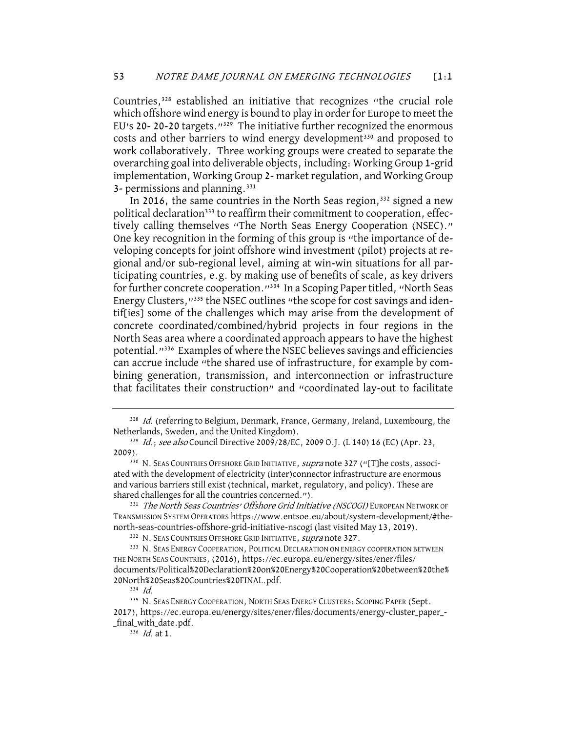Countries,[328] established an initiative that recognizes "the crucial role which offshore wind energy is bound to play in order for Europe to meet the EU's 20- 20-20 targets."[329] The initiative further recognized the enormous costs and other barriers to wind energy development[330] and proposed to work collaboratively. Three working groups were created to separate the overarching goal into deliverable objects, including: Working Group 1-grid implementation, Working Group 2- market regulation, and Working Group 3- permissions and planning.[331]

In 2016, the same countries in the North Seas region,[332] signed a new political declaration[333] to reaffirm their commitment to cooperation, effectively calling themselves "The North Seas Energy Cooperation (NSEC)." One key recognition in the forming of this group is "the importance of developing concepts for joint offshore wind investment (pilot) projects at regional and/or sub-regional level, aiming at win-win situations for all participating countries, e.g. by making use of benefits of scale, as key drivers for further concrete cooperation."[334] In a Scoping Paper titled, "North Seas Energy Clusters,"[335] the NSEC outlines "the scope for cost savings and identif[ies] some of the challenges which may arise from the development of concrete coordinated/combined/hybrid projects in four regions in the North Seas area where a coordinated approach appears to have the highest potential."[336] Examples of where the NSEC believes savings and efficiencies can accrue include "the shared use of infrastructure, for example by combining generation, transmission, and interconnection or infrastructure that facilitates their construction" and "coordinated lay-out to facilitate

---

[328] *Id.* (referring to Belgium, Denmark, France, Germany, Ireland, Luxembourg, the Netherlands, Sweden, and the United Kingdom).

[329] *Id.*; *see also* Council Directive 2009/28/EC, 2009 O.J. (L 140) 16 (EC) (Apr. 23, 2009).

[330] N. SEAS COUNTRIES OFFSHORE GRID INITIATIVE, *supra* note 327 ("[T]he costs, associated with the development of electricity (inter)connector infrastructure are enormous and various barriers still exist (technical, market, regulatory, and policy). These are shared challenges for all the countries concerned.").

[331] *The North Seas Countries' Offshore Grid Initiative (NSCOGI)* EUROPEAN NETWORK OF TRANSMISSION SYSTEM OPERATORS https://www.entsoe.eu/about/system-development/#the-north-seas-countries-offshore-grid-initiative-nscogi (last visited May 13, 2019).

[332] N. SEAS COUNTRIES OFFSHORE GRID INITIATIVE, *supra* note 327.

[333] N. SEAS ENERGY COOPERATION, POLITICAL DECLARATION ON ENERGY COOPERATION BETWEEN THE NORTH SEAS COUNTRIES, (2016), https://ec.europa.eu/energy/sites/ener/files/documents/Political%20Declaration%20on%20Energy%20Cooperation%20between%20the%20North%20Seas%20Countries%20FINAL.pdf.

[334] *Id.*

[335] N. SEAS ENERGY COOPERATION, NORTH SEAS ENERGY CLUSTERS: SCOPING PAPER (Sept. 2017), https://ec.europa.eu/energy/sites/ener/files/documents/energy-cluster_paper_-_final_with_date.pdf.

[336] *Id.* at 1.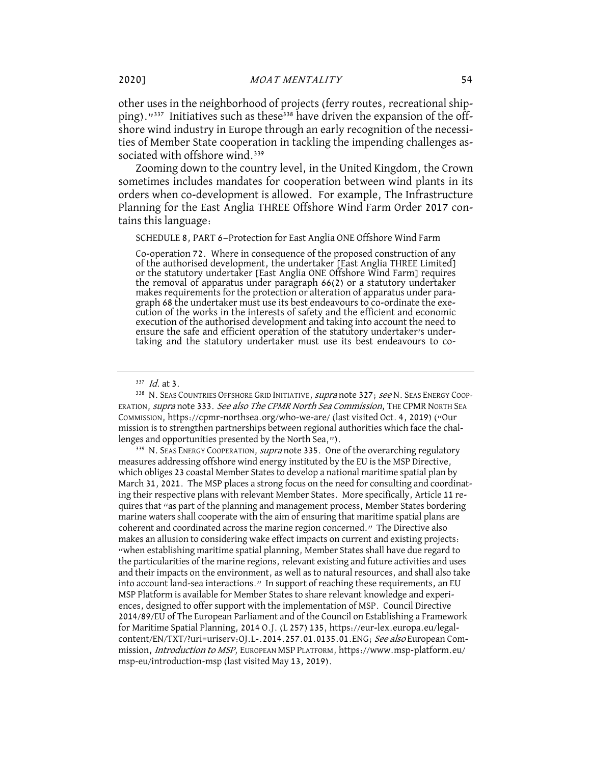other uses in the neighborhood of projects (ferry routes, recreational shipping)."[337] Initiatives such as these[338] have driven the expansion of the offshore wind industry in Europe through an early recognition of the necessities of Member State cooperation in tackling the impending challenges associated with offshore wind.[339]

Zooming down to the country level, in the United Kingdom, the Crown sometimes includes mandates for cooperation between wind plants in its orders when co-development is allowed. For example, The Infrastructure Planning for the East Anglia THREE Offshore Wind Farm Order 2017 contains this language:

> SCHEDULE 8, PART 6–Protection for East Anglia ONE Offshore Wind Farm
>
> Co-operation 72. Where in consequence of the proposed construction of any of the authorised development, the undertaker [East Anglia THREE Limited] or the statutory undertaker [East Anglia ONE Offshore Wind Farm] requires the removal of apparatus under paragraph 66(2) or a statutory undertaker makes requirements for the protection or alteration of apparatus under paragraph 68 the undertaker must use its best endeavours to co-ordinate the execution of the works in the interests of safety and the efficient and economic execution of the authorised development and taking into account the need to ensure the safe and efficient operation of the statutory undertaker's undertaking and the statutory undertaker must use its best endeavours to co-

---

[337] *Id.* at 3.

[338] N. SEAS COUNTRIES OFFSHORE GRID INITIATIVE, *supra* note 327; *see* N. SEAS ENERGY COOPERATION, *supra* note 333. *See also The CPMR North Sea Commission*, THE CPMR NORTH SEA COMMISSION, https://cpmr-northsea.org/who-we-are/ (last visited Oct. 4, 2019) ("Our mission is to strengthen partnerships between regional authorities which face the challenges and opportunities presented by the North Sea,").

[339] N. SEAS ENERGY COOPERATION, *supra* note 335. One of the overarching regulatory measures addressing offshore wind energy instituted by the EU is the MSP Directive, which obliges 23 coastal Member States to develop a national maritime spatial plan by March 31, 2021. The MSP places a strong focus on the need for consulting and coordinating their respective plans with relevant Member States. More specifically, Article 11 requires that "as part of the planning and management process, Member States bordering marine waters shall cooperate with the aim of ensuring that maritime spatial plans are coherent and coordinated across the marine region concerned." The Directive also makes an allusion to considering wake effect impacts on current and existing projects: "when establishing maritime spatial planning, Member States shall have due regard to the particularities of the marine regions, relevant existing and future activities and uses and their impacts on the environment, as well as to natural resources, and shall also take into account land-sea interactions." In support of reaching these requirements, an EU MSP Platform is available for Member States to share relevant knowledge and experiences, designed to offer support with the implementation of MSP. Council Directive 2014/89/EU of The European Parliament and of the Council on Establishing a Framework for Maritime Spatial Planning, 2014 O.J. (L 257) 135, https://eur-lex.europa.eu/legal-content/EN/TXT/?uri=uriserv:OJ.L-.2014.257.01.0135.01.ENG; *See also* European Commission, *Introduction to MSP*, EUROPEAN MSP PLATFORM, https://www.msp-platform.eu/msp-eu/introduction-msp (last visited May 13, 2019).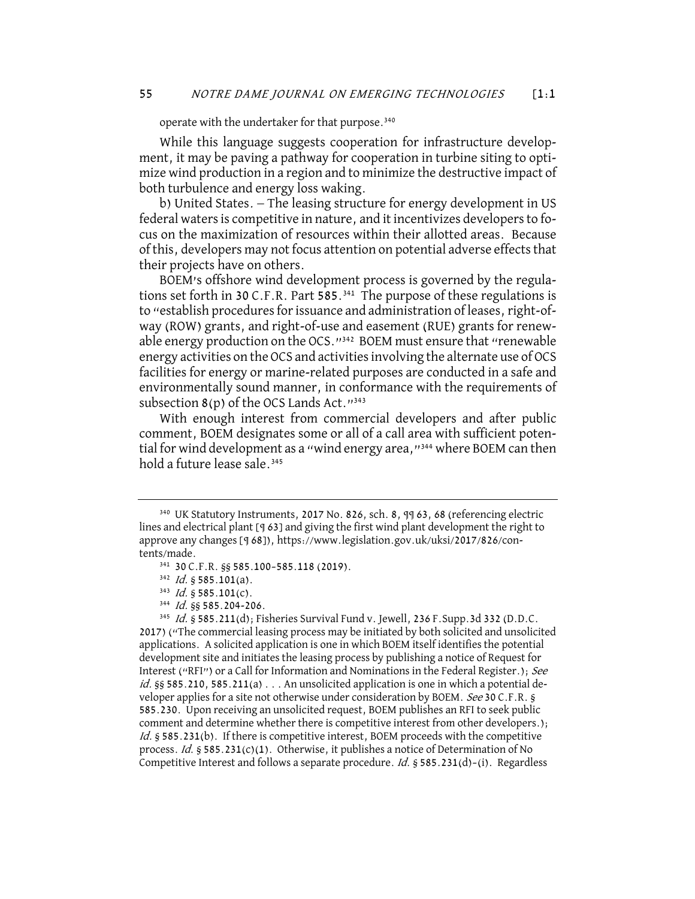operate with the undertaker for that purpose.[340]

While this language suggests cooperation for infrastructure development, it may be paving a pathway for cooperation in turbine siting to optimize wind production in a region and to minimize the destructive impact of both turbulence and energy loss waking.

b) United States. – The leasing structure for energy development in US federal waters is competitive in nature, and it incentivizes developers to focus on the maximization of resources within their allotted areas. Because of this, developers may not focus attention on potential adverse effects that their projects have on others.

BOEM's offshore wind development process is governed by the regulations set forth in 30 C.F.R. Part 585.[341] The purpose of these regulations is to "establish procedures for issuance and administration of leases, right-of-way (ROW) grants, and right-of-use and easement (RUE) grants for renewable energy production on the OCS."[342] BOEM must ensure that "renewable energy activities on the OCS and activities involving the alternate use of OCS facilities for energy or marine-related purposes are conducted in a safe and environmentally sound manner, in conformance with the requirements of subsection 8(p) of the OCS Lands Act."[343]

With enough interest from commercial developers and after public comment, BOEM designates some or all of a call area with sufficient potential for wind development as a "wind energy area,"[344] where BOEM can then hold a future lease sale.[345]

---

[340] UK Statutory Instruments, 2017 No. 826, sch. 8, ¶¶ 63, 68 (referencing electric lines and electrical plant [¶ 63] and giving the first wind plant development the right to approve any changes [¶ 68]), https://www.legislation.gov.uk/uksi/2017/826/contents/made.

[341] 30 C.F.R. §§ 585.100–585.118 (2019).

[342] *Id.* § 585.101(a).

[343] *Id.* § 585.101(c).

[344] *Id.* §§ 585.204-206.

[345] *Id.* § 585.211(d); Fisheries Survival Fund v. Jewell, 236 F.Supp.3d 332 (D.D.C. 2017) ("The commercial leasing process may be initiated by both solicited and unsolicited applications. A solicited application is one in which BOEM itself identifies the potential development site and initiates the leasing process by publishing a notice of Request for Interest ("RFI") or a Call for Information and Nominations in the Federal Register.); *See id.* §§ 585.210, 585.211(a) . . . An unsolicited application is one in which a potential developer applies for a site not otherwise under consideration by BOEM. *See* 30 C.F.R. § 585.230. Upon receiving an unsolicited request, BOEM publishes an RFI to seek public comment and determine whether there is competitive interest from other developers.); *Id.* § 585.231(b). If there is competitive interest, BOEM proceeds with the competitive process. *Id.* § 585.231(c)(1). Otherwise, it publishes a notice of Determination of No Competitive Interest and follows a separate procedure. *Id.* § 585.231(d)–(i). Regardless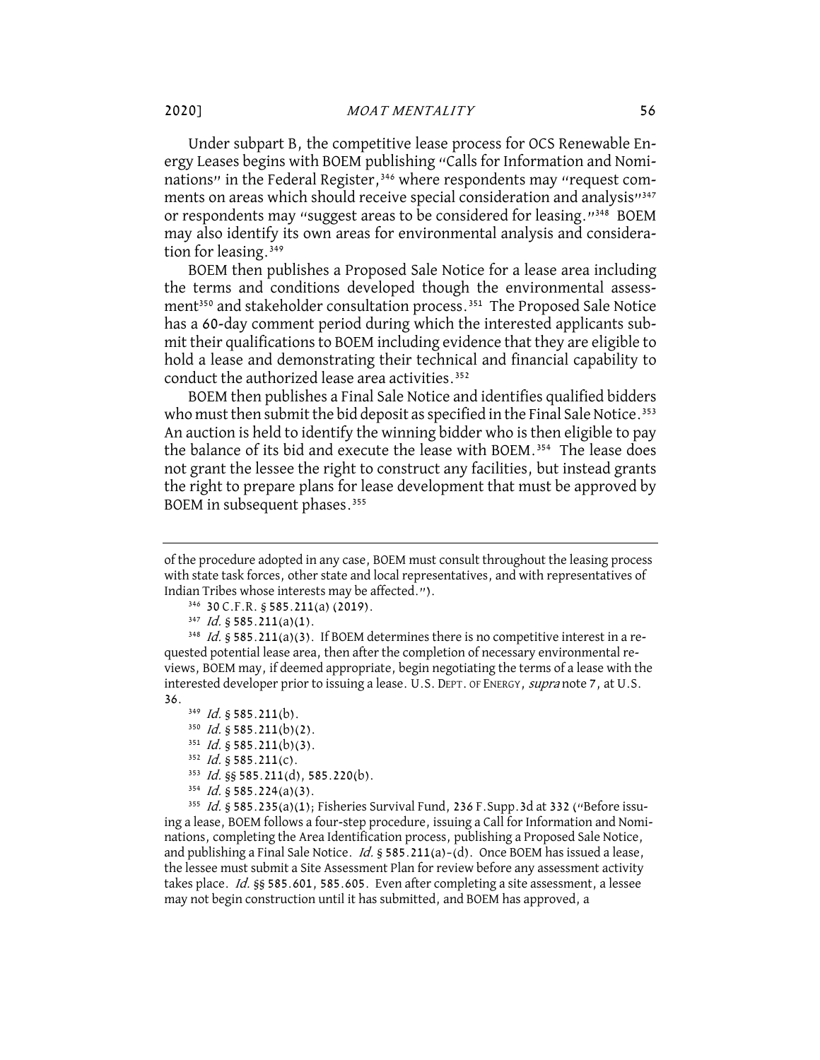Under subpart B, the competitive lease process for OCS Renewable Energy Leases begins with BOEM publishing "Calls for Information and Nominations" in the Federal Register,[346] where respondents may "request comments on areas which should receive special consideration and analysis"[347] or respondents may "suggest areas to be considered for leasing."[348] BOEM may also identify its own areas for environmental analysis and consideration for leasing.[349]

BOEM then publishes a Proposed Sale Notice for a lease area including the terms and conditions developed though the environmental assessment[350] and stakeholder consultation process.[351] The Proposed Sale Notice has a 60-day comment period during which the interested applicants submit their qualifications to BOEM including evidence that they are eligible to hold a lease and demonstrating their technical and financial capability to conduct the authorized lease area activities.[352]

BOEM then publishes a Final Sale Notice and identifies qualified bidders who must then submit the bid deposit as specified in the Final Sale Notice.[353] An auction is held to identify the winning bidder who is then eligible to pay the balance of its bid and execute the lease with BOEM.[354] The lease does not grant the lessee the right to construct any facilities, but instead grants the right to prepare plans for lease development that must be approved by BOEM in subsequent phases.[355]

---

of the procedure adopted in any case, BOEM must consult throughout the leasing process with state task forces, other state and local representatives, and with representatives of Indian Tribes whose interests may be affected.").

[346] 30 C.F.R. § 585.211(a) (2019).

[347] *Id.* § 585.211(a)(1).

[348] *Id.* § 585.211(a)(3). If BOEM determines there is no competitive interest in a requested potential lease area, then after the completion of necessary environmental reviews, BOEM may, if deemed appropriate, begin negotiating the terms of a lease with the interested developer prior to issuing a lease. U.S. DEPT. OF ENERGY, *supra* note 7, at U.S. 36.

[349] *Id.* § 585.211(b).

[350] *Id.* § 585.211(b)(2).

[351] *Id.* § 585.211(b)(3).

[352] *Id.* § 585.211(c).

[353] *Id.* §§ 585.211(d), 585.220(b).

[354] *Id.* § 585.224(a)(3).

[355] *Id.* § 585.235(a)(1); Fisheries Survival Fund, 236 F.Supp.3d at 332 ("Before issuing a lease, BOEM follows a four-step procedure, issuing a Call for Information and Nominations, completing the Area Identification process, publishing a Proposed Sale Notice, and publishing a Final Sale Notice. *Id.* § 585.211(a)–(d). Once BOEM has issued a lease, the lessee must submit a Site Assessment Plan for review before any assessment activity takes place. *Id.* §§ 585.601, 585.605. Even after completing a site assessment, a lessee may not begin construction until it has submitted, and BOEM has approved, a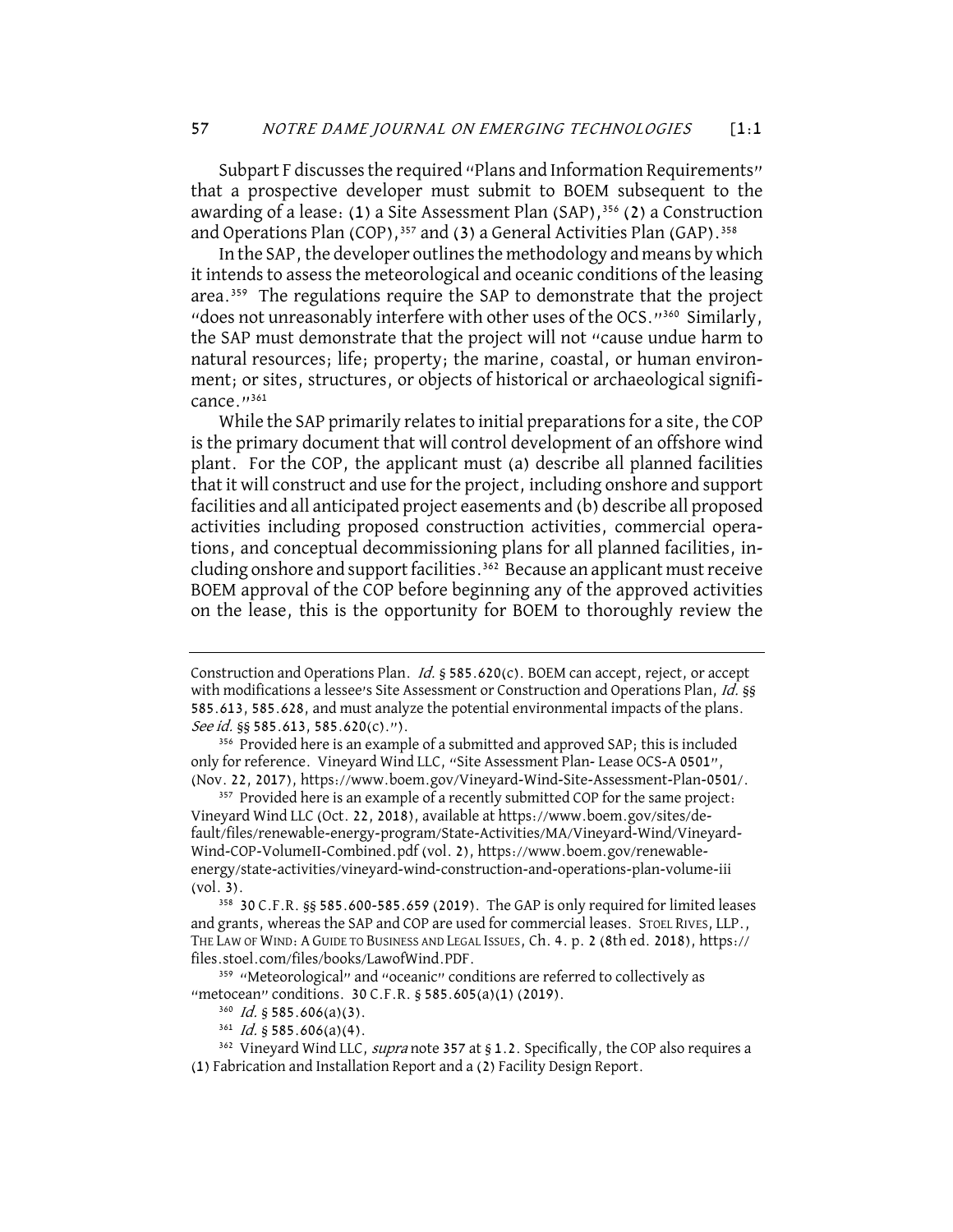Subpart F discusses the required "Plans and Information Requirements" that a prospective developer must submit to BOEM subsequent to the awarding of a lease: (1) a Site Assessment Plan (SAP),[356] (2) a Construction and Operations Plan (COP),[357] and (3) a General Activities Plan (GAP).[358]

In the SAP, the developer outlines the methodology and means by which it intends to assess the meteorological and oceanic conditions of the leasing area.[359] The regulations require the SAP to demonstrate that the project "does not unreasonably interfere with other uses of the OCS."[360] Similarly, the SAP must demonstrate that the project will not "cause undue harm to natural resources; life; property; the marine, coastal, or human environment; or sites, structures, or objects of historical or archaeological significance."[361]

While the SAP primarily relates to initial preparations for a site, the COP is the primary document that will control development of an offshore wind plant. For the COP, the applicant must (a) describe all planned facilities that it will construct and use for the project, including onshore and support facilities and all anticipated project easements and (b) describe all proposed activities including proposed construction activities, commercial operations, and conceptual decommissioning plans for all planned facilities, including onshore and support facilities.[362] Because an applicant must receive BOEM approval of the COP before beginning any of the approved activities on the lease, this is the opportunity for BOEM to thoroughly review the

---

Construction and Operations Plan. *Id.* § 585.620(c). BOEM can accept, reject, or accept with modifications a lessee's Site Assessment or Construction and Operations Plan, *Id.* §§ 585.613, 585.628, and must analyze the potential environmental impacts of the plans. *See id.* §§ 585.613, 585.620(c).").

[356] Provided here is an example of a submitted and approved SAP; this is included only for reference. Vineyard Wind LLC, "Site Assessment Plan- Lease OCS-A 0501", (Nov. 22, 2017), https://www.boem.gov/Vineyard-Wind-Site-Assessment-Plan-0501/.

[357] Provided here is an example of a recently submitted COP for the same project: Vineyard Wind LLC (Oct. 22, 2018), available at https://www.boem.gov/sites/default/files/renewable-energy-program/State-Activities/MA/Vineyard-Wind/Vineyard-Wind-COP-VolumeII-Combined.pdf (vol. 2), https://www.boem.gov/renewable-energy/state-activities/vineyard-wind-construction-and-operations-plan-volume-iii (vol. 3).

[358] 30 C.F.R. §§ 585.600-585.659 (2019). The GAP is only required for limited leases and grants, whereas the SAP and COP are used for commercial leases. STOEL RIVES, LLP., THE LAW OF WIND: A GUIDE TO BUSINESS AND LEGAL ISSUES, Ch. 4. p. 2 (8th ed. 2018), https://files.stoel.com/files/books/LawofWind.PDF.

[359] "Meteorological" and "oceanic" conditions are referred to collectively as "metocean" conditions. 30 C.F.R. § 585.605(a)(1) (2019).

[360] *Id.* § 585.606(a)(3).

[361] *Id.* § 585.606(a)(4).

[362] Vineyard Wind LLC, *supra* note 357 at § 1.2. Specifically, the COP also requires a (1) Fabrication and Installation Report and a (2) Facility Design Report.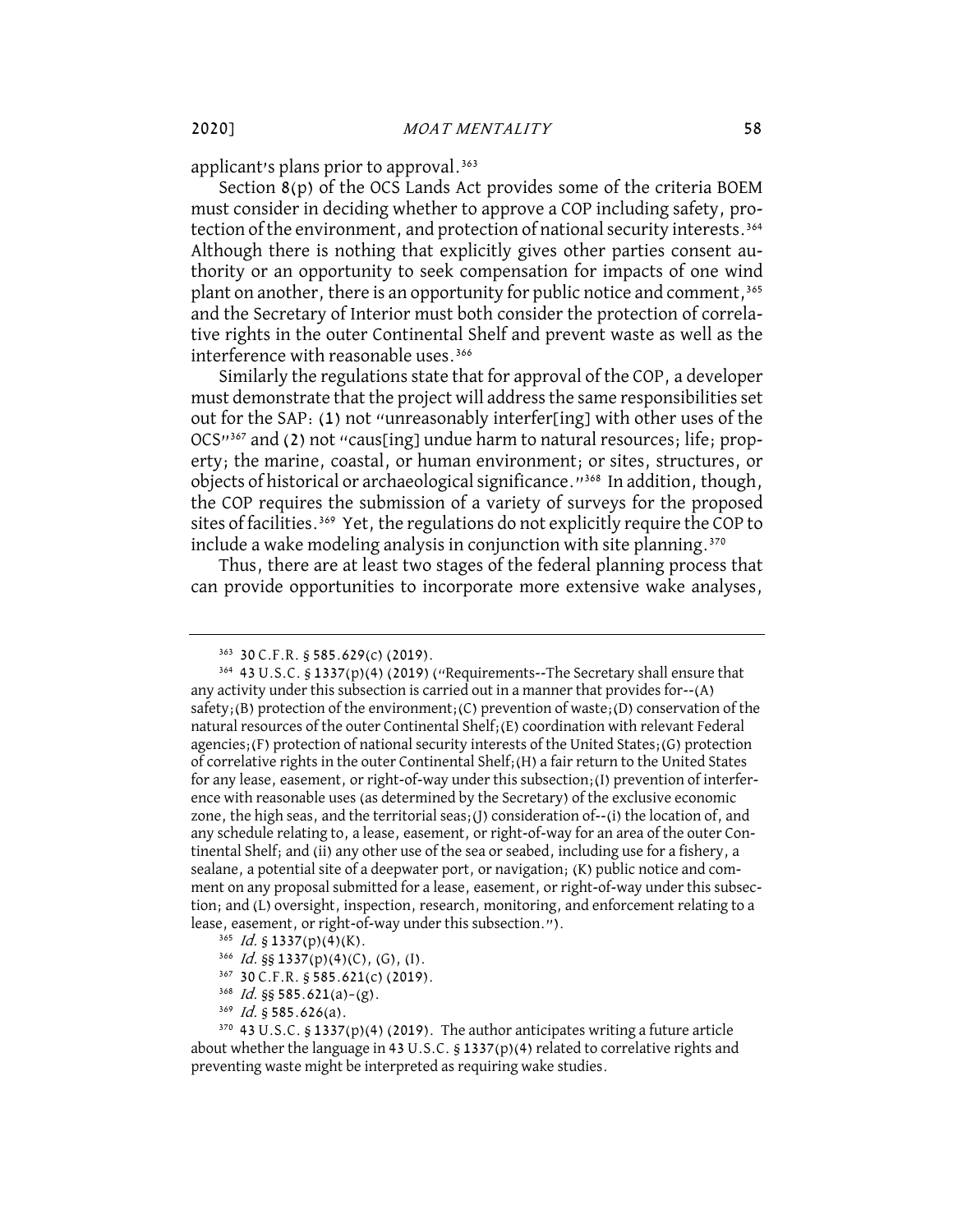applicant's plans prior to approval.[363]

Section 8(p) of the OCS Lands Act provides some of the criteria BOEM must consider in deciding whether to approve a COP including safety, protection of the environment, and protection of national security interests.[364] Although there is nothing that explicitly gives other parties consent authority or an opportunity to seek compensation for impacts of one wind plant on another, there is an opportunity for public notice and comment,[365] and the Secretary of Interior must both consider the protection of correlative rights in the outer Continental Shelf and prevent waste as well as the interference with reasonable uses.[366]

Similarly the regulations state that for approval of the COP, a developer must demonstrate that the project will address the same responsibilities set out for the SAP: (1) not "unreasonably interfer[ing] with other uses of the OCS"[367] and (2) not "caus[ing] undue harm to natural resources; life; property; the marine, coastal, or human environment; or sites, structures, or objects of historical or archaeological significance."[368] In addition, though, the COP requires the submission of a variety of surveys for the proposed sites of facilities.[369] Yet, the regulations do not explicitly require the COP to include a wake modeling analysis in conjunction with site planning.[370]

Thus, there are at least two stages of the federal planning process that can provide opportunities to incorporate more extensive wake analyses,

---

[363] 30 C.F.R. § 585.629(c) (2019).

[364] 43 U.S.C. § 1337(p)(4) (2019) ("Requirements--The Secretary shall ensure that any activity under this subsection is carried out in a manner that provides for--(A) safety;(B) protection of the environment;(C) prevention of waste;(D) conservation of the natural resources of the outer Continental Shelf;(E) coordination with relevant Federal agencies;(F) protection of national security interests of the United States;(G) protection of correlative rights in the outer Continental Shelf;(H) a fair return to the United States for any lease, easement, or right-of-way under this subsection;(I) prevention of interference with reasonable uses (as determined by the Secretary) of the exclusive economic zone, the high seas, and the territorial seas;(J) consideration of--(i) the location of, and any schedule relating to, a lease, easement, or right-of-way for an area of the outer Continental Shelf; and (ii) any other use of the sea or seabed, including use for a fishery, a sealane, a potential site of a deepwater port, or navigation; (K) public notice and comment on any proposal submitted for a lease, easement, or right-of-way under this subsection; and (L) oversight, inspection, research, monitoring, and enforcement relating to a lease, easement, or right-of-way under this subsection.").

[365] *Id.* § 1337(p)(4)(K).

[366] *Id.* §§ 1337(p)(4)(C), (G), (I).

[367] 30 C.F.R. § 585.621(c) (2019).

[368] *Id.* §§ 585.621(a)–(g).

[369] *Id.* § 585.626(a).

[370] 43 U.S.C. § 1337(p)(4) (2019). The author anticipates writing a future article about whether the language in 43 U.S.C. § 1337(p)(4) related to correlative rights and preventing waste might be interpreted as requiring wake studies.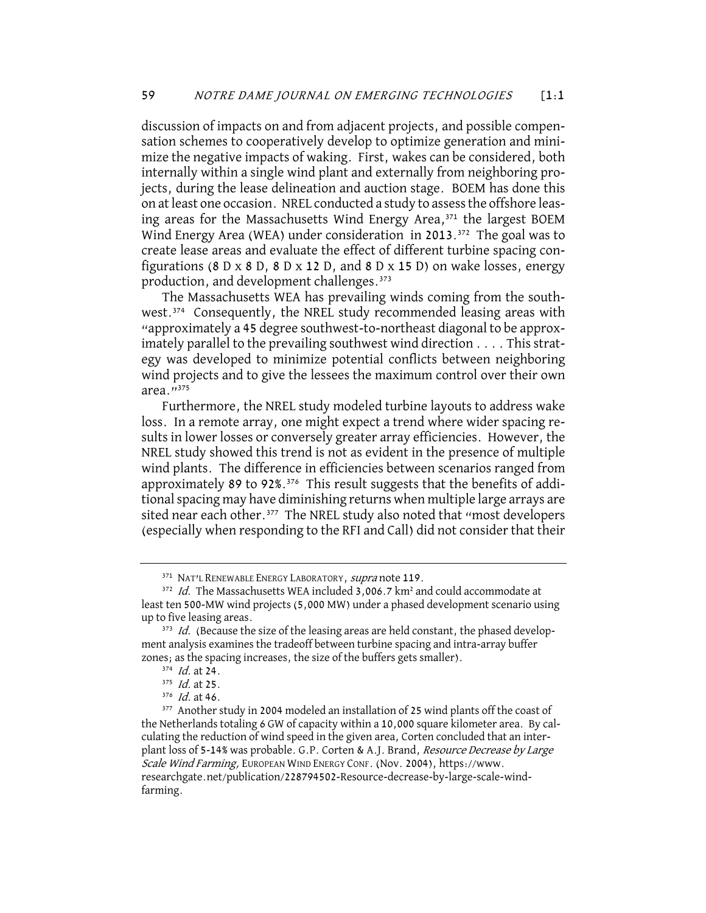discussion of impacts on and from adjacent projects, and possible compensation schemes to cooperatively develop to optimize generation and minimize the negative impacts of waking. First, wakes can be considered, both internally within a single wind plant and externally from neighboring projects, during the lease delineation and auction stage. BOEM has done this on at least one occasion. NREL conducted a study to assess the offshore leasing areas for the Massachusetts Wind Energy Area,[371] the largest BOEM Wind Energy Area (WEA) under consideration in 2013.[372] The goal was to create lease areas and evaluate the effect of different turbine spacing configurations (8 D x 8 D, 8 D x 12 D, and 8 D x 15 D) on wake losses, energy production, and development challenges.[373]

The Massachusetts WEA has prevailing winds coming from the southwest.[374] Consequently, the NREL study recommended leasing areas with "approximately a 45 degree southwest-to-northeast diagonal to be approximately parallel to the prevailing southwest wind direction . . . . This strategy was developed to minimize potential conflicts between neighboring wind projects and to give the lessees the maximum control over their own area."[375]

Furthermore, the NREL study modeled turbine layouts to address wake loss. In a remote array, one might expect a trend where wider spacing results in lower losses or conversely greater array efficiencies. However, the NREL study showed this trend is not as evident in the presence of multiple wind plants. The difference in efficiencies between scenarios ranged from approximately 89 to 92%.[376] This result suggests that the benefits of additional spacing may have diminishing returns when multiple large arrays are sited near each other.[377] The NREL study also noted that "most developers (especially when responding to the RFI and Call) did not consider that their

---

[371] NAT'L RENEWABLE ENERGY LABORATORY, *supra* note 119.

[372] *Id.* The Massachusetts WEA included 3,006.7 km² and could accommodate at least ten 500-MW wind projects (5,000 MW) under a phased development scenario using up to five leasing areas.

[373] *Id.* (Because the size of the leasing areas are held constant, the phased development analysis examines the tradeoff between turbine spacing and intra-array buffer zones; as the spacing increases, the size of the buffers gets smaller).

[374] *Id.* at 24.

[375] *Id.* at 25.

[376] *Id.* at 46.

[377] Another study in 2004 modeled an installation of 25 wind plants off the coast of the Netherlands totaling 6 GW of capacity within a 10,000 square kilometer area. By calculating the reduction of wind speed in the given area, Corten concluded that an inter-plant loss of 5-14% was probable. G.P. Corten & A.J. Brand, *Resource Decrease by Large Scale Wind Farming,* EUROPEAN WIND ENERGY CONF. (Nov. 2004), https://www.researchgate.net/publication/228794502-Resource-decrease-by-large-scale-wind-farming.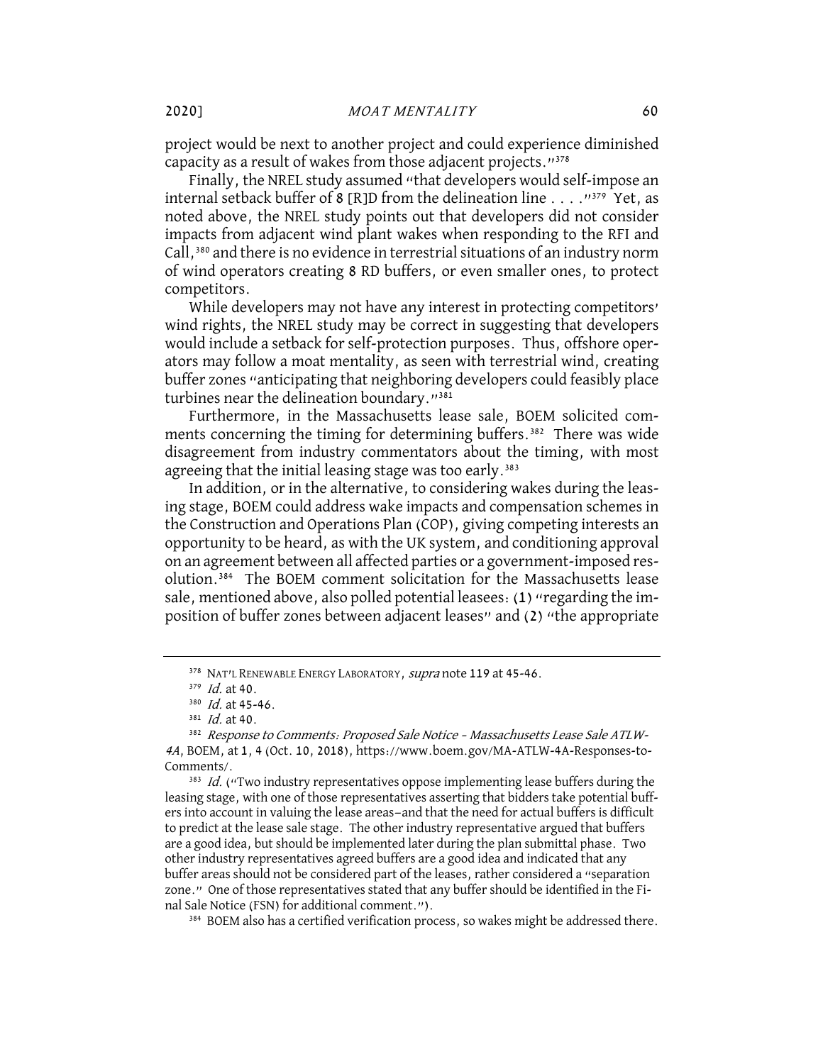project would be next to another project and could experience diminished capacity as a result of wakes from those adjacent projects."[378]

Finally, the NREL study assumed "that developers would self-impose an internal setback buffer of 8 [R]D from the delineation line . . . ."[379] Yet, as noted above, the NREL study points out that developers did not consider impacts from adjacent wind plant wakes when responding to the RFI and Call,[380] and there is no evidence in terrestrial situations of an industry norm of wind operators creating 8 RD buffers, or even smaller ones, to protect competitors.

While developers may not have any interest in protecting competitors' wind rights, the NREL study may be correct in suggesting that developers would include a setback for self-protection purposes. Thus, offshore operators may follow a moat mentality, as seen with terrestrial wind, creating buffer zones "anticipating that neighboring developers could feasibly place turbines near the delineation boundary."[381]

Furthermore, in the Massachusetts lease sale, BOEM solicited comments concerning the timing for determining buffers.[382] There was wide disagreement from industry commentators about the timing, with most agreeing that the initial leasing stage was too early.[383]

In addition, or in the alternative, to considering wakes during the leasing stage, BOEM could address wake impacts and compensation schemes in the Construction and Operations Plan (COP), giving competing interests an opportunity to be heard, as with the UK system, and conditioning approval on an agreement between all affected parties or a government-imposed resolution.[384] The BOEM comment solicitation for the Massachusetts lease sale, mentioned above, also polled potential leasees: (1) "regarding the imposition of buffer zones between adjacent leases" and (2) "the appropriate

---

[378] NAT'L RENEWABLE ENERGY LABORATORY, *supra* note 119 at 45-46.

[379] *Id.* at 40.

[380] *Id.* at 45-46.

[381] *Id.* at 40.

[382] *Response to Comments: Proposed Sale Notice – Massachusetts Lease Sale ATLW-4A*, BOEM, at 1, 4 (Oct. 10, 2018), https://www.boem.gov/MA-ATLW-4A-Responses-to-Comments/.

[383] *Id.* ("Two industry representatives oppose implementing lease buffers during the leasing stage, with one of those representatives asserting that bidders take potential buffers into account in valuing the lease areas–and that the need for actual buffers is difficult to predict at the lease sale stage. The other industry representative argued that buffers are a good idea, but should be implemented later during the plan submittal phase. Two other industry representatives agreed buffers are a good idea and indicated that any buffer areas should not be considered part of the leases, rather considered a "separation zone." One of those representatives stated that any buffer should be identified in the Final Sale Notice (FSN) for additional comment.").

[384] BOEM also has a certified verification process, so wakes might be addressed there.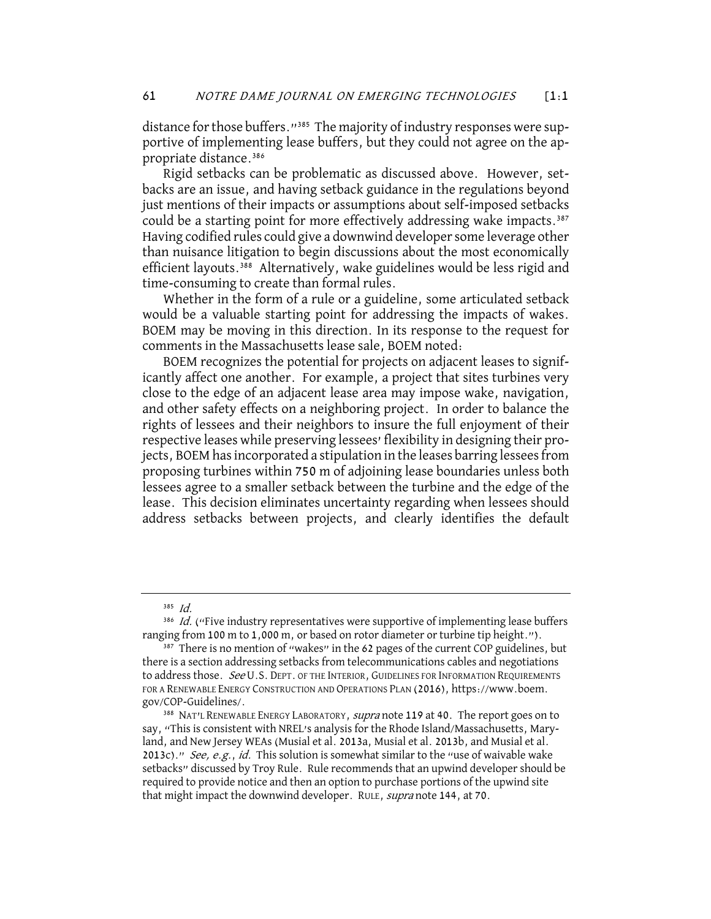distance for those buffers."[385] The majority of industry responses were supportive of implementing lease buffers, but they could not agree on the appropriate distance.[386]

Rigid setbacks can be problematic as discussed above. However, setbacks are an issue, and having setback guidance in the regulations beyond just mentions of their impacts or assumptions about self-imposed setbacks could be a starting point for more effectively addressing wake impacts.[387] Having codified rules could give a downwind developer some leverage other than nuisance litigation to begin discussions about the most economically efficient layouts.[388] Alternatively, wake guidelines would be less rigid and time-consuming to create than formal rules.

Whether in the form of a rule or a guideline, some articulated setback would be a valuable starting point for addressing the impacts of wakes. BOEM may be moving in this direction. In its response to the request for comments in the Massachusetts lease sale, BOEM noted:

BOEM recognizes the potential for projects on adjacent leases to significantly affect one another. For example, a project that sites turbines very close to the edge of an adjacent lease area may impose wake, navigation, and other safety effects on a neighboring project. In order to balance the rights of lessees and their neighbors to insure the full enjoyment of their respective leases while preserving lessees' flexibility in designing their projects, BOEM has incorporated a stipulation in the leases barring lessees from proposing turbines within 750 m of adjoining lease boundaries unless both lessees agree to a smaller setback between the turbine and the edge of the lease. This decision eliminates uncertainty regarding when lessees should address setbacks between projects, and clearly identifies the default

---

[385] *Id.*

[386] *Id.* ("Five industry representatives were supportive of implementing lease buffers ranging from 100 m to 1,000 m, or based on rotor diameter or turbine tip height.").

[387] There is no mention of "wakes" in the 62 pages of the current COP guidelines, but there is a section addressing setbacks from telecommunications cables and negotiations to address those. *See* U.S. DEPT. OF THE INTERIOR, GUIDELINES FOR INFORMATION REQUIREMENTS FOR A RENEWABLE ENERGY CONSTRUCTION AND OPERATIONS PLAN (2016), https://www.boem.gov/COP-Guidelines/.

[388] NAT'L RENEWABLE ENERGY LABORATORY, *supra* note 119 at 40. The report goes on to say, "This is consistent with NREL's analysis for the Rhode Island/Massachusetts, Maryland, and New Jersey WEAs (Musial et al. 2013a, Musial et al. 2013b, and Musial et al. 2013c)." *See, e.g.*, *id.* This solution is somewhat similar to the "use of waivable wake setbacks" discussed by Troy Rule. Rule recommends that an upwind developer should be required to provide notice and then an option to purchase portions of the upwind site that might impact the downwind developer. RULE, *supra* note 144, at 70.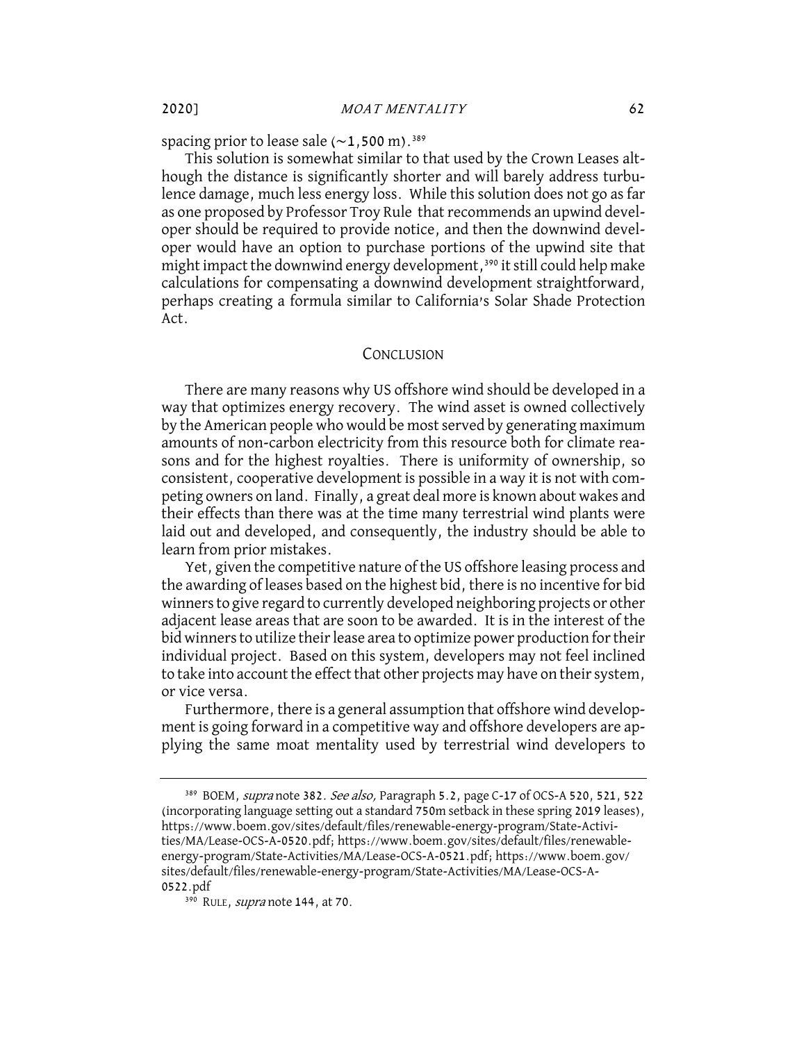spacing prior to lease sale (~1,500 m).[389]

This solution is somewhat similar to that used by the Crown Leases although the distance is significantly shorter and will barely address turbulence damage, much less energy loss. While this solution does not go as far as one proposed by Professor Troy Rule that recommends an upwind developer should be required to provide notice, and then the downwind developer would have an option to purchase portions of the upwind site that might impact the downwind energy development,[390] it still could help make calculations for compensating a downwind development straightforward, perhaps creating a formula similar to California's Solar Shade Protection Act.

## CONCLUSION

There are many reasons why US offshore wind should be developed in a way that optimizes energy recovery. The wind asset is owned collectively by the American people who would be most served by generating maximum amounts of non-carbon electricity from this resource both for climate reasons and for the highest royalties. There is uniformity of ownership, so consistent, cooperative development is possible in a way it is not with competing owners on land. Finally, a great deal more is known about wakes and their effects than there was at the time many terrestrial wind plants were laid out and developed, and consequently, the industry should be able to learn from prior mistakes.

Yet, given the competitive nature of the US offshore leasing process and the awarding of leases based on the highest bid, there is no incentive for bid winners to give regard to currently developed neighboring projects or other adjacent lease areas that are soon to be awarded. It is in the interest of the bid winners to utilize their lease area to optimize power production for their individual project. Based on this system, developers may not feel inclined to take into account the effect that other projects may have on their system, or vice versa.

Furthermore, there is a general assumption that offshore wind development is going forward in a competitive way and offshore developers are applying the same moat mentality used by terrestrial wind developers to

---

[389] BOEM, *supra* note 382. *See also,* Paragraph 5.2, page C-17 of OCS-A 520, 521, 522 (incorporating language setting out a standard 750m setback in these spring 2019 leases), https://www.boem.gov/sites/default/files/renewable-energy-program/State-Activities/MA/Lease-OCS-A-0520.pdf; https://www.boem.gov/sites/default/files/renewable-energy-program/State-Activities/MA/Lease-OCS-A-0521.pdf; https://www.boem.gov/sites/default/files/renewable-energy-program/State-Activities/MA/Lease-OCS-A-0522.pdf

[390] RULE, *supra* note 144, at 70.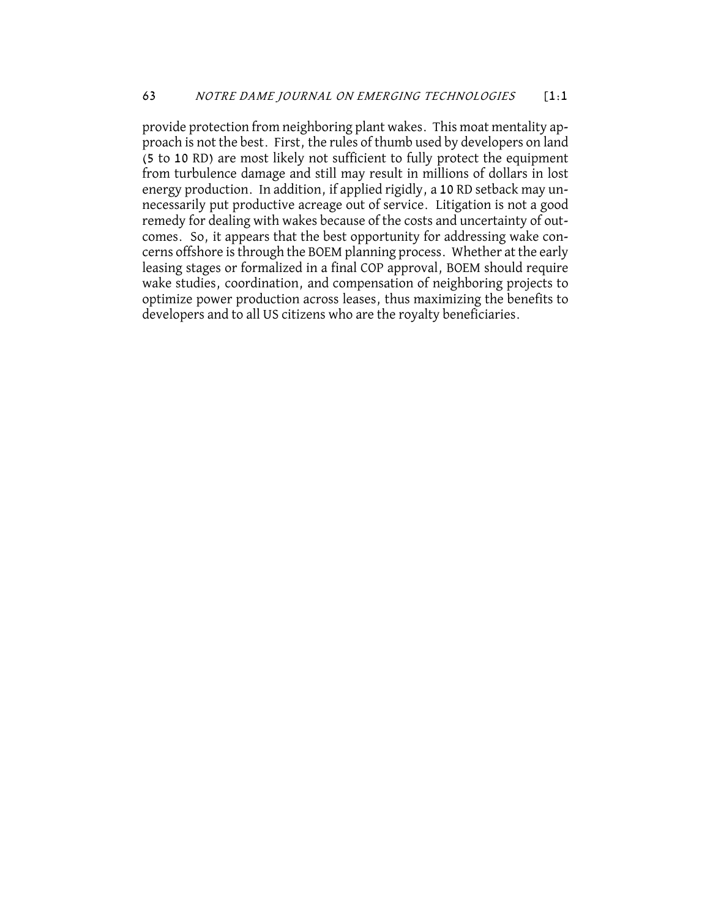provide protection from neighboring plant wakes. This moat mentality approach is not the best. First, the rules of thumb used by developers on land (5 to 10 RD) are most likely not sufficient to fully protect the equipment from turbulence damage and still may result in millions of dollars in lost energy production. In addition, if applied rigidly, a 10 RD setback may unnecessarily put productive acreage out of service. Litigation is not a good remedy for dealing with wakes because of the costs and uncertainty of outcomes. So, it appears that the best opportunity for addressing wake concerns offshore is through the BOEM planning process. Whether at the early leasing stages or formalized in a final COP approval, BOEM should require wake studies, coordination, and compensation of neighboring projects to optimize power production across leases, thus maximizing the benefits to developers and to all US citizens who are the royalty beneficiaries.